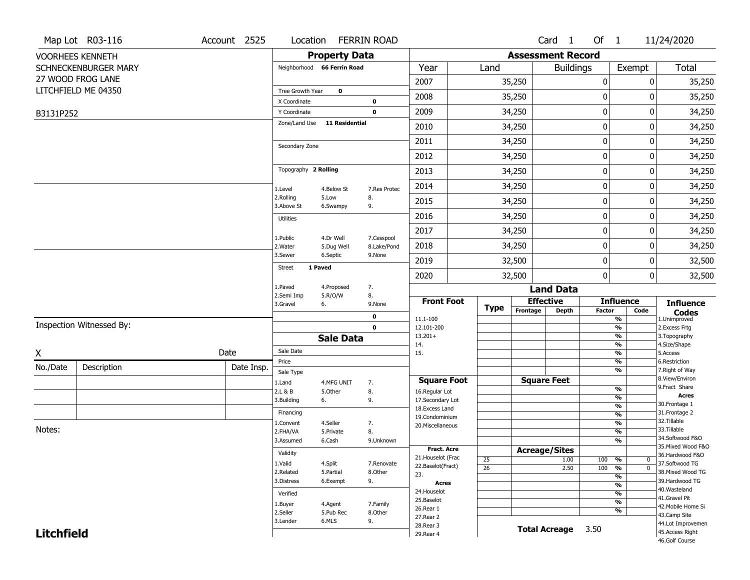Map Lot R03-116 | Account 2525 | Location FERRIN ROAD | Card 1 Of 1 | 11/24/2020

VOORHEES KENNETH
SCHNECKENBURGER MARY
27 WOOD FROG LANE
LITCHFIELD ME 04350

B3131P252

## Property Data

Neighborhood **66 Ferrin Road**

Tree Growth Year **0**
X Coordinate **0**
Y Coordinate **0**
Zone/Land Use **11 Residential**

Secondary Zone

Topography **2 Rolling**

1.Level | 4.Below St | 7.Res Protec
2.Rolling | 5.Low | 8.
3.Above St | 6.Swampy | 9.

Utilities

1.Public | 4.Dr Well | 7.Cesspool
2.Water | 5.Dug Well | 8.Lake/Pond
3.Sewer | 6.Septic | 9.None

Street **1 Paved**

1.Paved | 4.Proposed | 7.
2.Semi Imp | 5.R/O/W | 8.
3.Gravel | 6. | 9.None

0
0

## Sale Data

Sale Date
Price
Sale Type
1.Land | 4.MFG UNIT | 7.
2.L & B | 5.Other | 8.
3.Building | 6. | 9.

Financing
1.Convent | 4.Seller | 7.
2.FHA/VA | 5.Private | 8.
3.Assumed | 6.Cash | 9.Unknown

Validity
1.Valid | 4.Split | 7.Renovate
2.Related | 5.Partial | 8.Other
3.Distress | 6.Exempt | 9.

Verified
1.Buyer | 4.Agent | 7.Family
2.Seller | 5.Pub Rec | 8.Other
3.Lender | 6.MLS | 9.

## Assessment Record

| Year | Land | Buildings | Exempt | Total |
|---|---|---|---|---|
| 2007 | 35,250 | 0 | 0 | 35,250 |
| 2008 | 35,250 | 0 | 0 | 35,250 |
| 2009 | 34,250 | 0 | 0 | 34,250 |
| 2010 | 34,250 | 0 | 0 | 34,250 |
| 2011 | 34,250 | 0 | 0 | 34,250 |
| 2012 | 34,250 | 0 | 0 | 34,250 |
| 2013 | 34,250 | 0 | 0 | 34,250 |
| 2014 | 34,250 | 0 | 0 | 34,250 |
| 2015 | 34,250 | 0 | 0 | 34,250 |
| 2016 | 34,250 | 0 | 0 | 34,250 |
| 2017 | 34,250 | 0 | 0 | 34,250 |
| 2018 | 34,250 | 0 | 0 | 34,250 |
| 2019 | 32,500 | 0 | 0 | 32,500 |
| 2020 | 32,500 | 0 | 0 | 32,500 |

## Land Data

| Front Foot | Type | Effective Frontage | Effective Depth | Influence Factor | Influence Code |
|---|---|---|---|---|---|
| 11.1-100 | | | | % | |
| 12.101-200 | | | | % | |
| 13.201+ | | | | % | |
| 14. | | | | % | |
| 15. | | | | % | |
| | | | | % | |
| | | | | % | |
| **Square Foot** | | **Square Feet** | | | |
| 16.Regular Lot | | | | % | |
| 17.Secondary Lot | | | | % | |
| 18.Excess Land | | | | % | |
| 19.Condominium | | | | % | |
| 20.Miscellaneous | | | | % | |
| | | | | % | |
| | | | | % | |
| **Fract. Acre** | | **Acreage/Sites** | | | |
| 21.Houselot (Frac | 25 | | 1.00 | 100 % | 0 |
| 22.Baselot(Fract) | 26 | | 2.50 | 100 % | 0 |
| 23. | | | | % | |
| **Acres** | | | | % | |
| 24.Houselot | | | | % | |
| 25.Baselot | | | | % | |
| 26.Rear 1 | | | | % | |
| 27.Rear 2 | | | | | |
| 28.Rear 3 | | | | | |
| 29.Rear 4 | | | | | |

**Total Acreage** 3.50

**Influence Codes**
1.Unimproved
2.Excess Frtg
3.Topography
4.Size/Shape
5.Access
6.Restriction
7.Right of Way
8.View/Environ
9.Fract Share
**Acres**
30.Frontage 1
31.Frontage 2
32.Tillable
33.Tillable
34.Softwood F&O
35.Mixed Wood F&O
36.Hardwood F&O
37.Softwood TG
38.Mixed Wood TG
39.Hardwood TG
40.Wasteland
41.Gravel Pit
42.Mobile Home Si
43.Camp Site
44.Lot Improvemen
45.Access Right
46.Golf Course

Inspection Witnessed By:

X | Date

| No./Date | Description | Date Insp. |
|---|---|---|
| | | |
| | | |
| | | |

Notes:

**Litchfield**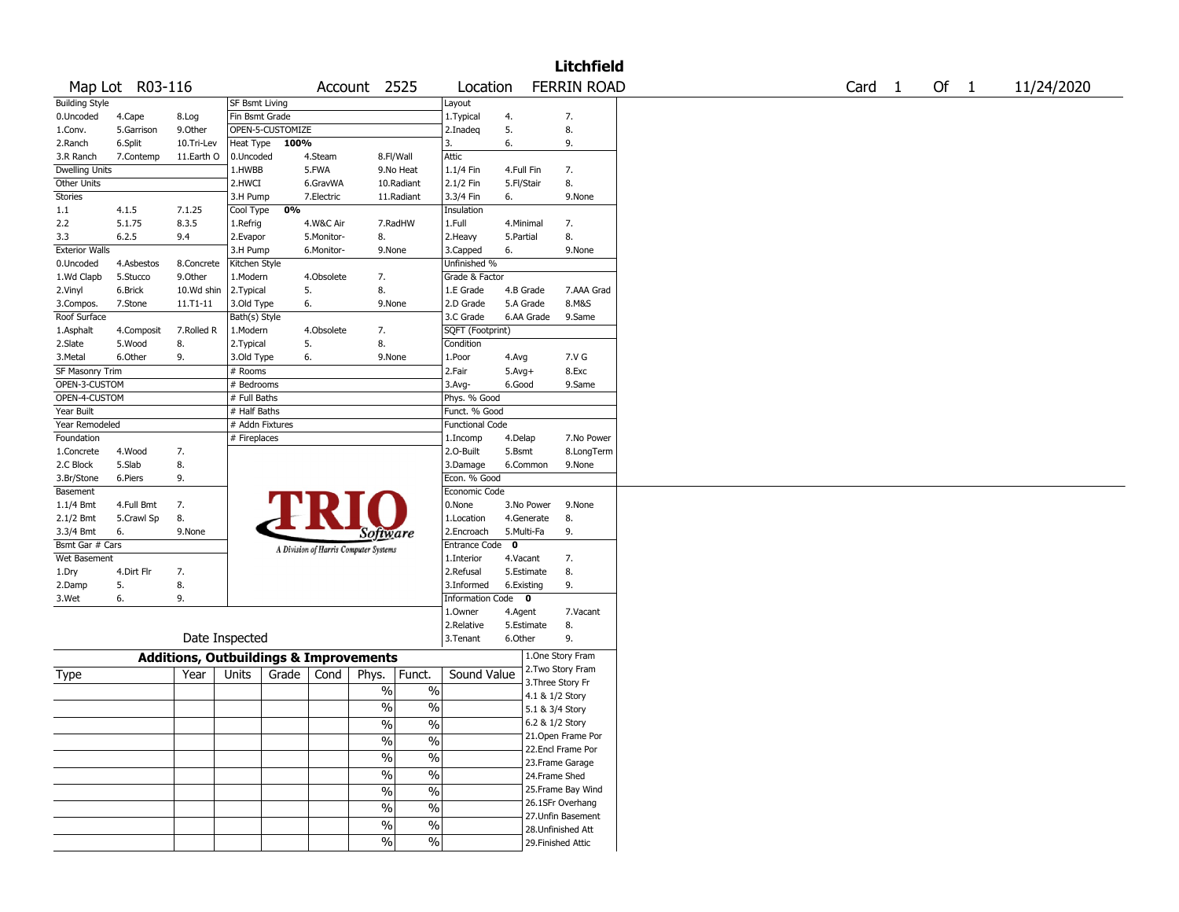# Litchfield

Map Lot R03-116 | Account 2525 | Location FERRIN ROAD | Card 1 Of 1 | 11/24/2020

| Building Style | | | SF Bsmt Living | | | Layout | | |
|---|---|---|---|---|---|---|---|---|
| 0.Uncoded | 4.Cape | 8.Log | Fin Bsmt Grade | | | 1.Typical | 4. | 7. |
| 1.Conv. | 5.Garrison | 9.Other | OPEN-5-CUSTOMIZE | | | 2.Inadeq | 5. | 8. |
| 2.Ranch | 6.Split | 10.Tri-Lev | Heat Type 100% | | | 3. | 6. | 9. |
| 3.R Ranch | 7.Contemp | 11.Earth O | 0.Uncoded | 4.Steam | 8.Fl/Wall | Attic | | |
| Dwelling Units | | | 1.HWBB | 5.FWA | 9.No Heat | 1.1/4 Fin | 4.Full Fin | 7. |
| Other Units | | | 2.HWCI | 6.GravWA | 10.Radiant | 2.1/2 Fin | 5.Fl/Stair | 8. |
| Stories | | | 3.H Pump | 7.Electric | 11.Radiant | 3.3/4 Fin | 6. | 9.None |
| 1.1 | 4.1.5 | 7.1.25 | Cool Type 0% | | | Insulation | | |
| 2.2 | 5.1.75 | 8.3.5 | 1.Refrig | 4.W&C Air | 7.RadHW | 1.Full | 4.Minimal | 7. |
| 3.3 | 6.2.5 | 9.4 | 2.Evapor | 5.Monitor- | 8. | 2.Heavy | 5.Partial | 8. |
| Exterior Walls | | | 3.H Pump | 6.Monitor- | 9.None | 3.Capped | 6. | 9.None |
| 0.Uncoded | 4.Asbestos | 8.Concrete | Kitchen Style | | | Unfinished % | | |
| 1.Wd Clapb | 5.Stucco | 9.Other | 1.Modern | 4.Obsolete | 7. | Grade & Factor | | |
| 2.Vinyl | 6.Brick | 10.Wd shin | 2.Typical | 5. | 8. | 1.E Grade | 4.B Grade | 7.AAA Grad |
| 3.Compos. | 7.Stone | 11.T1-11 | 3.Old Type | 6. | 9.None | 2.D Grade | 5.A Grade | 8.M&S |
| Roof Surface | | | Bath(s) Style | | | 3.C Grade | 6.AA Grade | 9.Same |
| 1.Asphalt | 4.Composit | 7.Rolled R | 1.Modern | 4.Obsolete | 7. | SQFT (Footprint) | | |
| 2.Slate | 5.Wood | 8. | 2.Typical | 5. | 8. | Condition | | |
| 3.Metal | 6.Other | 9. | 3.Old Type | 6. | 9.None | 1.Poor | 4.Avg | 7.V G |
| SF Masonry Trim | | | # Rooms | | | 2.Fair | 5.Avg+ | 8.Exc |
| OPEN-3-CUSTOM | | | # Bedrooms | | | 3.Avg- | 6.Good | 9.Same |
| OPEN-4-CUSTOM | | | # Full Baths | | | Phys. % Good | | |
| Year Built | | | # Half Baths | | | Funct. % Good | | |
| Year Remodeled | | | # Addn Fixtures | | | Functional Code | | |
| Foundation | | | # Fireplaces | | | 1.Incomp | 4.Delap | 7.No Power |
| 1.Concrete | 4.Wood | 7. | | | | 2.O-Built | 5.Bsmt | 8.LongTerm |
| 2.C Block | 5.Slab | 8. | | | | 3.Damage | 6.Common | 9.None |
| 3.Br/Stone | 6.Piers | 9. | | | | Econ. % Good | | |
| Basement | | | | | | Economic Code | | |
| 1.1/4 Bmt | 4.Full Bmt | 7. | | | | 0.None | 3.No Power | 9.None |
| 2.1/2 Bmt | 5.Crawl Sp | 8. | | | | 1.Location | 4.Generate | 8. |
| 3.3/4 Bmt | 6. | 9.None | | | | 2.Encroach | 5.Multi-Fa | 9. |
| Bsmt Gar # Cars | | | | | | Entrance Code 0 | | |
| Wet Basement | | | | | | 1.Interior | 4.Vacant | 7. |
| 1.Dry | 4.Dirt Flr | 7. | | | | 2.Refusal | 5.Estimate | 8. |
| 2.Damp | 5. | 8. | | | | 3.Informed | 6.Existing | 9. |
| 3.Wet | 6. | 9. | | | | Information Code 0 | | |
| | | | | | | 1.Owner | 4.Agent | 7.Vacant |
| | | | | | | 2.Relative | 5.Estimate | 8. |
| Date Inspected | | | | | | 3.Tenant | 6.Other | 9. |

TRIO Software — A Division of Harris Computer Systems

## Additions, Outbuildings & Improvements

| Type | Year | Units | Grade | Cond | Phys. | Funct. | Sound Value |
|---|---|---|---|---|---|---|---|
| | | | | | % | % | |
| | | | | | % | % | |
| | | | | | % | % | |
| | | | | | % | % | |
| | | | | | % | % | |
| | | | | | % | % | |
| | | | | | % | % | |
| | | | | | % | % | |
| | | | | | % | % | |
| | | | | | % | % | |

1.One Story Fram
2.Two Story Fram
3.Three Story Fr
4.1 & 1/2 Story
5.1 & 3/4 Story
6.2 & 1/2 Story
21.Open Frame Por
22.Encl Frame Por
23.Frame Garage
24.Frame Shed
25.Frame Bay Wind
26.1SFr Overhang
27.Unfin Basement
28.Unfinished Att
29.Finished Attic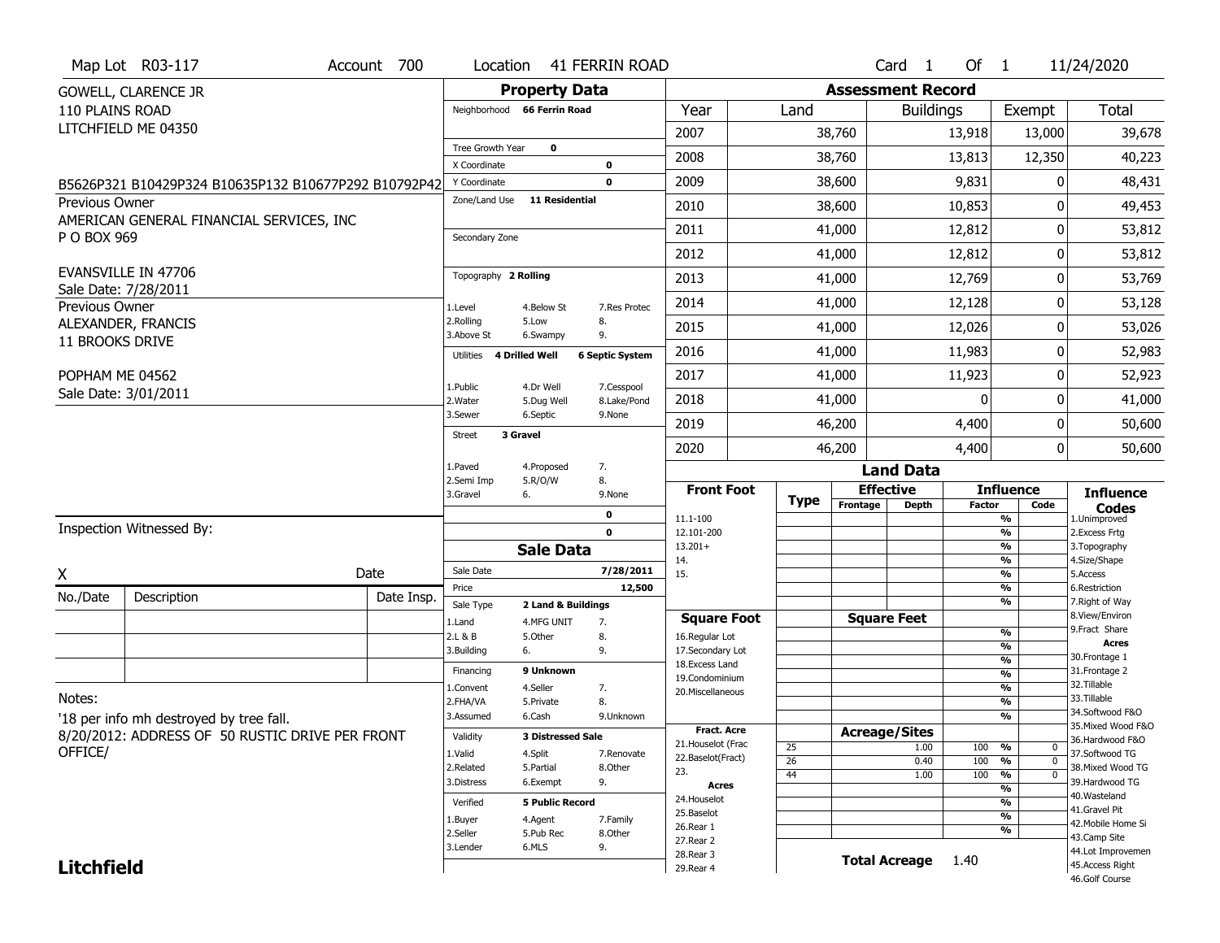Map Lot R03-117 | Account 700 | Location 41 FERRIN ROAD | Card 1 Of 1 | 11/24/2020

GOWELL, CLARENCE JR
110 PLAINS ROAD
LITCHFIELD ME 04350

B5626P321 B10429P324 B10635P132 B10677P292 B10792P42

Previous Owner
AMERICAN GENERAL FINANCIAL SERVICES, INC
P O BOX 969

EVANSVILLE IN 47706
Sale Date: 7/28/2011

Previous Owner
ALEXANDER, FRANCIS
11 BROOKS DRIVE

POPHAM ME 04562
Sale Date: 3/01/2011

Inspection Witnessed By:

X ______ Date

| No./Date | Description | Date Insp. |
|---|---|---|
| | | |
| | | |
| | | |

Notes:
'18 per info mh destroyed by tree fall.
8/20/2012: ADDRESS OF 50 RUSTIC DRIVE PER FRONT OFFICE/

**Litchfield**

## Property Data

Neighborhood **66 Ferrin Road**

Tree Growth Year **0**
X Coordinate **0**
Y Coordinate **0**
Zone/Land Use **11 Residential**

Secondary Zone

Topography **2 Rolling**

| | | |
|---|---|---|
| 1.Level | 4.Below St | 7.Res Protec |
| 2.Rolling | 5.Low | 8. |
| 3.Above St | 6.Swampy | 9. |

Utilities **4 Drilled Well** **6 Septic System**

| | | |
|---|---|---|
| 1.Public | 4.Dr Well | 7.Cesspool |
| 2.Water | 5.Dug Well | 8.Lake/Pond |
| 3.Sewer | 6.Septic | 9.None |

Street **3 Gravel**

| | | |
|---|---|---|
| 1.Paved | 4.Proposed | 7. |
| 2.Semi Imp | 5.R/O/W | 8. |
| 3.Gravel | 6. | 9.None |

**0**
**0**

## Sale Data

Sale Date **7/28/2011**
Price **12,500**
Sale Type **2 Land & Buildings**

| | | |
|---|---|---|
| 1.Land | 4.MFG UNIT | 7. |
| 2.L & B | 5.Other | 8. |
| 3.Building | 6. | 9. |

Financing **9 Unknown**

| | | |
|---|---|---|
| 1.Convent | 4.Seller | 7. |
| 2.FHA/VA | 5.Private | 8. |
| 3.Assumed | 6.Cash | 9.Unknown |

Validity **3 Distressed Sale**

| | | |
|---|---|---|
| 1.Valid | 4.Split | 7.Renovate |
| 2.Related | 5.Partial | 8.Other |
| 3.Distress | 6.Exempt | 9. |

Verified **5 Public Record**

| | | |
|---|---|---|
| 1.Buyer | 4.Agent | 7.Family |
| 2.Seller | 5.Pub Rec | 8.Other |
| 3.Lender | 6.MLS | 9. |

## Assessment Record

| Year | Land | Buildings | Exempt | Total |
|---|---|---|---|---|
| 2007 | 38,760 | 13,918 | 13,000 | 39,678 |
| 2008 | 38,760 | 13,813 | 12,350 | 40,223 |
| 2009 | 38,600 | 9,831 | 0 | 48,431 |
| 2010 | 38,600 | 10,853 | 0 | 49,453 |
| 2011 | 41,000 | 12,812 | 0 | 53,812 |
| 2012 | 41,000 | 12,812 | 0 | 53,812 |
| 2013 | 41,000 | 12,769 | 0 | 53,769 |
| 2014 | 41,000 | 12,128 | 0 | 53,128 |
| 2015 | 41,000 | 12,026 | 0 | 53,026 |
| 2016 | 41,000 | 11,983 | 0 | 52,983 |
| 2017 | 41,000 | 11,923 | 0 | 52,923 |
| 2018 | 41,000 | 0 | 0 | 41,000 |
| 2019 | 46,200 | 4,400 | 0 | 50,600 |
| 2020 | 46,200 | 4,400 | 0 | 50,600 |

## Land Data

| Front Foot | Type | Effective Frontage | Effective Depth | Influence Factor | Influence Code |
|---|---|---|---|---|---|
| 11.1-100 | | | | % | |
| 12.101-200 | | | | % | |
| 13.201+ | | | | % | |
| 14. | | | | % | |
| 15. | | | | % | |
| | | | | % | |
| | | | | % | |

| Square Foot | Square Feet | Influence Factor | Influence Code |
|---|---|---|---|
| 16.Regular Lot | | % | |
| 17.Secondary Lot | | % | |
| 18.Excess Land | | % | |
| 19.Condominium | | % | |
| 20.Miscellaneous | | % | |
| | | % | |
| | | % | |

| Fract. Acre | Type | Acreage/Sites | Influence Factor | Influence Code |
|---|---|---|---|---|
| 21.Houselot (Frac | 25 | 1.00 | 100 % | 0 |
| 22.Baselot(Fract) | 26 | 0.40 | 100 % | 0 |
| 23. | 44 | 1.00 | 100 % | 0 |
| **Acres** | | | % | |
| 24.Houselot | | | % | |
| 25.Baselot | | | % | |
| 26.Rear 1 | | | % | |
| 27.Rear 2 | | | | |
| 28.Rear 3 | | | | |
| 29.Rear 4 | | | | |

**Total Acreage** 1.40

**Influence Codes**
1.Unimproved
2.Excess Frtg
3.Topography
4.Size/Shape
5.Access
6.Restriction
7.Right of Way
8.View/Environ
9.Fract Share

**Acres**
30.Frontage 1
31.Frontage 2
32.Tillable
33.Tillable
34.Softwood F&O
35.Mixed Wood F&O
36.Hardwood F&O
37.Softwood TG
38.Mixed Wood TG
39.Hardwood TG
40.Wasteland
41.Gravel Pit
42.Mobile Home Si
43.Camp Site
44.Lot Improvemen
45.Access Right
46.Golf Course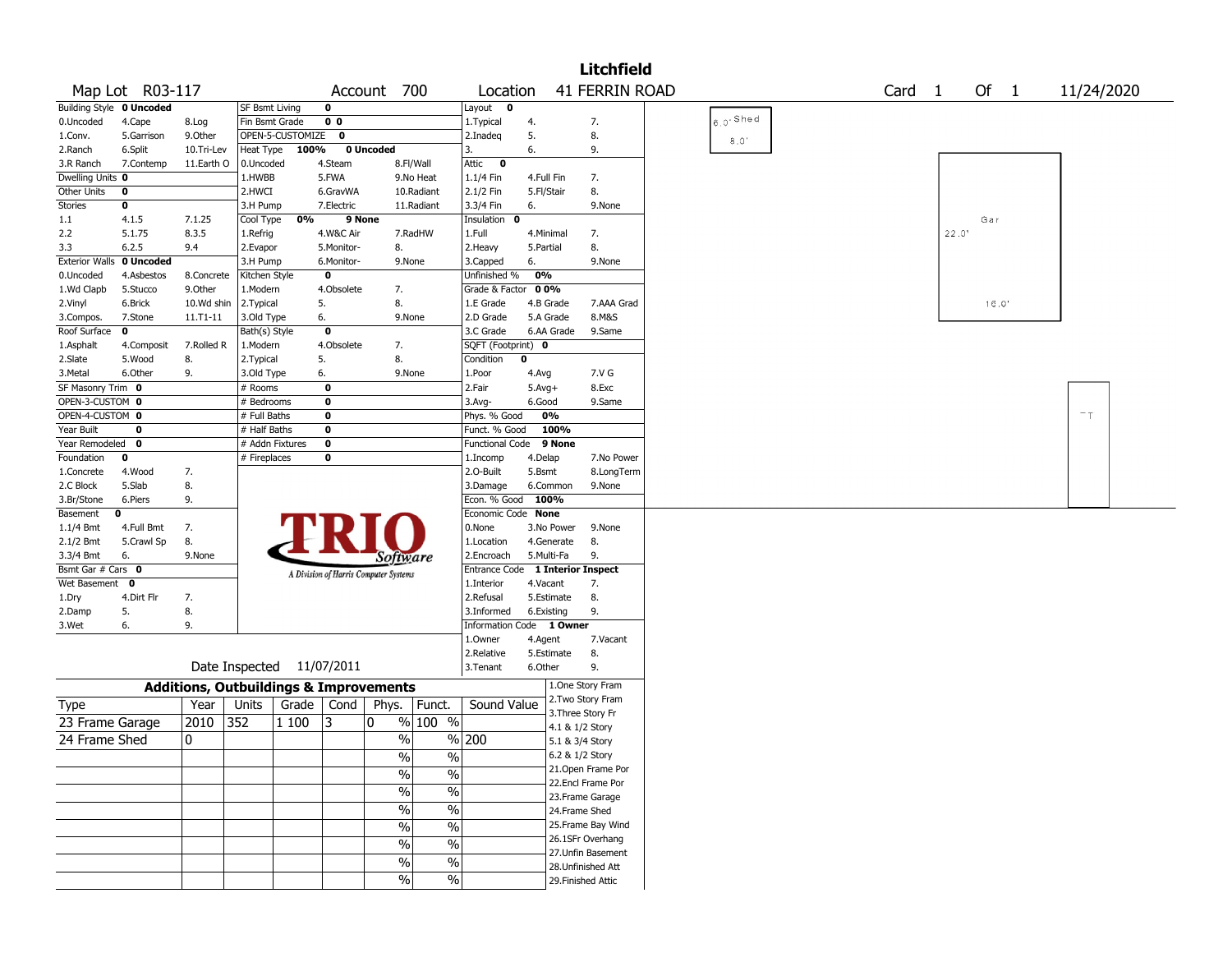# Litchfield

**Map Lot** R03-117 **Account** 700 **Location** 41 FERRIN ROAD **Card** 1 **Of** 1 11/24/2020

| Building Style | 0 Uncoded | | SF Bsmt Living | 0 | | Layout | 0 | |
|---|---|---|---|---|---|---|---|---|
| 0.Uncoded | 4.Cape | 8.Log | Fin Bsmt Grade | 0 0 | | 1.Typical | 4. | 7. |
| 1.Conv. | 5.Garrison | 9.Other | OPEN-5-CUSTOMIZE | 0 | | 2.Inadeq | 5. | 8. |
| 2.Ranch | 6.Split | 10.Tri-Lev | Heat Type 100% | 0 Uncoded | | 3. | 6. | 9. |
| 3.R Ranch | 7.Contemp | 11.Earth O | 0.Uncoded | 4.Steam | 8.Fl/Wall | Attic | 0 | |
| Dwelling Units | 0 | | 1.HWBB | 5.FWA | 9.No Heat | 1.1/4 Fin | 4.Full Fin | 7. |
| Other Units | 0 | | 2.HWCI | 6.GravWA | 10.Radiant | 2.1/2 Fin | 5.Fl/Stair | 8. |
| Stories | 0 | | 3.H Pump | 7.Electric | 11.Radiant | 3.3/4 Fin | 6. | 9.None |
| 1.1 | 4.1.5 | 7.1.25 | Cool Type 0% | 9 None | | Insulation | 0 | |
| 2.2 | 5.1.75 | 8.3.5 | 1.Refrig | 4.W&C Air | 7.RadHW | 1.Full | 4.Minimal | 7. |
| 3.3 | 6.2.5 | 9.4 | 2.Evapor | 5.Monitor- | 8. | 2.Heavy | 5.Partial | 8. |
| Exterior Walls | 0 Uncoded | | 3.H Pump | 6.Monitor- | 9.None | 3.Capped | 6. | 9.None |
| 0.Uncoded | 4.Asbestos | 8.Concrete | Kitchen Style | 0 | | Unfinished % | 0% | |
| 1.Wd Clapb | 5.Stucco | 9.Other | 1.Modern | 4.Obsolete | 7. | Grade & Factor | 0 0% | |
| 2.Vinyl | 6.Brick | 10.Wd shin | 2.Typical | 5. | 8. | 1.E Grade | 4.B Grade | 7.AAA Grad |
| 3.Compos. | 7.Stone | 11.T1-11 | 3.Old Type | 6. | 9.None | 2.D Grade | 5.A Grade | 8.M&S |
| Roof Surface | 0 | | Bath(s) Style | 0 | | 3.C Grade | 6.AA Grade | 9.Same |
| 1.Asphalt | 4.Composit | 7.Rolled R | 1.Modern | 4.Obsolete | 7. | SQFT (Footprint) | 0 | |
| 2.Slate | 5.Wood | 8. | 2.Typical | 5. | 8. | Condition | 0 | |
| 3.Metal | 6.Other | 9. | 3.Old Type | 6. | 9.None | 1.Poor | 4.Avg | 7.V G |
| SF Masonry Trim | 0 | | # Rooms | 0 | | 2.Fair | 5.Avg+ | 8.Exc |
| OPEN-3-CUSTOM | 0 | | # Bedrooms | 0 | | 3.Avg- | 6.Good | 9.Same |
| OPEN-4-CUSTOM | 0 | | # Full Baths | 0 | | Phys. % Good | 0% | |
| Year Built | 0 | | # Half Baths | 0 | | Funct. % Good | 100% | |
| Year Remodeled | 0 | | # Addn Fixtures | 0 | | Functional Code | 9 None | |
| Foundation | 0 | | # Fireplaces | 0 | | 1.Incomp | 4.Delap | 7.No Power |
| 1.Concrete | 4.Wood | 7. | | | | 2.O-Built | 5.Bsmt | 8.LongTerm |
| 2.C Block | 5.Slab | 8. | | | | 3.Damage | 6.Common | 9.None |
| 3.Br/Stone | 6.Piers | 9. | | | | Econ. % Good | 100% | |
| Basement | 0 | | | | | Economic Code | None | |
| 1.1/4 Bmt | 4.Full Bmt | 7. | | | | 0.None | 3.No Power | 9.None |
| 2.1/2 Bmt | 5.Crawl Sp | 8. | | | | 1.Location | 4.Generate | 8. |
| 3.3/4 Bmt | 6. | 9.None | | | | 2.Encroach | 5.Multi-Fa | 9. |
| Bsmt Gar # Cars | 0 | | | | | Entrance Code | 1 Interior Inspect | |
| Wet Basement | 0 | | | | | 1.Interior | 4.Vacant | 7. |
| 1.Dry | 4.Dirt Flr | 7. | | | | 2.Refusal | 5.Estimate | 8. |
| 2.Damp | 5. | 8. | | | | 3.Informed | 6.Existing | 9. |
| 3.Wet | 6. | 9. | | | | Information Code | 1 Owner | |
| | | | | | | 1.Owner | 4.Agent | 7.Vacant |
| | | | | | | 2.Relative | 5.Estimate | 8. |
| | | | | | | 3.Tenant | 6.Other | 9. |

TRIO Software — A Division of Harris Computer Systems

Date Inspected 11/07/2011

## Additions, Outbuildings & Improvements

| Type | Year | Units | Grade | Cond | Phys. | Funct. | Sound Value |
|---|---|---|---|---|---|---|---|
| 23 Frame Garage | 2010 | 352 | 1 100 | 3 | 0 % | 100 % | |
| 24 Frame Shed | 0 | | | | % | % | 200 |
| | | | | | % | % | |
| | | | | | % | % | |
| | | | | | % | % | |
| | | | | | % | % | |
| | | | | | % | % | |
| | | | | | % | % | |
| | | | | | % | % | |
| | | | | | % | % | |

1.One Story Fram
2.Two Story Fram
3.Three Story Fr
4.1 & 1/2 Story
5.1 & 3/4 Story
6.2 & 1/2 Story
21.Open Frame Por
22.Encl Frame Por
23.Frame Garage
24.Frame Shed
25.Frame Bay Wind
26.1SFr Overhang
27.Unfin Basement
28.Unfinished Att
29.Finished Attic

Shed 6.0' 8.0'
Gar 22.0' 16.0'
T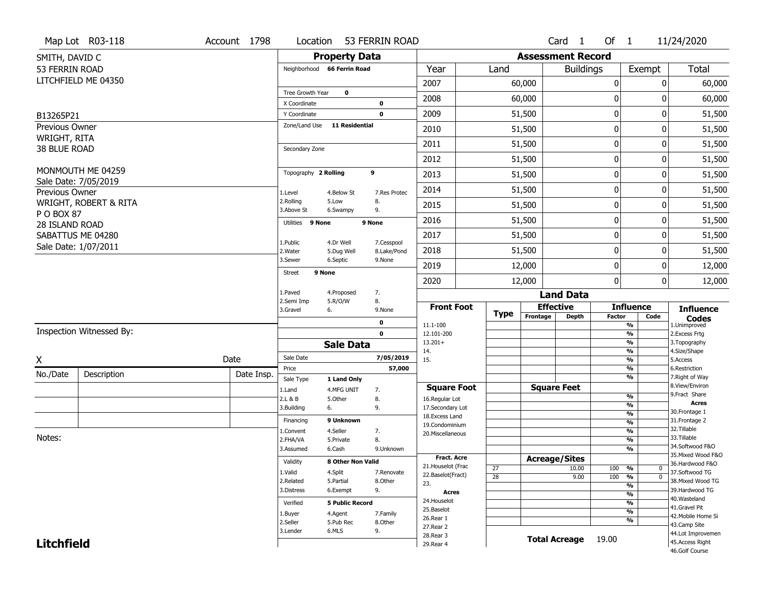Map Lot R03-118 | Account 1798 | Location 53 FERRIN ROAD | Card 1 Of 1 | 11/24/2020

SMITH, DAVID C
53 FERRIN ROAD
LITCHFIELD ME 04350

B13265P21

Previous Owner
WRIGHT, RITA
38 BLUE ROAD

MONMOUTH ME 04259
Sale Date: 7/05/2019

Previous Owner
WRIGHT, ROBERT & RITA
P O BOX 87
28 ISLAND ROAD
SABATTUS ME 04280
Sale Date: 1/07/2011

Inspection Witnessed By:

X ____________________ Date

| No./Date | Description | Date Insp. |
|---|---|---|
| | | |
| | | |
| | | |

Notes:

**Litchfield**

## Property Data

Neighborhood **66 Ferrin Road**

Tree Growth Year **0**

X Coordinate **0**

Y Coordinate **0**

Zone/Land Use **11 Residential**

Secondary Zone

Topography **2 Rolling** **9**

1.Level 4.Below St 7.Res Protec
2.Rolling 5.Low 8.
3.Above St 6.Swampy 9.

Utilities **9 None** **9 None**

1.Public 4.Dr Well 7.Cesspool
2.Water 5.Dug Well 8.Lake/Pond
3.Sewer 6.Septic 9.None

Street **9 None**

1.Paved 4.Proposed 7.
2.Semi Imp 5.R/O/W 8.
3.Gravel 6. 9.None

**0**

**0**

## Sale Data

Sale Date **7/05/2019**

Price **57,000**

Sale Type **1 Land Only**

1.Land 4.MFG UNIT 7.
2.L & B 5.Other 8.
3.Building 6. 9.

Financing **9 Unknown**

1.Convent 4.Seller 7.
2.FHA/VA 5.Private 8.
3.Assumed 6.Cash 9.Unknown

Validity **8 Other Non Valid**

1.Valid 4.Split 7.Renovate
2.Related 5.Partial 8.Other
3.Distress 6.Exempt 9.

Verified **5 Public Record**

1.Buyer 4.Agent 7.Family
2.Seller 5.Pub Rec 8.Other
3.Lender 6.MLS 9.

## Assessment Record

| Year | Land | Buildings | Exempt | Total |
|---|---|---|---|---|
| 2007 | 60,000 | 0 | 0 | 60,000 |
| 2008 | 60,000 | 0 | 0 | 60,000 |
| 2009 | 51,500 | 0 | 0 | 51,500 |
| 2010 | 51,500 | 0 | 0 | 51,500 |
| 2011 | 51,500 | 0 | 0 | 51,500 |
| 2012 | 51,500 | 0 | 0 | 51,500 |
| 2013 | 51,500 | 0 | 0 | 51,500 |
| 2014 | 51,500 | 0 | 0 | 51,500 |
| 2015 | 51,500 | 0 | 0 | 51,500 |
| 2016 | 51,500 | 0 | 0 | 51,500 |
| 2017 | 51,500 | 0 | 0 | 51,500 |
| 2018 | 51,500 | 0 | 0 | 51,500 |
| 2019 | 12,000 | 0 | 0 | 12,000 |
| 2020 | 12,000 | 0 | 0 | 12,000 |

## Land Data

| Front Foot | Type | Effective Frontage | Effective Depth | Influence Factor | Influence Code |
|---|---|---|---|---|---|
| 11.1-100 | | | | % | |
| 12.101-200 | | | | % | |
| 13.201+ | | | | % | |
| 14. | | | | % | |
| 15. | | | | % | |
| | | | | % | |
| | | | | % | |

| Square Foot | | Square Feet | | |
|---|---|---|---|---|
| 16.Regular Lot | | | % | |
| 17.Secondary Lot | | | % | |
| 18.Excess Land | | | % | |
| 19.Condominium | | | % | |
| 20.Miscellaneous | | | % | |
| | | | % | |
| | | | % | |

| Fract. Acre | Type | Acreage/Sites | Influence Factor | Influence Code |
|---|---|---|---|---|
| 21.Houselot (Frac | 27 | 10.00 | 100 % | 0 |
| 22.Baselot(Fract) | 28 | 9.00 | 100 % | 0 |
| 23. | | | % | |
| **Acres** | | | % | |
| 24.Houselot | | | % | |
| 25.Baselot | | | % | |
| 26.Rear 1 | | | % | |
| 27.Rear 2 | | | | |
| 28.Rear 3 | | | | |
| 29.Rear 4 | | | | |

**Total Acreage** 19.00

**Influence Codes**
1.Unimproved
2.Excess Frtg
3.Topography
4.Size/Shape
5.Access
6.Restriction
7.Right of Way
8.View/Environ
9.Fract Share

**Acres**
30.Frontage 1
31.Frontage 2
32.Tillable
33.Tillable
34.Softwood F&O
35.Mixed Wood F&O
36.Hardwood F&O
37.Softwood TG
38.Mixed Wood TG
39.Hardwood TG
40.Wasteland
41.Gravel Pit
42.Mobile Home Si
43.Camp Site
44.Lot Improvemen
45.Access Right
46.Golf Course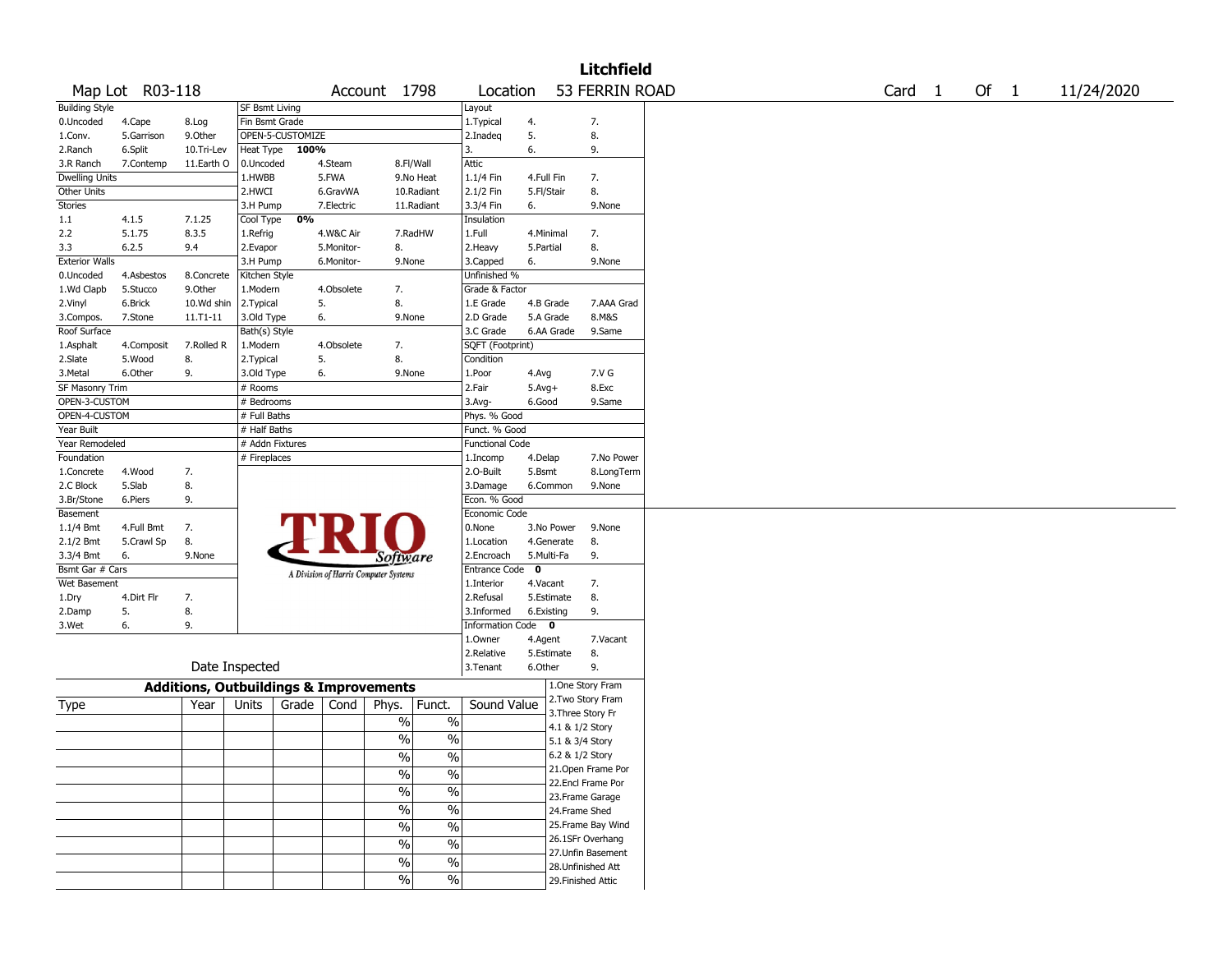# Litchfield

Map Lot R03-118 | Account 1798 | Location 53 FERRIN ROAD | Card 1 Of 1 | 11/24/2020

| Building Style | | | SF Bsmt Living | | | Layout | | |
|---|---|---|---|---|---|---|---|---|
| 0.Uncoded | 4.Cape | 8.Log | Fin Bsmt Grade | | | 1.Typical | 4. | 7. |
| 1.Conv. | 5.Garrison | 9.Other | OPEN-5-CUSTOMIZE | | | 2.Inadeq | 5. | 8. |
| 2.Ranch | 6.Split | 10.Tri-Lev | Heat Type 100% | | | 3. | 6. | 9. |
| 3.R Ranch | 7.Contemp | 11.Earth O | 0.Uncoded | 4.Steam | 8.Fl/Wall | Attic | | |
| Dwelling Units | | | 1.HWBB | 5.FWA | 9.No Heat | 1.1/4 Fin | 4.Full Fin | 7. |
| Other Units | | | 2.HWCI | 6.GravWA | 10.Radiant | 2.1/2 Fin | 5.Fl/Stair | 8. |
| Stories | | | 3.H Pump | 7.Electric | 11.Radiant | 3.3/4 Fin | 6. | 9.None |
| 1.1 | 4.1.5 | 7.1.25 | Cool Type 0% | | | Insulation | | |
| 2.2 | 5.1.75 | 8.3.5 | 1.Refrig | 4.W&C Air | 7.RadHW | 1.Full | 4.Minimal | 7. |
| 3.3 | 6.2.5 | 9.4 | 2.Evapor | 5.Monitor- | 8. | 2.Heavy | 5.Partial | 8. |
| Exterior Walls | | | 3.H Pump | 6.Monitor- | 9.None | 3.Capped | 6. | 9.None |
| 0.Uncoded | 4.Asbestos | 8.Concrete | Kitchen Style | | | Unfinished % | | |
| 1.Wd Clapb | 5.Stucco | 9.Other | 1.Modern | 4.Obsolete | 7. | Grade & Factor | | |
| 2.Vinyl | 6.Brick | 10.Wd shin | 2.Typical | 5. | 8. | 1.E Grade | 4.B Grade | 7.AAA Grad |
| 3.Compos. | 7.Stone | 11.T1-11 | 3.Old Type | 6. | 9.None | 2.D Grade | 5.A Grade | 8.M&S |
| Roof Surface | | | Bath(s) Style | | | 3.C Grade | 6.AA Grade | 9.Same |
| 1.Asphalt | 4.Composit | 7.Rolled R | 1.Modern | 4.Obsolete | 7. | SQFT (Footprint) | | |
| 2.Slate | 5.Wood | 8. | 2.Typical | 5. | 8. | Condition | | |
| 3.Metal | 6.Other | 9. | 3.Old Type | 6. | 9.None | 1.Poor | 4.Avg | 7.V G |
| SF Masonry Trim | | | # Rooms | | | 2.Fair | 5.Avg+ | 8.Exc |
| OPEN-3-CUSTOM | | | # Bedrooms | | | 3.Avg- | 6.Good | 9.Same |
| OPEN-4-CUSTOM | | | # Full Baths | | | Phys. % Good | | |
| Year Built | | | # Half Baths | | | Funct. % Good | | |
| Year Remodeled | | | # Addn Fixtures | | | Functional Code | | |
| Foundation | | | # Fireplaces | | | 1.Incomp | 4.Delap | 7.No Power |
| 1.Concrete | 4.Wood | 7. | | | | 2.O-Built | 5.Bsmt | 8.LongTerm |
| 2.C Block | 5.Slab | 8. | | | | 3.Damage | 6.Common | 9.None |
| 3.Br/Stone | 6.Piers | 9. | | | | Econ. % Good | | |
| Basement | | | | | | Economic Code | | |
| 1.1/4 Bmt | 4.Full Bmt | 7. | | | | 0.None | 3.No Power | 9.None |
| 2.1/2 Bmt | 5.Crawl Sp | 8. | | | | 1.Location | 4.Generate | 8. |
| 3.3/4 Bmt | 6. | 9.None | | | | 2.Encroach | 5.Multi-Fa | 9. |
| Bsmt Gar # Cars | | | | | | Entrance Code 0 | | |
| Wet Basement | | | | | | 1.Interior | 4.Vacant | 7. |
| 1.Dry | 4.Dirt Flr | 7. | | | | 2.Refusal | 5.Estimate | 8. |
| 2.Damp | 5. | 8. | | | | 3.Informed | 6.Existing | 9. |
| 3.Wet | 6. | 9. | | | | Information Code 0 | | |
| | | | | | | 1.Owner | 4.Agent | 7.Vacant |
| | | | | | | 2.Relative | 5.Estimate | 8. |
| Date Inspected | | | | | | 3.Tenant | 6.Other | 9. |

TRIO Software — A Division of Harris Computer Systems

## Additions, Outbuildings & Improvements

| Type | Year | Units | Grade | Cond | Phys. | Funct. | Sound Value |
|---|---|---|---|---|---|---|---|
| | | | | | % | % | |
| | | | | | % | % | |
| | | | | | % | % | |
| | | | | | % | % | |
| | | | | | % | % | |
| | | | | | % | % | |
| | | | | | % | % | |
| | | | | | % | % | |
| | | | | | % | % | |
| | | | | | % | % | |

1.One Story Fram
2.Two Story Fram
3.Three Story Fr
4.1 & 1/2 Story
5.1 & 3/4 Story
6.2 & 1/2 Story
21.Open Frame Por
22.Encl Frame Por
23.Frame Garage
24.Frame Shed
25.Frame Bay Wind
26.1SFr Overhang
27.Unfin Basement
28.Unfinished Att
29.Finished Attic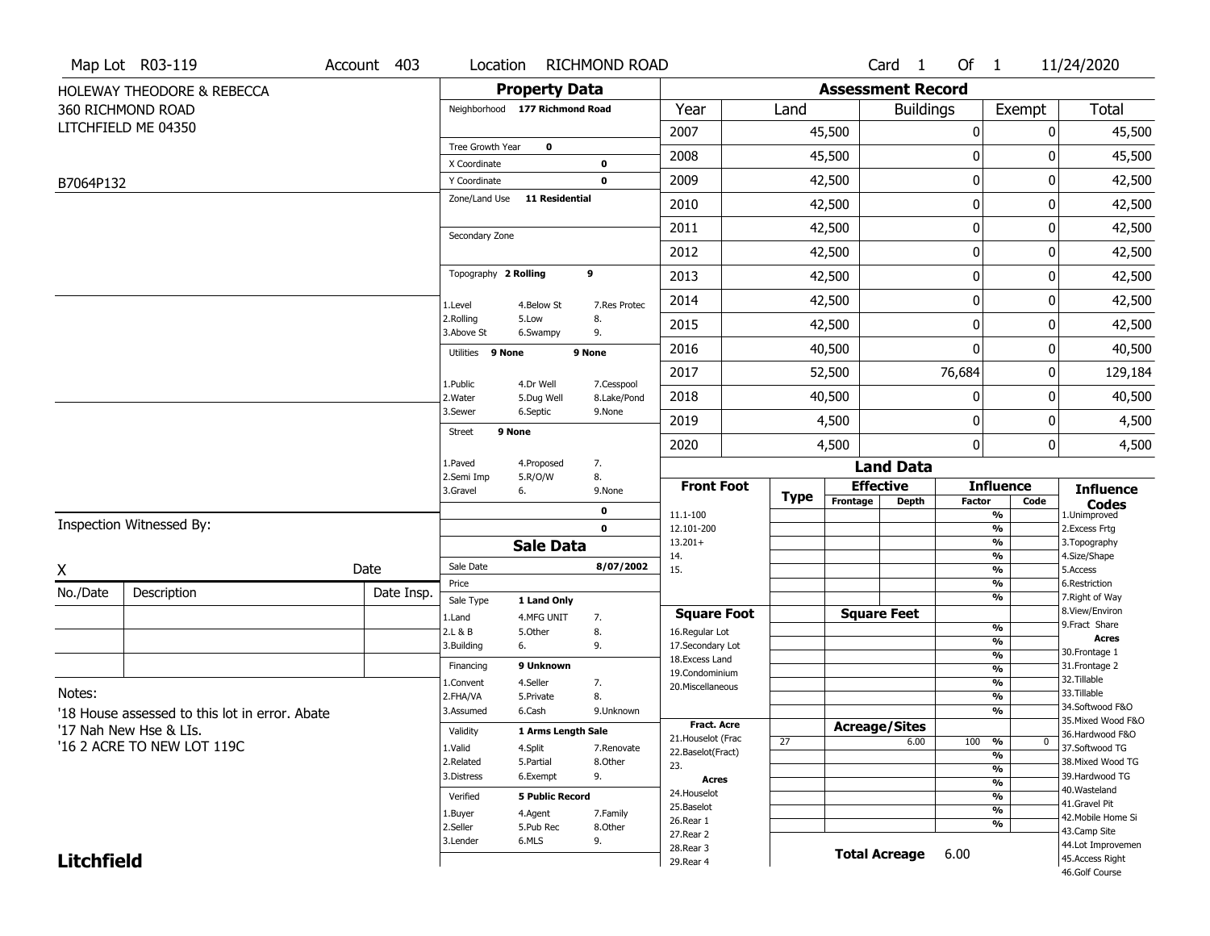Map Lot R03-119 | Account 403 | Location RICHMOND ROAD | Card 1 Of 1 | 11/24/2020

HOLEWAY THEODORE & REBECCA
360 RICHMOND ROAD
LITCHFIELD ME 04350

B7064P132

## Property Data

Neighborhood **177 Richmond Road**

Tree Growth Year **0**
X Coordinate **0**
Y Coordinate **0**
Zone/Land Use **11 Residential**

Secondary Zone

Topography **2 Rolling** **9**

| | | |
|---|---|---|
| 1.Level | 4.Below St | 7.Res Protec |
| 2.Rolling | 5.Low | 8. |
| 3.Above St | 6.Swampy | 9. |

Utilities **9 None** **9 None**

| | | |
|---|---|---|
| 1.Public | 4.Dr Well | 7.Cesspool |
| 2.Water | 5.Dug Well | 8.Lake/Pond |
| 3.Sewer | 6.Septic | 9.None |

Street **9 None**

| | | |
|---|---|---|
| 1.Paved | 4.Proposed | 7. |
| 2.Semi Imp | 5.R/O/W | 8. |
| 3.Gravel | 6. | 9.None |

**0**
**0**

## Assessment Record

| Year | Land | Buildings | Exempt | Total |
|---|---|---|---|---|
| 2007 | 45,500 | 0 | 0 | 45,500 |
| 2008 | 45,500 | 0 | 0 | 45,500 |
| 2009 | 42,500 | 0 | 0 | 42,500 |
| 2010 | 42,500 | 0 | 0 | 42,500 |
| 2011 | 42,500 | 0 | 0 | 42,500 |
| 2012 | 42,500 | 0 | 0 | 42,500 |
| 2013 | 42,500 | 0 | 0 | 42,500 |
| 2014 | 42,500 | 0 | 0 | 42,500 |
| 2015 | 42,500 | 0 | 0 | 42,500 |
| 2016 | 40,500 | 0 | 0 | 40,500 |
| 2017 | 52,500 | 76,684 | 0 | 129,184 |
| 2018 | 40,500 | 0 | 0 | 40,500 |
| 2019 | 4,500 | 0 | 0 | 4,500 |
| 2020 | 4,500 | 0 | 0 | 4,500 |

## Sale Data

Sale Date **8/07/2002**
Price
Sale Type **1 Land Only**

| | | |
|---|---|---|
| 1.Land | 4.MFG UNIT | 7. |
| 2.L & B | 5.Other | 8. |
| 3.Building | 6. | 9. |

Financing **9 Unknown**

| | | |
|---|---|---|
| 1.Convent | 4.Seller | 7. |
| 2.FHA/VA | 5.Private | 8. |
| 3.Assumed | 6.Cash | 9.Unknown |

Validity **1 Arms Length Sale**

| | | |
|---|---|---|
| 1.Valid | 4.Split | 7.Renovate |
| 2.Related | 5.Partial | 8.Other |
| 3.Distress | 6.Exempt | 9. |

Verified **5 Public Record**

| | | |
|---|---|---|
| 1.Buyer | 4.Agent | 7.Family |
| 2.Seller | 5.Pub Rec | 8.Other |
| 3.Lender | 6.MLS | 9. |

## Land Data

| Front Foot | Type | Effective Frontage | Effective Depth | Influence Factor | Influence Code |
|---|---|---|---|---|---|
| 11.1-100 | | | | % | |
| 12.101-200 | | | | % | |
| 13.201+ | | | | % | |
| 14. | | | | % | |
| 15. | | | | % | |
| | | | | % | |

| Square Foot | Type | Square Feet | Influence Factor | Influence Code |
|---|---|---|---|---|
| 16.Regular Lot | | | % | |
| 17.Secondary Lot | | | % | |
| 18.Excess Land | | | % | |
| 19.Condominium | | | % | |
| 20.Miscellaneous | | | % | |
| | | | % | |
| | | | % | |

| Fract. Acre / Acres | Type | Acreage/Sites | Influence Factor | Influence Code |
|---|---|---|---|---|
| 21.Houselot (Frac | 27 | 6.00 | 100 % | 0 |
| 22.Baselot(Fract) | | | % | |
| 23. | | | % | |
| 24.Houselot | | | % | |
| 25.Baselot | | | % | |
| 26.Rear 1 | | | % | |
| 27.Rear 2 | | | % | |
| 28.Rear 3 | | | | |
| 29.Rear 4 | | | | |

**Total Acreage** 6.00

**Influence Codes**
1.Unimproved
2.Excess Frtg
3.Topography
4.Size/Shape
5.Access
6.Restriction
7.Right of Way
8.View/Environ
9.Fract Share

**Acres**
30.Frontage 1
31.Frontage 2
32.Tillable
33.Tillable
34.Softwood F&O
35.Mixed Wood F&O
36.Hardwood F&O
37.Softwood TG
38.Mixed Wood TG
39.Hardwood TG
40.Wasteland
41.Gravel Pit
42.Mobile Home Si
43.Camp Site
44.Lot Improvemen
45.Access Right
46.Golf Course

Inspection Witnessed By:

X ______________________ Date

| No./Date | Description | Date Insp. |
|---|---|---|
| | | |
| | | |
| | | |

Notes:
'18 House assessed to this lot in error. Abate
'17 Nah New Hse & LIs.
'16 2 ACRE TO NEW LOT 119C

**Litchfield**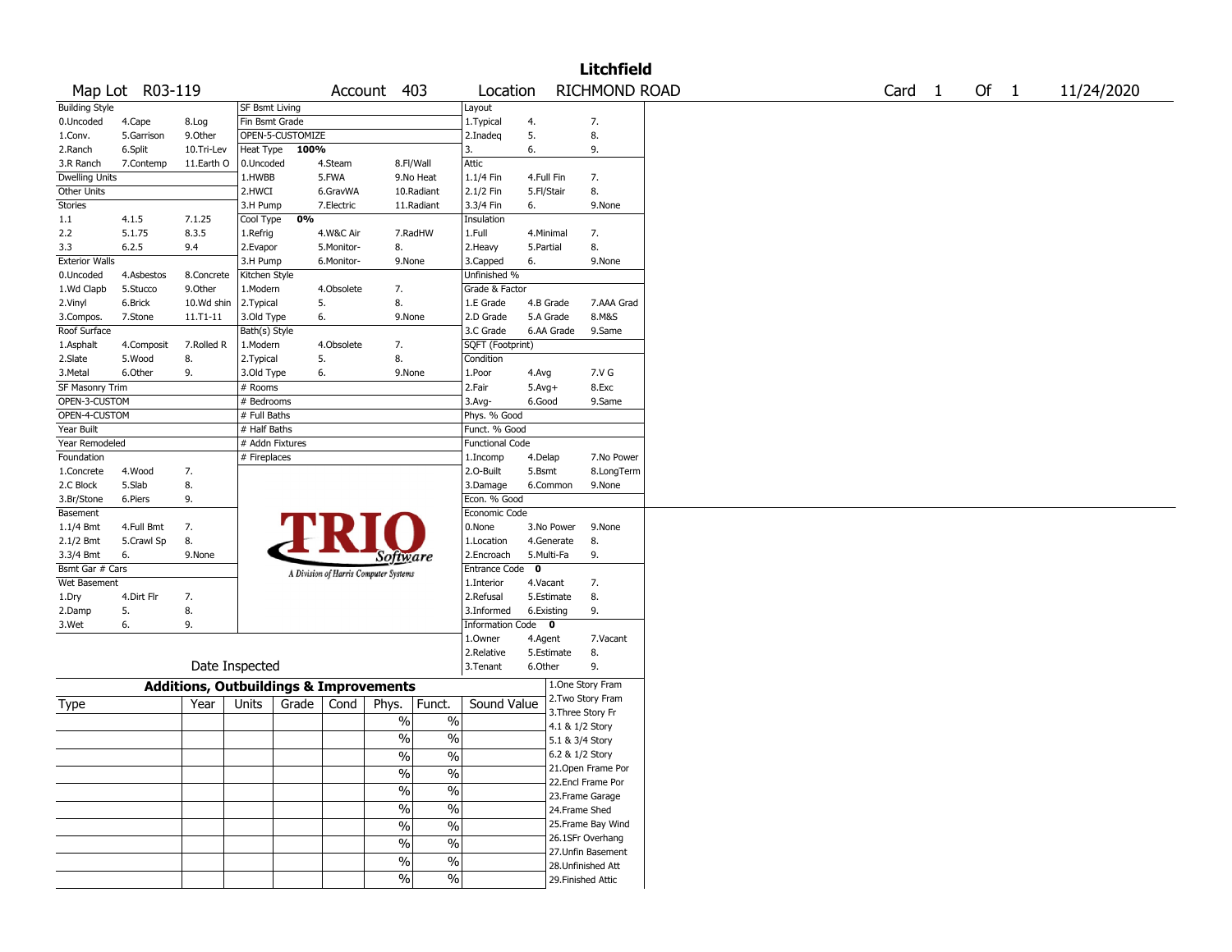# Litchfield

Map Lot R03-119 | Account 403 | Location RICHMOND ROAD | Card 1 Of 1 | 11/24/2020

| Building Style | | | SF Bsmt Living | | | Layout | | |
|---|---|---|---|---|---|---|---|---|
| 0.Uncoded | 4.Cape | 8.Log | Fin Bsmt Grade | | | 1.Typical | 4. | 7. |
| 1.Conv. | 5.Garrison | 9.Other | OPEN-5-CUSTOMIZE | | | 2.Inadeq | 5. | 8. |
| 2.Ranch | 6.Split | 10.Tri-Lev | Heat Type 100% | | | 3. | 6. | 9. |
| 3.R Ranch | 7.Contemp | 11.Earth O | 0.Uncoded | 4.Steam | 8.Fl/Wall | Attic | | |
| Dwelling Units | | | 1.HWBB | 5.FWA | 9.No Heat | 1.1/4 Fin | 4.Full Fin | 7. |
| Other Units | | | 2.HWCI | 6.GravWA | 10.Radiant | 2.1/2 Fin | 5.Fl/Stair | 8. |
| Stories | | | 3.H Pump | 7.Electric | 11.Radiant | 3.3/4 Fin | 6. | 9.None |
| 1.1 | 4.1.5 | 7.1.25 | Cool Type 0% | | | Insulation | | |
| 2.2 | 5.1.75 | 8.3.5 | 1.Refrig | 4.W&C Air | 7.RadHW | 1.Full | 4.Minimal | 7. |
| 3.3 | 6.2.5 | 9.4 | 2.Evapor | 5.Monitor- | 8. | 2.Heavy | 5.Partial | 8. |
| Exterior Walls | | | 3.H Pump | 6.Monitor- | 9.None | 3.Capped | 6. | 9.None |
| 0.Uncoded | 4.Asbestos | 8.Concrete | Kitchen Style | | | Unfinished % | | |
| 1.Wd Clapb | 5.Stucco | 9.Other | 1.Modern | 4.Obsolete | 7. | Grade & Factor | | |
| 2.Vinyl | 6.Brick | 10.Wd shin | 2.Typical | 5. | 8. | 1.E Grade | 4.B Grade | 7.AAA Grad |
| 3.Compos. | 7.Stone | 11.T1-11 | 3.Old Type | 6. | 9.None | 2.D Grade | 5.A Grade | 8.M&S |
| Roof Surface | | | Bath(s) Style | | | 3.C Grade | 6.AA Grade | 9.Same |
| 1.Asphalt | 4.Composit | 7.Rolled R | 1.Modern | 4.Obsolete | 7. | SQFT (Footprint) | | |
| 2.Slate | 5.Wood | 8. | 2.Typical | 5. | 8. | Condition | | |
| 3.Metal | 6.Other | 9. | 3.Old Type | 6. | 9.None | 1.Poor | 4.Avg | 7.V G |
| SF Masonry Trim | | | # Rooms | | | 2.Fair | 5.Avg+ | 8.Exc |
| OPEN-3-CUSTOM | | | # Bedrooms | | | 3.Avg- | 6.Good | 9.Same |
| OPEN-4-CUSTOM | | | # Full Baths | | | Phys. % Good | | |
| Year Built | | | # Half Baths | | | Funct. % Good | | |
| Year Remodeled | | | # Addn Fixtures | | | Functional Code | | |
| Foundation | | | # Fireplaces | | | 1.Incomp | 4.Delap | 7.No Power |
| 1.Concrete | 4.Wood | 7. | | | | 2.O-Built | 5.Bsmt | 8.LongTerm |
| 2.C Block | 5.Slab | 8. | | | | 3.Damage | 6.Common | 9.None |
| 3.Br/Stone | 6.Piers | 9. | | | | Econ. % Good | | |
| Basement | | | | | | Economic Code | | |
| 1.1/4 Bmt | 4.Full Bmt | 7. | | | | 0.None | 3.No Power | 9.None |
| 2.1/2 Bmt | 5.Crawl Sp | 8. | | | | 1.Location | 4.Generate | 8. |
| 3.3/4 Bmt | 6. | 9.None | | | | 2.Encroach | 5.Multi-Fa | 9. |
| Bsmt Gar # Cars | | | | | | Entrance Code 0 | | |
| Wet Basement | | | | | | 1.Interior | 4.Vacant | 7. |
| 1.Dry | 4.Dirt Flr | 7. | | | | 2.Refusal | 5.Estimate | 8. |
| 2.Damp | 5. | 8. | | | | 3.Informed | 6.Existing | 9. |
| 3.Wet | 6. | 9. | | | | Information Code 0 | | |
| | | | | | | 1.Owner | 4.Agent | 7.Vacant |
| | | | | | | 2.Relative | 5.Estimate | 8. |
| Date Inspected | | | | | | 3.Tenant | 6.Other | 9. |

TRIO Software — A Division of Harris Computer Systems

## Additions, Outbuildings & Improvements

| Type | Year | Units | Grade | Cond | Phys. | Funct. | Sound Value |
|---|---|---|---|---|---|---|---|
| | | | | | % | % | |
| | | | | | % | % | |
| | | | | | % | % | |
| | | | | | % | % | |
| | | | | | % | % | |
| | | | | | % | % | |
| | | | | | % | % | |
| | | | | | % | % | |
| | | | | | % | % | |
| | | | | | % | % | |

1.One Story Fram
2.Two Story Fram
3.Three Story Fr
4.1 & 1/2 Story
5.1 & 3/4 Story
6.2 & 1/2 Story
21.Open Frame Por
22.Encl Frame Por
23.Frame Garage
24.Frame Shed
25.Frame Bay Wind
26.1SFr Overhang
27.Unfin Basement
28.Unfinished Att
29.Finished Attic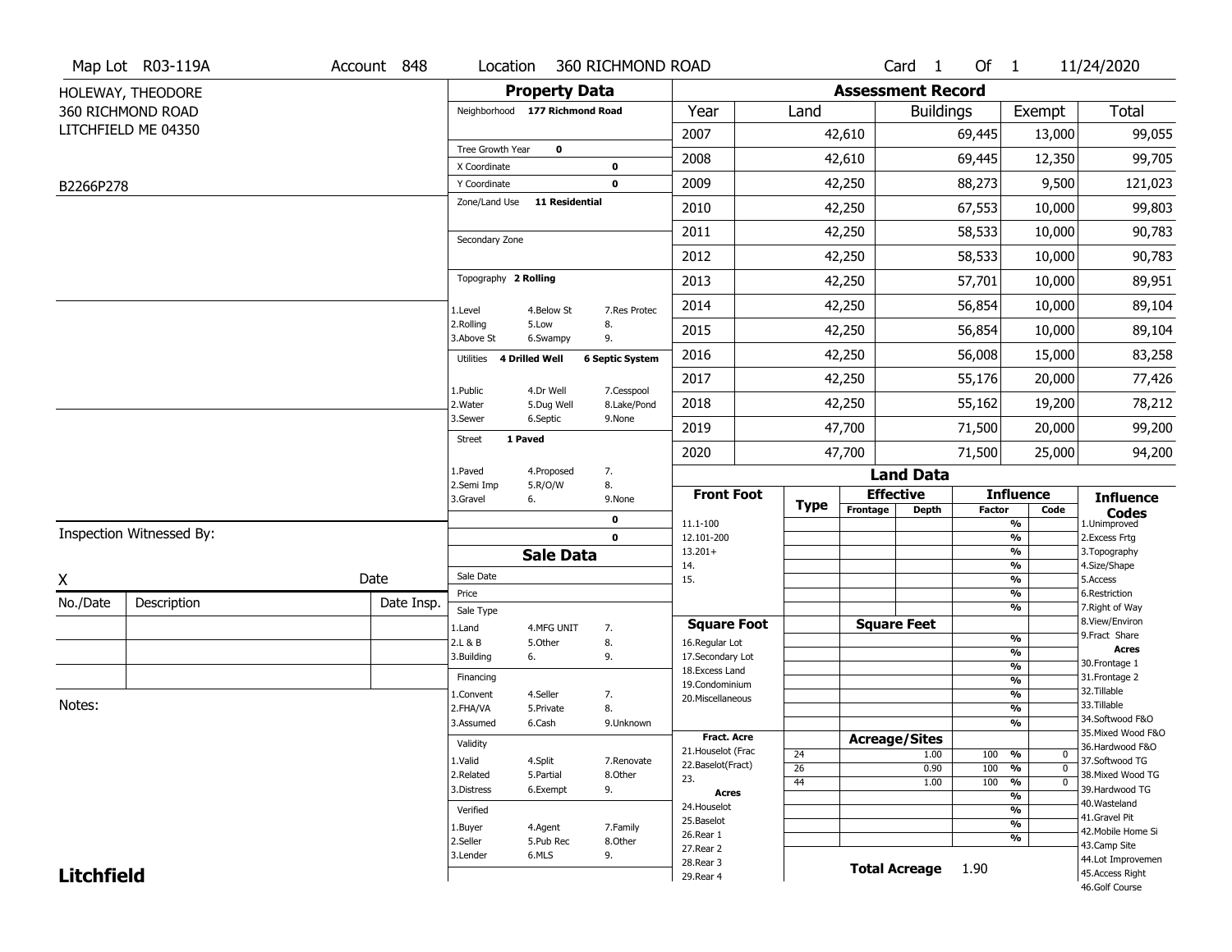Map Lot R03-119A | Account 848 | Location 360 RICHMOND ROAD | Card 1 Of 1 | 11/24/2020

HOLEWAY, THEODORE
360 RICHMOND ROAD
LITCHFIELD ME 04350

B2266P278

## Property Data

Neighborhood **177 Richmond Road**

Tree Growth Year **0**
X Coordinate **0**
Y Coordinate **0**
Zone/Land Use **11 Residential**

Secondary Zone

Topography **2 Rolling**

| | | |
|---|---|---|
| 1.Level | 4.Below St | 7.Res Protec |
| 2.Rolling | 5.Low | 8. |
| 3.Above St | 6.Swampy | 9. |

Utilities **4 Drilled Well** **6 Septic System**

| | | |
|---|---|---|
| 1.Public | 4.Dr Well | 7.Cesspool |
| 2.Water | 5.Dug Well | 8.Lake/Pond |
| 3.Sewer | 6.Septic | 9.None |

Street **1 Paved**

| | | |
|---|---|---|
| 1.Paved | 4.Proposed | 7. |
| 2.Semi Imp | 5.R/O/W | 8. |
| 3.Gravel | 6. | 9.None |

**0**
**0**

## Sale Data

Sale Date
Price
Sale Type

| | | |
|---|---|---|
| 1.Land | 4.MFG UNIT | 7. |
| 2.L & B | 5.Other | 8. |
| 3.Building | 6. | 9. |

Financing

| | | |
|---|---|---|
| 1.Convent | 4.Seller | 7. |
| 2.FHA/VA | 5.Private | 8. |
| 3.Assumed | 6.Cash | 9.Unknown |

Validity

| | | |
|---|---|---|
| 1.Valid | 4.Split | 7.Renovate |
| 2.Related | 5.Partial | 8.Other |
| 3.Distress | 6.Exempt | 9. |

Verified

| | | |
|---|---|---|
| 1.Buyer | 4.Agent | 7.Family |
| 2.Seller | 5.Pub Rec | 8.Other |
| 3.Lender | 6.MLS | 9. |

## Assessment Record

| Year | Land | Buildings | Exempt | Total |
|---|---|---|---|---|
| 2007 | 42,610 | 69,445 | 13,000 | 99,055 |
| 2008 | 42,610 | 69,445 | 12,350 | 99,705 |
| 2009 | 42,250 | 88,273 | 9,500 | 121,023 |
| 2010 | 42,250 | 67,553 | 10,000 | 99,803 |
| 2011 | 42,250 | 58,533 | 10,000 | 90,783 |
| 2012 | 42,250 | 58,533 | 10,000 | 90,783 |
| 2013 | 42,250 | 57,701 | 10,000 | 89,951 |
| 2014 | 42,250 | 56,854 | 10,000 | 89,104 |
| 2015 | 42,250 | 56,854 | 10,000 | 89,104 |
| 2016 | 42,250 | 56,008 | 15,000 | 83,258 |
| 2017 | 42,250 | 55,176 | 20,000 | 77,426 |
| 2018 | 42,250 | 55,162 | 19,200 | 78,212 |
| 2019 | 47,700 | 71,500 | 20,000 | 99,200 |
| 2020 | 47,700 | 71,500 | 25,000 | 94,200 |

## Land Data

| Front Foot | Type | Effective Frontage | Effective Depth | Influence Factor | Influence Code |
|---|---|---|---|---|---|
| 11.1-100 | | | | % | |
| 12.101-200 | | | | % | |
| 13.201+ | | | | % | |
| 14. | | | | % | |
| 15. | | | | % | |
| | | | | % | |

| Square Foot | | Square Feet | Influence Factor | |
|---|---|---|---|---|
| 16.Regular Lot | | | % | |
| 17.Secondary Lot | | | % | |
| 18.Excess Land | | | % | |
| 19.Condominium | | | % | |
| 20.Miscellaneous | | | % | |
| | | | % | |
| | | | % | |

| Fract. Acre | Type | Acreage/Sites | Influence Factor | Influence Code |
|---|---|---|---|---|
| 21.Houselot (Frac | 24 | 1.00 | 100 % | 0 |
| 22.Baselot(Fract) | 26 | 0.90 | 100 % | 0 |
| 23. | 44 | 1.00 | 100 % | 0 |
| **Acres** | | | % | |
| 24.Houselot | | | % | |
| 25.Baselot | | | % | |
| 26.Rear 1 | | | % | |
| 27.Rear 2 | | | | |
| 28.Rear 3 | | | | |
| 29.Rear 4 | | | | |

**Total Acreage** 1.90

**Influence Codes**
1.Unimproved
2.Excess Frtg
3.Topography
4.Size/Shape
5.Access
6.Restriction
7.Right of Way
8.View/Environ
9.Fract Share
**Acres**
30.Frontage 1
31.Frontage 2
32.Tillable
33.Tillable
34.Softwood F&O
35.Mixed Wood F&O
36.Hardwood F&O
37.Softwood TG
38.Mixed Wood TG
39.Hardwood TG
40.Wasteland
41.Gravel Pit
42.Mobile Home Si
43.Camp Site
44.Lot Improvemen
45.Access Right
46.Golf Course

Inspection Witnessed By:

X ______________________ Date

| No./Date | Description | Date Insp. |
|---|---|---|
| | | |
| | | |
| | | |

Notes:

**Litchfield**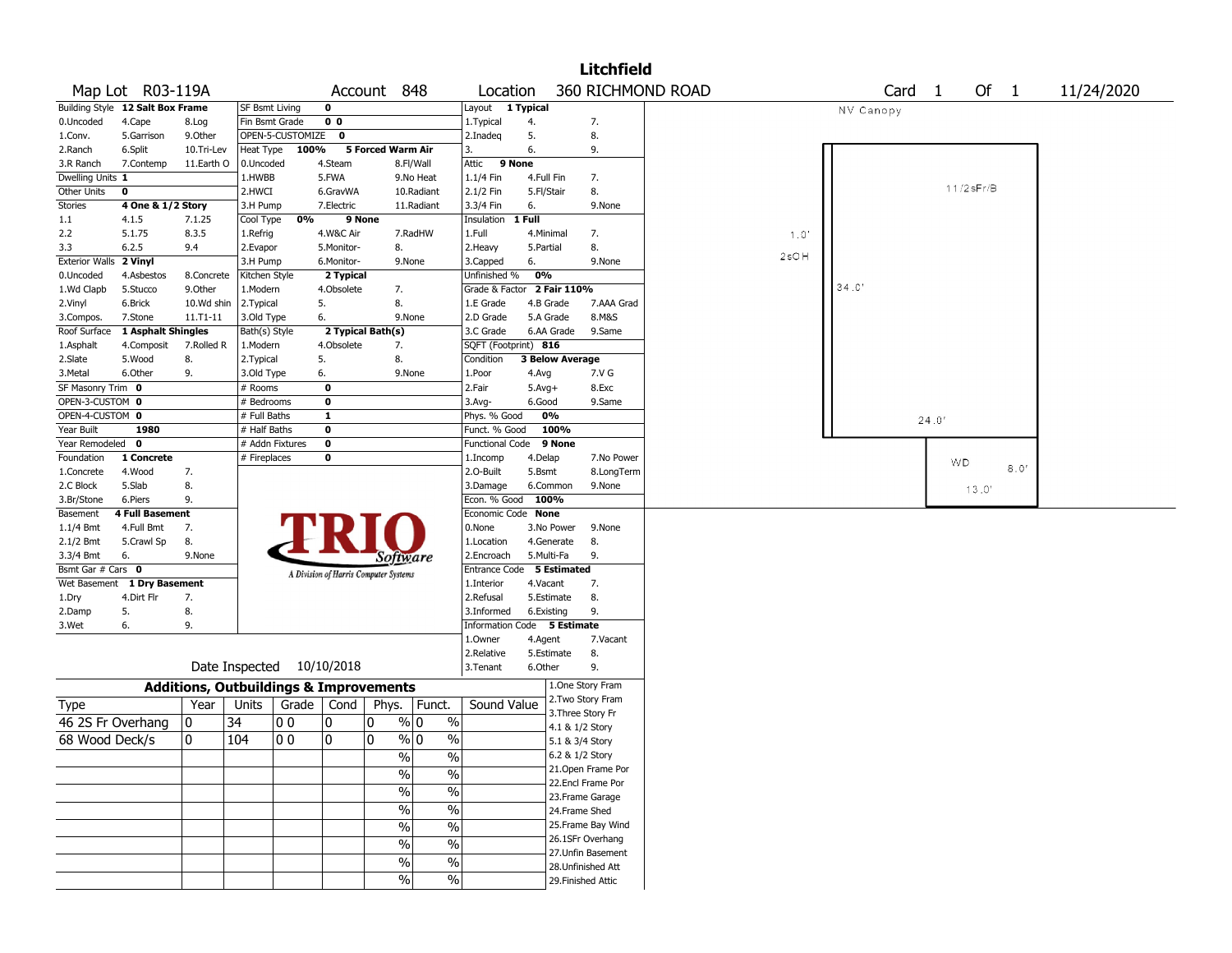# Litchfield

**Map Lot** R03-119A **Account** 848 **Location** 360 RICHMOND ROAD **Card** 1 **Of** 1 11/24/2020

| Building Style | 12 Salt Box Frame | | SF Bsmt Living | 0 | | Layout | 1 Typical | |
|---|---|---|---|---|---|---|---|---|
| 0.Uncoded | 4.Cape | 8.Log | Fin Bsmt Grade | 0 0 | | 1.Typical | 4. | 7. |
| 1.Conv. | 5.Garrison | 9.Other | OPEN-5-CUSTOMIZE | 0 | | 2.Inadeq | 5. | 8. |
| 2.Ranch | 6.Split | 10.Tri-Lev | Heat Type 100% | 5 Forced Warm Air | | 3. | 6. | 9. |
| 3.R Ranch | 7.Contemp | 11.Earth O | 0.Uncoded | 4.Steam | 8.Fl/Wall | Attic | 9 None | |
| Dwelling Units | 1 | | 1.HWBB | 5.FWA | 9.No Heat | 1.1/4 Fin | 4.Full Fin | 7. |
| Other Units | 0 | | 2.HWCI | 6.GravWA | 10.Radiant | 2.1/2 Fin | 5.Fl/Stair | 8. |
| Stories | 4 One & 1/2 Story | | 3.H Pump | 7.Electric | 11.Radiant | 3.3/4 Fin | 6. | 9.None |
| 1.1 | 4.1.5 | 7.1.25 | Cool Type 0% | 9 None | | Insulation | 1 Full | |
| 2.2 | 5.1.75 | 8.3.5 | 1.Refrig | 4.W&C Air | 7.RadHW | 1.Full | 4.Minimal | 7. |
| 3.3 | 6.2.5 | 9.4 | 2.Evapor | 5.Monitor- | 8. | 2.Heavy | 5.Partial | 8. |
| Exterior Walls | 2 Vinyl | | 3.H Pump | 6.Monitor- | 9.None | 3.Capped | 6. | 9.None |
| 0.Uncoded | 4.Asbestos | 8.Concrete | Kitchen Style | 2 Typical | | Unfinished % | 0% | |
| 1.Wd Clapb | 5.Stucco | 9.Other | 1.Modern | 4.Obsolete | 7. | Grade & Factor | 2 Fair 110% | |
| 2.Vinyl | 6.Brick | 10.Wd shin | 2.Typical | 5. | 8. | 1.E Grade | 4.B Grade | 7.AAA Grad |
| 3.Compos. | 7.Stone | 11.T1-11 | 3.Old Type | 6. | 9.None | 2.D Grade | 5.A Grade | 8.M&S |
| Roof Surface | 1 Asphalt Shingles | | Bath(s) Style | 2 Typical Bath(s) | | 3.C Grade | 6.AA Grade | 9.Same |
| 1.Asphalt | 4.Composit | 7.Rolled R | 1.Modern | 4.Obsolete | 7. | SQFT (Footprint) | 816 | |
| 2.Slate | 5.Wood | 8. | 2.Typical | 5. | 8. | Condition | 3 Below Average | |
| 3.Metal | 6.Other | 9. | 3.Old Type | 6. | 9.None | 1.Poor | 4.Avg | 7.V G |
| SF Masonry Trim | 0 | | # Rooms | 0 | | 2.Fair | 5.Avg+ | 8.Exc |
| OPEN-3-CUSTOM | 0 | | # Bedrooms | 0 | | 3.Avg- | 6.Good | 9.Same |
| OPEN-4-CUSTOM | 0 | | # Full Baths | 1 | | Phys. % Good | 0% | |
| Year Built | 1980 | | # Half Baths | 0 | | Funct. % Good | 100% | |
| Year Remodeled | 0 | | # Addn Fixtures | 0 | | Functional Code | 9 None | |
| Foundation | 1 Concrete | | # Fireplaces | 0 | | 1.Incomp | 4.Delap | 7.No Power |
| 1.Concrete | 4.Wood | 7. | | | | 2.O-Built | 5.Bsmt | 8.LongTerm |
| 2.C Block | 5.Slab | 8. | | | | 3.Damage | 6.Common | 9.None |
| 3.Br/Stone | 6.Piers | 9. | | | | Econ. % Good | 100% | |
| Basement | 4 Full Basement | | | | | Economic Code | None | |
| 1.1/4 Bmt | 4.Full Bmt | 7. | | | | 0.None | 3.No Power | 9.None |
| 2.1/2 Bmt | 5.Crawl Sp | 8. | | | | 1.Location | 4.Generate | 8. |
| 3.3/4 Bmt | 6. | 9.None | | | | 2.Encroach | 5.Multi-Fa | 9. |
| Bsmt Gar # Cars | 0 | | | | | Entrance Code | 5 Estimated | |
| Wet Basement | 1 Dry Basement | | | | | 1.Interior | 4.Vacant | 7. |
| 1.Dry | 4.Dirt Flr | 7. | | | | 2.Refusal | 5.Estimate | 8. |
| 2.Damp | 5. | 8. | | | | 3.Informed | 6.Existing | 9. |
| 3.Wet | 6. | 9. | | | | Information Code | 5 Estimate | |
| | | | | | | 1.Owner | 4.Agent | 7.Vacant |
| | | | | | | 2.Relative | 5.Estimate | 8. |
| | | | | | | 3.Tenant | 6.Other | 9. |

TRIO Software — A Division of Harris Computer Systems

Date Inspected 10/10/2018

## Additions, Outbuildings & Improvements

| Type | Year | Units | Grade | Cond | Phys. | Funct. | Sound Value |
|---|---|---|---|---|---|---|---|
| 46 2S Fr Overhang | 0 | 34 | 0 0 | 0 | 0 % | 0 % | |
| 68 Wood Deck/s | 0 | 104 | 0 0 | 0 | 0 % | 0 % | |
| | | | | | % | % | |
| | | | | | % | % | |
| | | | | | % | % | |
| | | | | | % | % | |
| | | | | | % | % | |
| | | | | | % | % | |
| | | | | | % | % | |
| | | | | | % | % | |

1.One Story Fram
2.Two Story Fram
3.Three Story Fr
4.1 & 1/2 Story
5.1 & 3/4 Story
6.2 & 1/2 Story
21.Open Frame Por
22.Encl Frame Por
23.Frame Garage
24.Frame Shed
25.Frame Bay Wind
26.1SFr Overhang
27.Unfin Basement
28.Unfinished Att
29.Finished Attic

NV Canopy

11/2sFr/B

1.0'

2sOH

34.0'

24.0'

WD

8.0'

13.0'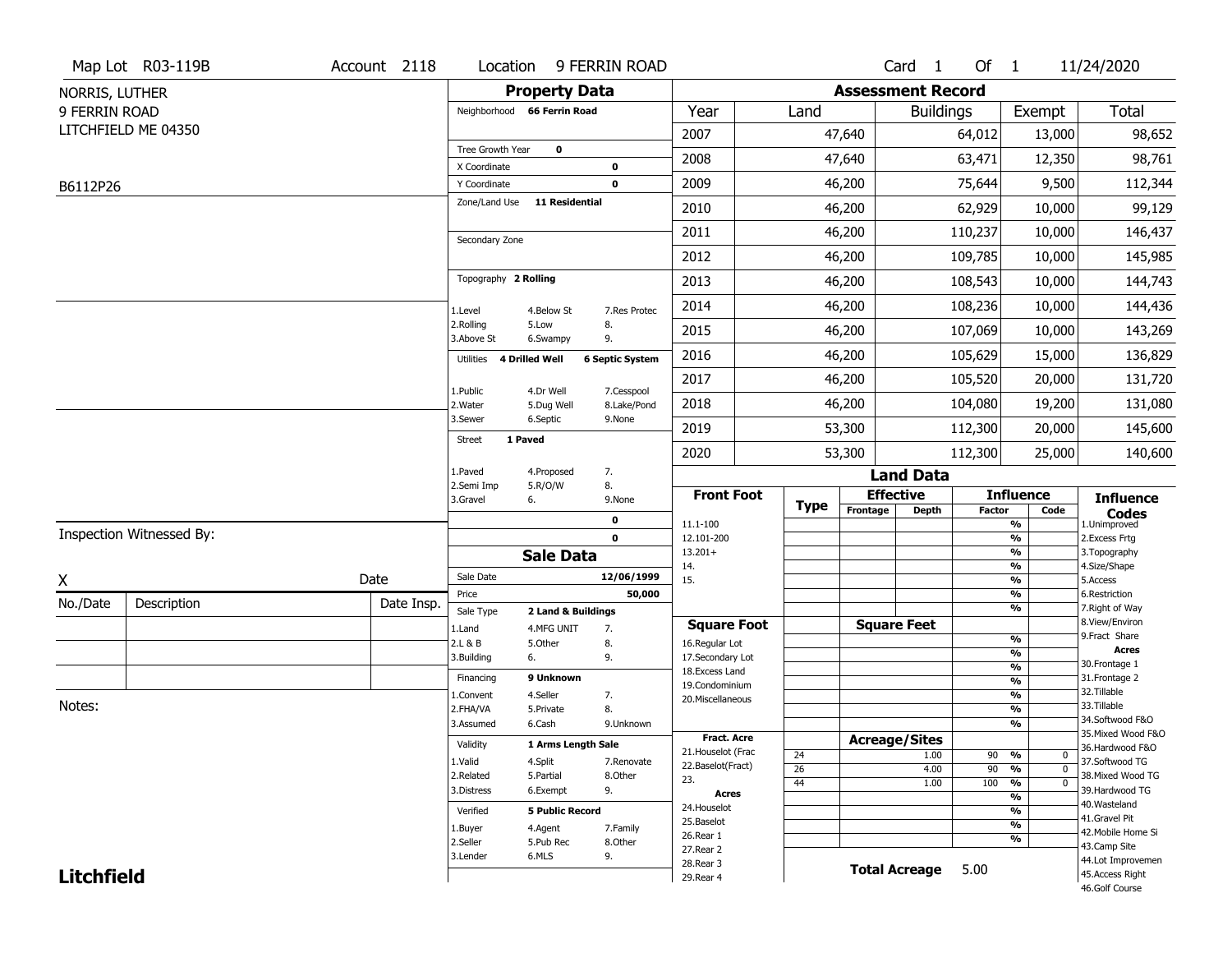Map Lot R03-119B | Account 2118 | Location 9 FERRIN ROAD | Card 1 Of 1 | 11/24/2020

NORRIS, LUTHER
9 FERRIN ROAD
LITCHFIELD ME 04350

B6112P26

## Property Data

Neighborhood **66 Ferrin Road**

Tree Growth Year **0**
X Coordinate **0**
Y Coordinate **0**
Zone/Land Use **11 Residential**

Secondary Zone

Topography **2 Rolling**

1.Level 4.Below St 7.Res Protec
2.Rolling 5.Low 8.
3.Above St 6.Swampy 9.

Utilities **4 Drilled Well** **6 Septic System**

1.Public 4.Dr Well 7.Cesspool
2.Water 5.Dug Well 8.Lake/Pond
3.Sewer 6.Septic 9.None

Street **1 Paved**

1.Paved 4.Proposed 7.
2.Semi Imp 5.R/O/W 8.
3.Gravel 6. 9.None

**0**
**0**

## Assessment Record

| Year | Land | Buildings | Exempt | Total |
|---|---|---|---|---|
| 2007 | 47,640 | 64,012 | 13,000 | 98,652 |
| 2008 | 47,640 | 63,471 | 12,350 | 98,761 |
| 2009 | 46,200 | 75,644 | 9,500 | 112,344 |
| 2010 | 46,200 | 62,929 | 10,000 | 99,129 |
| 2011 | 46,200 | 110,237 | 10,000 | 146,437 |
| 2012 | 46,200 | 109,785 | 10,000 | 145,985 |
| 2013 | 46,200 | 108,543 | 10,000 | 144,743 |
| 2014 | 46,200 | 108,236 | 10,000 | 144,436 |
| 2015 | 46,200 | 107,069 | 10,000 | 143,269 |
| 2016 | 46,200 | 105,629 | 15,000 | 136,829 |
| 2017 | 46,200 | 105,520 | 20,000 | 131,720 |
| 2018 | 46,200 | 104,080 | 19,200 | 131,080 |
| 2019 | 53,300 | 112,300 | 20,000 | 145,600 |
| 2020 | 53,300 | 112,300 | 25,000 | 140,600 |

## Land Data

| Front Foot | Type | Effective Frontage | Effective Depth | Influence Factor | Influence Code |
|---|---|---|---|---|---|
| 11.1-100 | | | | % | |
| 12.101-200 | | | | % | |
| 13.201+ | | | | % | |
| 14. | | | | % | |
| 15. | | | | % | |
| | | | | % | |
| | | | | % | |

| Square Foot | Square Feet | | |
|---|---|---|---|
| 16.Regular Lot | | % | |
| 17.Secondary Lot | | % | |
| 18.Excess Land | | % | |
| 19.Condominium | | % | |
| 20.Miscellaneous | | % | |
| | | % | |
| | | % | |

| Fract. Acre / Acres | Type | Acreage/Sites | Influence Factor | Influence Code |
|---|---|---|---|---|
| 21.Houselot (Frac | 24 | 1.00 | 90 % | 0 |
| 22.Baselot(Fract) | 26 | 4.00 | 90 % | 0 |
| 23. | 44 | 1.00 | 100 % | 0 |
| 24.Houselot | | | % | |
| 25.Baselot | | | % | |
| 26.Rear 1 | | | % | |
| 27.Rear 2 | | | % | |
| 28.Rear 3 | | | | |
| 29.Rear 4 | | | | |

**Total Acreage** 5.00

**Influence Codes**
1.Unimproved
2.Excess Frtg
3.Topography
4.Size/Shape
5.Access
6.Restriction
7.Right of Way
8.View/Environ
9.Fract Share
**Acres**
30.Frontage 1
31.Frontage 2
32.Tillable
33.Tillable
34.Softwood F&O
35.Mixed Wood F&O
36.Hardwood F&O
37.Softwood TG
38.Mixed Wood TG
39.Hardwood TG
40.Wasteland
41.Gravel Pit
42.Mobile Home Si
43.Camp Site
44.Lot Improvemen
45.Access Right
46.Golf Course

## Sale Data

Sale Date **12/06/1999**
Price **50,000**
Sale Type **2 Land & Buildings**

1.Land 4.MFG UNIT 7.
2.L & B 5.Other 8.
3.Building 6. 9.

Financing **9 Unknown**

1.Convent 4.Seller 7.
2.FHA/VA 5.Private 8.
3.Assumed 6.Cash 9.Unknown

Validity **1 Arms Length Sale**

1.Valid 4.Split 7.Renovate
2.Related 5.Partial 8.Other
3.Distress 6.Exempt 9.

Verified **5 Public Record**

1.Buyer 4.Agent 7.Family
2.Seller 5.Pub Rec 8.Other
3.Lender 6.MLS 9.

Inspection Witnessed By:

X Date

| No./Date | Description | Date Insp. |
|---|---|---|
| | | |
| | | |
| | | |

Notes:

**Litchfield**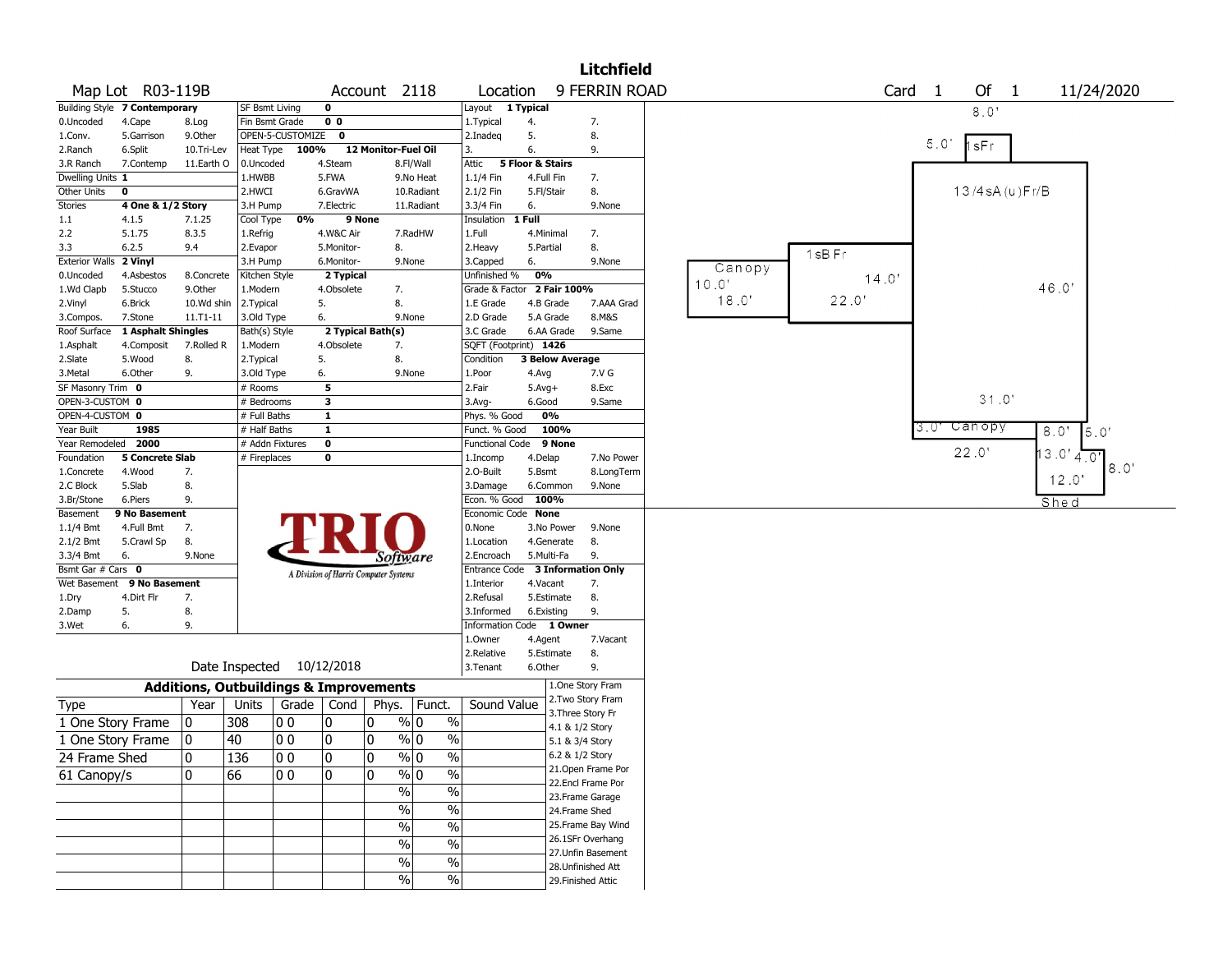# Litchfield

Map Lot R03-119B | Account 2118 | Location 9 FERRIN ROAD | Card 1 Of 1 | 11/24/2020

| Building Style | 7 Contemporary | | SF Bsmt Living | 0 | | Layout | 1 Typical | |
|---|---|---|---|---|---|---|---|---|
| 0.Uncoded | 4.Cape | 8.Log | Fin Bsmt Grade | 0 0 | | 1.Typical | 4. | 7. |
| 1.Conv. | 5.Garrison | 9.Other | OPEN-5-CUSTOMIZE | 0 | | 2.Inadeq | 5. | 8. |
| 2.Ranch | 6.Split | 10.Tri-Lev | Heat Type 100% | 12 Monitor-Fuel Oil | | 3. | 6. | 9. |
| 3.R Ranch | 7.Contemp | 11.Earth O | 0.Uncoded | 4.Steam | 8.Fl/Wall | Attic | 5 Floor & Stairs | |
| Dwelling Units | 1 | | 1.HWBB | 5.FWA | 9.No Heat | 1.1/4 Fin | 4.Full Fin | 7. |
| Other Units | 0 | | 2.HWCI | 6.GravWA | 10.Radiant | 2.1/2 Fin | 5.Fl/Stair | 8. |
| Stories | 4 One & 1/2 Story | | 3.H Pump | 7.Electric | 11.Radiant | 3.3/4 Fin | 6. | 9.None |
| 1.1 | 4.1.5 | 7.1.25 | Cool Type 0% | 9 None | | Insulation | 1 Full | |
| 2.2 | 5.1.75 | 8.3.5 | 1.Refrig | 4.W&C Air | 7.RadHW | 1.Full | 4.Minimal | 7. |
| 3.3 | 6.2.5 | 9.4 | 2.Evapor | 5.Monitor- | 8. | 2.Heavy | 5.Partial | 8. |
| Exterior Walls | 2 Vinyl | | 3.H Pump | 6.Monitor- | 9.None | 3.Capped | 6. | 9.None |
| 0.Uncoded | 4.Asbestos | 8.Concrete | Kitchen Style | 2 Typical | | Unfinished % | 0% | |
| 1.Wd Clapb | 5.Stucco | 9.Other | 1.Modern | 4.Obsolete | 7. | Grade & Factor | 2 Fair 100% | |
| 2.Vinyl | 6.Brick | 10.Wd shin | 2.Typical | 5. | 8. | 1.E Grade | 4.B Grade | 7.AAA Grad |
| 3.Compos. | 7.Stone | 11.T1-11 | 3.Old Type | 6. | 9.None | 2.D Grade | 5.A Grade | 8.M&S |
| Roof Surface | 1 Asphalt Shingles | | Bath(s) Style | 2 Typical Bath(s) | | 3.C Grade | 6.AA Grade | 9.Same |
| 1.Asphalt | 4.Composit | 7.Rolled R | 1.Modern | 4.Obsolete | 7. | SQFT (Footprint) | 1426 | |
| 2.Slate | 5.Wood | 8. | 2.Typical | 5. | 8. | Condition | 3 Below Average | |
| 3.Metal | 6.Other | 9. | 3.Old Type | 6. | 9.None | 1.Poor | 4.Avg | 7.V G |
| SF Masonry Trim | 0 | | # Rooms | 5 | | 2.Fair | 5.Avg+ | 8.Exc |
| OPEN-3-CUSTOM | 0 | | # Bedrooms | 3 | | 3.Avg- | 6.Good | 9.Same |
| OPEN-4-CUSTOM | 0 | | # Full Baths | 1 | | Phys. % Good | 0% | |
| Year Built | 1985 | | # Half Baths | 1 | | Funct. % Good | 100% | |
| Year Remodeled | 2000 | | # Addn Fixtures | 0 | | Functional Code | 9 None | |
| Foundation | 5 Concrete Slab | | # Fireplaces | 0 | | 1.Incomp | 4.Delap | 7.No Power |
| 1.Concrete | 4.Wood | 7. | | | | 2.O-Built | 5.Bsmt | 8.LongTerm |
| 2.C Block | 5.Slab | 8. | | | | 3.Damage | 6.Common | 9.None |
| 3.Br/Stone | 6.Piers | 9. | | | | Econ. % Good | 100% | |
| Basement | 9 No Basement | | | | | Economic Code | None | |
| 1.1/4 Bmt | 4.Full Bmt | 7. | | | | 0.None | 3.No Power | 9.None |
| 2.1/2 Bmt | 5.Crawl Sp | 8. | | | | 1.Location | 4.Generate | 8. |
| 3.3/4 Bmt | 6. | 9.None | | | | 2.Encroach | 5.Multi-Fa | 9. |
| Bsmt Gar # Cars | 0 | | | | | Entrance Code | 3 Information Only | |
| Wet Basement | 9 No Basement | | | | | 1.Interior | 4.Vacant | 7. |
| 1.Dry | 4.Dirt Flr | 7. | | | | 2.Refusal | 5.Estimate | 8. |
| 2.Damp | 5. | 8. | | | | 3.Informed | 6.Existing | 9. |
| 3.Wet | 6. | 9. | | | | Information Code | 1 Owner | |
| | | | | | | 1.Owner | 4.Agent | 7.Vacant |
| | | | | | | 2.Relative | 5.Estimate | 8. |
| | | | | | | 3.Tenant | 6.Other | 9. |

TRIO Software — A Division of Harris Computer Systems

Date Inspected 10/12/2018

## Additions, Outbuildings & Improvements

| Type | Year | Units | Grade | Cond | Phys. | Funct. | Sound Value |
|---|---|---|---|---|---|---|---|
| 1 One Story Frame | 0 | 308 | 0 0 | 0 | 0 % | 0 % | |
| 1 One Story Frame | 0 | 40 | 0 0 | 0 | 0 % | 0 % | |
| 24 Frame Shed | 0 | 136 | 0 0 | 0 | 0 % | 0 % | |
| 61 Canopy/s | 0 | 66 | 0 0 | 0 | 0 % | 0 % | |
| | | | | | % | % | |
| | | | | | % | % | |
| | | | | | % | % | |
| | | | | | % | % | |
| | | | | | % | % | |
| | | | | | % | % | |

1.One Story Fram
2.Two Story Fram
3.Three Story Fr
4.1 & 1/2 Story
5.1 & 3/4 Story
6.2 & 1/2 Story
21.Open Frame Por
22.Encl Frame Por
23.Frame Garage
24.Frame Shed
25.Frame Bay Wind
26.1SFr Overhang
27.Unfin Basement
28.Unfinished Att
29.Finished Attic

Sketch labels: 8.0' | 5.0' | 1sFr | 13/4sA(u)Fr/B | 46.0' | 1sBFr | 14.0' | 22.0' | Canopy | 10.0' | 18.0' | 31.0' | 3.0' | Canopy | 22.0' | 8.0' | 5.0' | 13.0' | 4.0' | 8.0' | 12.0' | Shed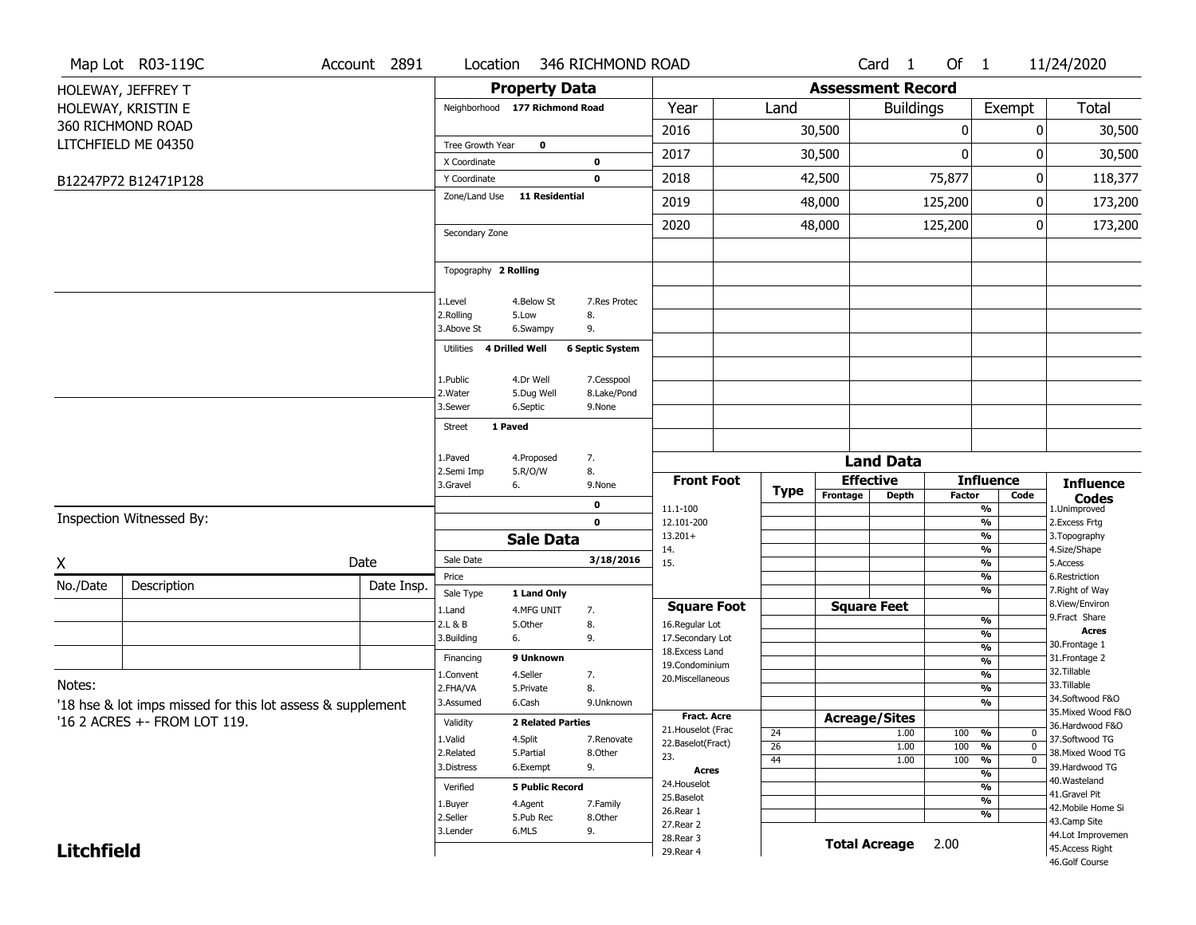Map Lot R03-119C | Account 2891 | Location 346 RICHMOND ROAD | Card 1 Of 1 | 11/24/2020

HOLEWAY, JEFFREY T
HOLEWAY, KRISTIN E
360 RICHMOND ROAD
LITCHFIELD ME 04350

B12247P72 B12471P128

## Property Data

Neighborhood **177 Richmond Road**

Tree Growth Year **0**
X Coordinate **0**
Y Coordinate **0**
Zone/Land Use **11 Residential**

Secondary Zone

Topography **2 Rolling**

1.Level 4.Below St 7.Res Protec
2.Rolling 5.Low 8.
3.Above St 6.Swampy 9.

Utilities **4 Drilled Well** **6 Septic System**

1.Public 4.Dr Well 7.Cesspool
2.Water 5.Dug Well 8.Lake/Pond
3.Sewer 6.Septic 9.None

Street **1 Paved**

1.Paved 4.Proposed 7.
2.Semi Imp 5.R/O/W 8.
3.Gravel 6. 9.None

0
0

## Assessment Record

| Year | Land | Buildings | Exempt | Total |
|---|---|---|---|---|
| 2016 | 30,500 | 0 | 0 | 30,500 |
| 2017 | 30,500 | 0 | 0 | 30,500 |
| 2018 | 42,500 | 75,877 | 0 | 118,377 |
| 2019 | 48,000 | 125,200 | 0 | 173,200 |
| 2020 | 48,000 | 125,200 | 0 | 173,200 |

Inspection Witnessed By:

X Date

| No./Date | Description | Date Insp. |
|---|---|---|
| | | |
| | | |
| | | |

## Sale Data

Sale Date **3/18/2016**
Price
Sale Type **1 Land Only**

1.Land 4.MFG UNIT 7.
2.L & B 5.Other 8.
3.Building 6. 9.

Financing **9 Unknown**

1.Convent 4.Seller 7.
2.FHA/VA 5.Private 8.
3.Assumed 6.Cash 9.Unknown

Validity **2 Related Parties**

1.Valid 4.Split 7.Renovate
2.Related 5.Partial 8.Other
3.Distress 6.Exempt 9.

Verified **5 Public Record**

1.Buyer 4.Agent 7.Family
2.Seller 5.Pub Rec 8.Other
3.Lender 6.MLS 9.

Notes:

'18 hse & lot imps missed for this lot assess & supplement
'16 2 ACRES +- FROM LOT 119.

## Land Data

| Front Foot | Type | Effective Frontage | Effective Depth | Influence Factor | Influence Code |
|---|---|---|---|---|---|
| 11.1-100 | | | | % | |
| 12.101-200 | | | | % | |
| 13.201+ | | | | % | |
| 14. | | | | % | |
| 15. | | | | % | |
| | | | | % | |
| | | | | % | |

| Square Foot | Type | Square Feet | Influence Factor | Influence Code |
|---|---|---|---|---|
| 16.Regular Lot | | | % | |
| 17.Secondary Lot | | | % | |
| 18.Excess Land | | | % | |
| 19.Condominium | | | % | |
| 20.Miscellaneous | | | % | |
| | | | % | |
| | | | % | |

| Fract. Acre / Acres | Type | Acreage/Sites | Influence Factor | Influence Code |
|---|---|---|---|---|
| 21.Houselot (Frac | 24 | 1.00 | 100 % | 0 |
| 22.Baselot(Fract) | 26 | 1.00 | 100 % | 0 |
| 23. | 44 | 1.00 | 100 % | 0 |
| 24.Houselot | | | % | |
| 25.Baselot | | | % | |
| 26.Rear 1 | | | % | |
| 27.Rear 2 | | | % | |
| 28.Rear 3 | | | | |
| 29.Rear 4 | | | | |

**Total Acreage** 2.00

**Influence Codes**
1.Unimproved
2.Excess Frtg
3.Topography
4.Size/Shape
5.Access
6.Restriction
7.Right of Way
8.View/Environ
9.Fract Share

**Acres**
30.Frontage 1
31.Frontage 2
32.Tillable
33.Tillable
34.Softwood F&O
35.Mixed Wood F&O
36.Hardwood F&O
37.Softwood TG
38.Mixed Wood TG
39.Hardwood TG
40.Wasteland
41.Gravel Pit
42.Mobile Home Si
43.Camp Site
44.Lot Improvemen
45.Access Right
46.Golf Course

**Litchfield**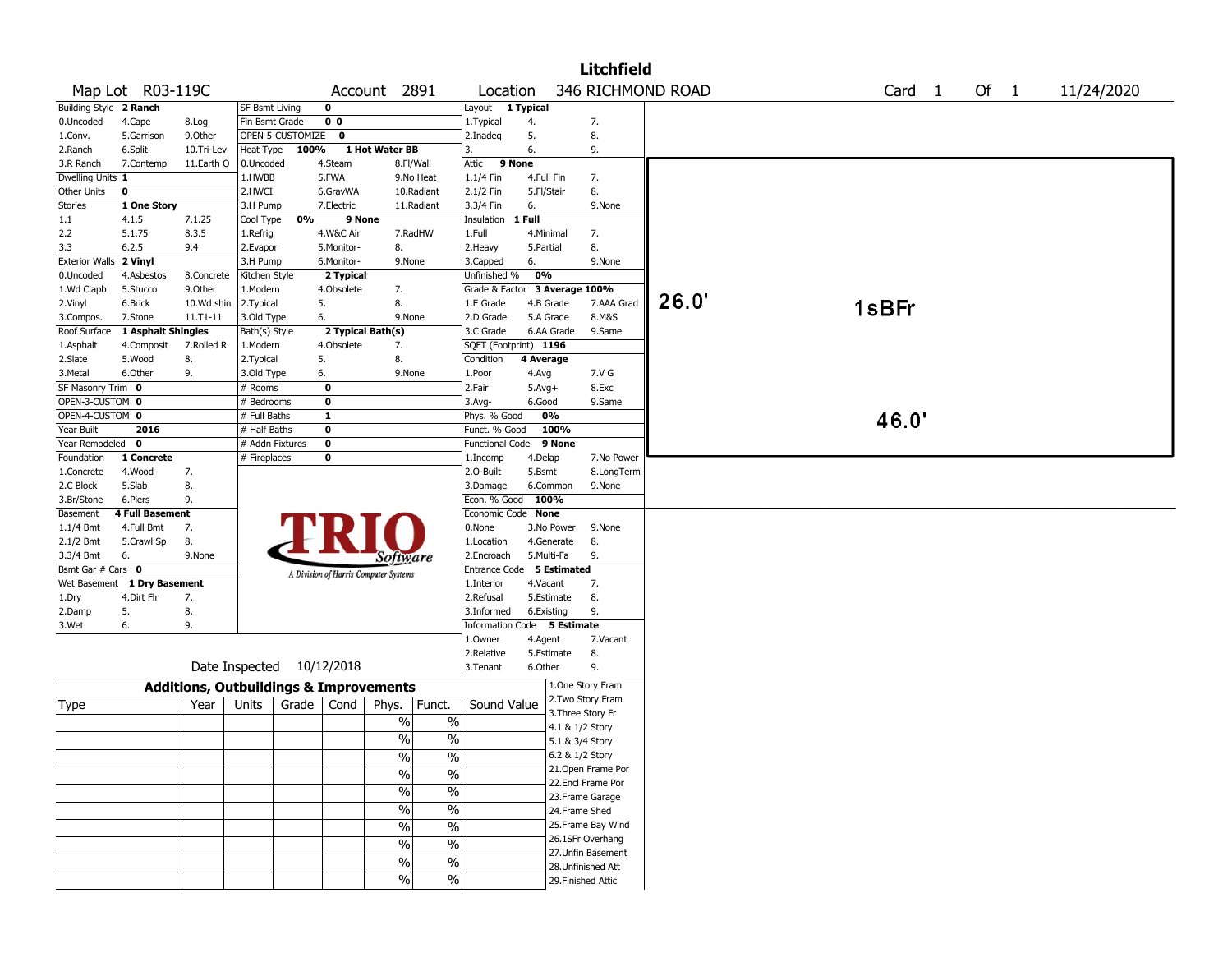# Litchfield

Map Lot R03-119C | Account 2891 | Location 346 RICHMOND ROAD | Card 1 Of 1 | 11/24/2020

| Building Style | 2 Ranch | | SF Bsmt Living | 0 | | Layout | 1 Typical | |
|---|---|---|---|---|---|---|---|---|
| 0.Uncoded | 4.Cape | 8.Log | Fin Bsmt Grade | 0 0 | | 1.Typical | 4. | 7. |
| 1.Conv. | 5.Garrison | 9.Other | OPEN-5-CUSTOMIZE | 0 | | 2.Inadeq | 5. | 8. |
| 2.Ranch | 6.Split | 10.Tri-Lev | Heat Type 100% | 1 Hot Water BB | | 3. | 6. | 9. |
| 3.R Ranch | 7.Contemp | 11.Earth O | 0.Uncoded | 4.Steam | 8.Fl/Wall | Attic | 9 None | |
| Dwelling Units | 1 | | 1.HWBB | 5.FWA | 9.No Heat | 1.1/4 Fin | 4.Full Fin | 7. |
| Other Units | 0 | | 2.HWCI | 6.GravWA | 10.Radiant | 2.1/2 Fin | 5.Fl/Stair | 8. |
| Stories | 1 One Story | | 3.H Pump | 7.Electric | 11.Radiant | 3.3/4 Fin | 6. | 9.None |
| 1.1 | 4.1.5 | 7.1.25 | Cool Type 0% | 9 None | | Insulation | 1 Full | |
| 2.2 | 5.1.75 | 8.3.5 | 1.Refrig | 4.W&C Air | 7.RadHW | 1.Full | 4.Minimal | 7. |
| 3.3 | 6.2.5 | 9.4 | 2.Evapor | 5.Monitor- | 8. | 2.Heavy | 5.Partial | 8. |
| Exterior Walls | 2 Vinyl | | 3.H Pump | 6.Monitor- | 9.None | 3.Capped | 6. | 9.None |
| 0.Uncoded | 4.Asbestos | 8.Concrete | Kitchen Style | 2 Typical | | Unfinished % | 0% | |
| 1.Wd Clapb | 5.Stucco | 9.Other | 1.Modern | 4.Obsolete | 7. | Grade & Factor | 3 Average 100% | |
| 2.Vinyl | 6.Brick | 10.Wd shin | 2.Typical | 5. | 8. | 1.E Grade | 4.B Grade | 7.AAA Grad |
| 3.Compos. | 7.Stone | 11.T1-11 | 3.Old Type | 6. | 9.None | 2.D Grade | 5.A Grade | 8.M&S |
| Roof Surface | 1 Asphalt Shingles | | Bath(s) Style | 2 Typical Bath(s) | | 3.C Grade | 6.AA Grade | 9.Same |
| 1.Asphalt | 4.Composit | 7.Rolled R | 1.Modern | 4.Obsolete | 7. | SQFT (Footprint) | 1196 | |
| 2.Slate | 5.Wood | 8. | 2.Typical | 5. | 8. | Condition | 4 Average | |
| 3.Metal | 6.Other | 9. | 3.Old Type | 6. | 9.None | 1.Poor | 4.Avg | 7.V G |
| SF Masonry Trim | 0 | | # Rooms | 0 | | 2.Fair | 5.Avg+ | 8.Exc |
| OPEN-3-CUSTOM | 0 | | # Bedrooms | 0 | | 3.Avg- | 6.Good | 9.Same |
| OPEN-4-CUSTOM | 0 | | # Full Baths | 1 | | Phys. % Good | 0% | |
| Year Built | 2016 | | # Half Baths | 0 | | Funct. % Good | 100% | |
| Year Remodeled | 0 | | # Addn Fixtures | 0 | | Functional Code | 9 None | |
| Foundation | 1 Concrete | | # Fireplaces | 0 | | 1.Incomp | 4.Delap | 7.No Power |
| 1.Concrete | 4.Wood | 7. | | | | 2.O-Built | 5.Bsmt | 8.LongTerm |
| 2.C Block | 5.Slab | 8. | | | | 3.Damage | 6.Common | 9.None |
| 3.Br/Stone | 6.Piers | 9. | | | | Econ. % Good | 100% | |
| Basement | 4 Full Basement | | | | | Economic Code | None | |
| 1.1/4 Bmt | 4.Full Bmt | 7. | | | | 0.None | 3.No Power | 9.None |
| 2.1/2 Bmt | 5.Crawl Sp | 8. | | | | 1.Location | 4.Generate | 8. |
| 3.3/4 Bmt | 6. | 9.None | | | | 2.Encroach | 5.Multi-Fa | 9. |
| Bsmt Gar # Cars | 0 | | | | | Entrance Code | 5 Estimated | |
| Wet Basement | 1 Dry Basement | | | | | 1.Interior | 4.Vacant | 7. |
| 1.Dry | 4.Dirt Flr | 7. | | | | 2.Refusal | 5.Estimate | 8. |
| 2.Damp | 5. | 8. | | | | 3.Informed | 6.Existing | 9. |
| 3.Wet | 6. | 9. | | | | Information Code | 5 Estimate | |
| | | | | | | 1.Owner | 4.Agent | 7.Vacant |
| | | | | | | 2.Relative | 5.Estimate | 8. |
| | | | Date Inspected | 10/12/2018 | | 3.Tenant | 6.Other | 9. |

TRIO Software — A Division of Harris Computer Systems

Sketch: 1sBFr — 26.0' × 46.0'

## Additions, Outbuildings & Improvements

| Type | Year | Units | Grade | Cond | Phys. | Funct. | Sound Value |
|---|---|---|---|---|---|---|---|
| | | | | | % | % | |
| | | | | | % | % | |
| | | | | | % | % | |
| | | | | | % | % | |
| | | | | | % | % | |
| | | | | | % | % | |
| | | | | | % | % | |
| | | | | | % | % | |
| | | | | | % | % | |
| | | | | | % | % | |

1.One Story Fram
2.Two Story Fram
3.Three Story Fr
4.1 & 1/2 Story
5.1 & 3/4 Story
6.2 & 1/2 Story
21.Open Frame Por
22.Encl Frame Por
23.Frame Garage
24.Frame Shed
25.Frame Bay Wind
26.1SFr Overhang
27.Unfin Basement
28.Unfinished Att
29.Finished Attic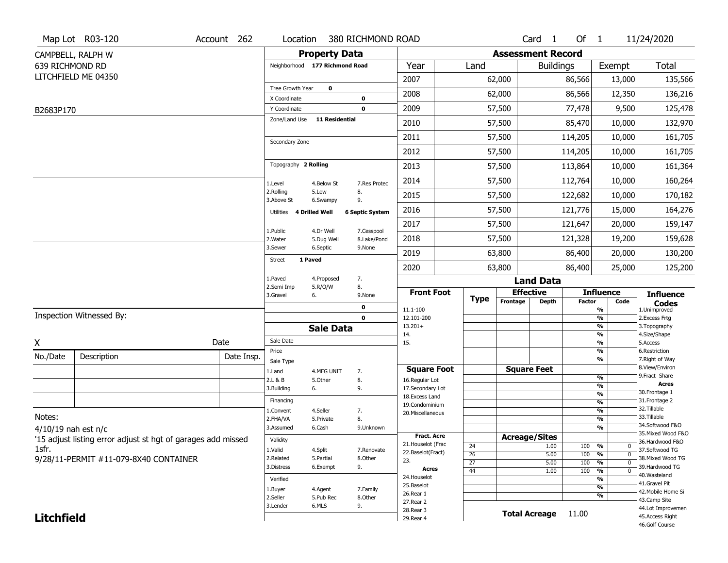Map Lot R03-120 | Account 262 | Location 380 RICHMOND ROAD | Card 1 Of 1 | 11/24/2020

CAMPBELL, RALPH W
639 RICHMOND RD
LITCHFIELD ME 04350

B2683P170

## Property Data

| | | |
|---|---|---|
| Neighborhood | 177 Richmond Road | |
| Tree Growth Year | 0 | |
| X Coordinate | | 0 |
| Y Coordinate | | 0 |
| Zone/Land Use | 11 Residential | |
| Secondary Zone | | |
| Topography | 2 Rolling | |
| 1.Level | 4.Below St | 7.Res Protec |
| 2.Rolling | 5.Low | 8. |
| 3.Above St | 6.Swampy | 9. |
| Utilities | 4 Drilled Well | 6 Septic System |
| 1.Public | 4.Dr Well | 7.Cesspool |
| 2.Water | 5.Dug Well | 8.Lake/Pond |
| 3.Sewer | 6.Septic | 9.None |
| Street | 1 Paved | |
| 1.Paved | 4.Proposed | 7. |
| 2.Semi Imp | 5.R/O/W | 8. |
| 3.Gravel | 6. | 9.None |
| | | 0 |
| | | 0 |

## Assessment Record

| Year | Land | Buildings | Exempt | Total |
|---|---|---|---|---|
| 2007 | 62,000 | 86,566 | 13,000 | 135,566 |
| 2008 | 62,000 | 86,566 | 12,350 | 136,216 |
| 2009 | 57,500 | 77,478 | 9,500 | 125,478 |
| 2010 | 57,500 | 85,470 | 10,000 | 132,970 |
| 2011 | 57,500 | 114,205 | 10,000 | 161,705 |
| 2012 | 57,500 | 114,205 | 10,000 | 161,705 |
| 2013 | 57,500 | 113,864 | 10,000 | 161,364 |
| 2014 | 57,500 | 112,764 | 10,000 | 160,264 |
| 2015 | 57,500 | 122,682 | 10,000 | 170,182 |
| 2016 | 57,500 | 121,776 | 15,000 | 164,276 |
| 2017 | 57,500 | 121,647 | 20,000 | 159,147 |
| 2018 | 57,500 | 121,328 | 19,200 | 159,628 |
| 2019 | 63,800 | 86,400 | 20,000 | 130,200 |
| 2020 | 63,800 | 86,400 | 25,000 | 125,200 |

## Sale Data

| | | |
|---|---|---|
| Sale Date | | |
| Price | | |
| Sale Type | | |
| 1.Land | 4.MFG UNIT | 7. |
| 2.L & B | 5.Other | 8. |
| 3.Building | 6. | 9. |
| Financing | | |
| 1.Convent | 4.Seller | 7. |
| 2.FHA/VA | 5.Private | 8. |
| 3.Assumed | 6.Cash | 9.Unknown |
| Validity | | |
| 1.Valid | 4.Split | 7.Renovate |
| 2.Related | 5.Partial | 8.Other |
| 3.Distress | 6.Exempt | 9. |
| Verified | | |
| 1.Buyer | 4.Agent | 7.Family |
| 2.Seller | 5.Pub Rec | 8.Other |
| 3.Lender | 6.MLS | 9. |

## Land Data

| Front Foot | Type | Effective Frontage | Effective Depth | Influence Factor | Influence Code |
|---|---|---|---|---|---|
| 11.1-100 | | | | % | |
| 12.101-200 | | | | % | |
| 13.201+ | | | | % | |
| 14. | | | | % | |
| 15. | | | | % | |
| | | | | % | |
| | | | | % | |
| **Square Foot** | | **Square Feet** | | | |
| 16.Regular Lot | | | | % | |
| 17.Secondary Lot | | | | % | |
| 18.Excess Land | | | | % | |
| 19.Condominium | | | | % | |
| 20.Miscellaneous | | | | % | |
| | | | | % | |
| | | | | % | |
| **Fract. Acre** | | **Acreage/Sites** | | | |
| 21.Houselot (Frac | 24 | | 1.00 | 100 % | 0 |
| 22.Baselot(Fract) | 26 | | 5.00 | 100 % | 0 |
| 23. | 27 | | 5.00 | 100 % | 0 |
| **Acres** | 44 | | 1.00 | 100 % | 0 |
| 24.Houselot | | | | % | |
| 25.Baselot | | | | % | |
| 26.Rear 1 | | | | % | |
| 27.Rear 2 | | | | | |
| 28.Rear 3 | | | | | |
| 29.Rear 4 | | | | | |

**Total Acreage** 11.00

**Influence Codes**
1.Unimproved
2.Excess Frtg
3.Topography
4.Size/Shape
5.Access
6.Restriction
7.Right of Way
8.View/Environ
9.Fract Share
**Acres**
30.Frontage 1
31.Frontage 2
32.Tillable
33.Tillable
34.Softwood F&O
35.Mixed Wood F&O
36.Hardwood F&O
37.Softwood TG
38.Mixed Wood TG
39.Hardwood TG
40.Wasteland
41.Gravel Pit
42.Mobile Home Si
43.Camp Site
44.Lot Improvemen
45.Access Right
46.Golf Course

Inspection Witnessed By:

X ______________________ Date

| No./Date | Description | Date Insp. |
|---|---|---|
| | | |
| | | |
| | | |

Notes:

4/10/19 nah est n/c

'15 adjust listing error adjust st hgt of garages add missed 1sfr.

9/28/11-PERMIT #11-079-8X40 CONTAINER

**Litchfield**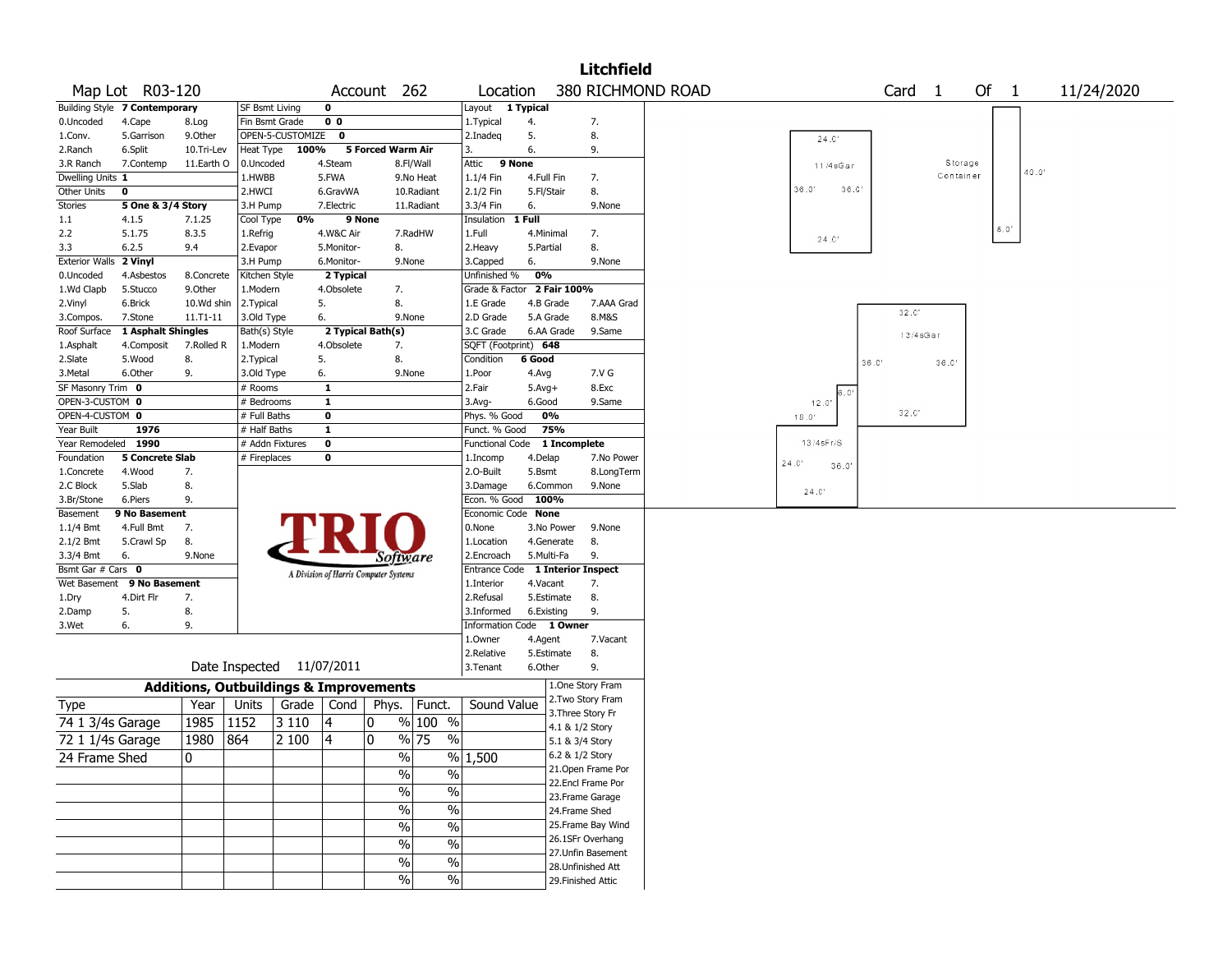# Litchfield

**Map Lot** R03-120 **Account** 262 **Location** 380 RICHMOND ROAD **Card** 1 **Of** 1 11/24/2020

| Building Style | 7 Contemporary | | SF Bsmt Living | 0 | | Layout | 1 Typical | |
|---|---|---|---|---|---|---|---|---|
| 0.Uncoded | 4.Cape | 8.Log | Fin Bsmt Grade | 0 0 | | 1.Typical | 4. | 7. |
| 1.Conv. | 5.Garrison | 9.Other | OPEN-5-CUSTOMIZE | 0 | | 2.Inadeq | 5. | 8. |
| 2.Ranch | 6.Split | 10.Tri-Lev | Heat Type 100% | 5 Forced Warm Air | | 3. | 6. | 9. |
| 3.R Ranch | 7.Contemp | 11.Earth O | 0.Uncoded | 4.Steam | 8.Fl/Wall | Attic | 9 None | |
| Dwelling Units | 1 | | 1.HWBB | 5.FWA | 9.No Heat | 1.1/4 Fin | 4.Full Fin | 7. |
| Other Units | 0 | | 2.HWCI | 6.GravWA | 10.Radiant | 2.1/2 Fin | 5.Fl/Stair | 8. |
| Stories | 5 One & 3/4 Story | | 3.H Pump | 7.Electric | 11.Radiant | 3.3/4 Fin | 6. | 9.None |
| 1.1 | 4.1.5 | 7.1.25 | Cool Type 0% | 9 None | | Insulation | 1 Full | |
| 2.2 | 5.1.75 | 8.3.5 | 1.Refrig | 4.W&C Air | 7.RadHW | 1.Full | 4.Minimal | 7. |
| 3.3 | 6.2.5 | 9.4 | 2.Evapor | 5.Monitor- | 8. | 2.Heavy | 5.Partial | 8. |
| Exterior Walls | 2 Vinyl | | 3.H Pump | 6.Monitor- | 9.None | 3.Capped | 6. | 9.None |
| 0.Uncoded | 4.Asbestos | 8.Concrete | Kitchen Style | 2 Typical | | Unfinished % | 0% | |
| 1.Wd Clapb | 5.Stucco | 9.Other | 1.Modern | 4.Obsolete | 7. | Grade & Factor | 2 Fair 100% | |
| 2.Vinyl | 6.Brick | 10.Wd shin | 2.Typical | 5. | 8. | 1.E Grade | 4.B Grade | 7.AAA Grad |
| 3.Compos. | 7.Stone | 11.T1-11 | 3.Old Type | 6. | 9.None | 2.D Grade | 5.A Grade | 8.M&S |
| Roof Surface | 1 Asphalt Shingles | | Bath(s) Style | 2 Typical Bath(s) | | 3.C Grade | 6.AA Grade | 9.Same |
| 1.Asphalt | 4.Composit | 7.Rolled R | 1.Modern | 4.Obsolete | 7. | SQFT (Footprint) | 648 | |
| 2.Slate | 5.Wood | 8. | 2.Typical | 5. | 8. | Condition | 6 Good | |
| 3.Metal | 6.Other | 9. | 3.Old Type | 6. | 9.None | 1.Poor | 4.Avg | 7.V G |
| SF Masonry Trim | 0 | | # Rooms | 1 | | 2.Fair | 5.Avg+ | 8.Exc |
| OPEN-3-CUSTOM | 0 | | # Bedrooms | 1 | | 3.Avg- | 6.Good | 9.Same |
| OPEN-4-CUSTOM | 0 | | # Full Baths | 0 | | Phys. % Good | 0% | |
| Year Built | 1976 | | # Half Baths | 1 | | Funct. % Good | 75% | |
| Year Remodeled | 1990 | | # Addn Fixtures | 0 | | Functional Code | 1 Incomplete | |
| Foundation | 5 Concrete Slab | | # Fireplaces | 0 | | 1.Incomp | 4.Delap | 7.No Power |
| 1.Concrete | 4.Wood | 7. | | | | 2.O-Built | 5.Bsmt | 8.LongTerm |
| 2.C Block | 5.Slab | 8. | | | | 3.Damage | 6.Common | 9.None |
| 3.Br/Stone | 6.Piers | 9. | | | | Econ. % Good | 100% | |
| Basement | 9 No Basement | | | | | Economic Code | None | |
| 1.1/4 Bmt | 4.Full Bmt | 7. | | | | 0.None | 3.No Power | 9.None |
| 2.1/2 Bmt | 5.Crawl Sp | 8. | | | | 1.Location | 4.Generate | 8. |
| 3.3/4 Bmt | 6. | 9.None | | | | 2.Encroach | 5.Multi-Fa | 9. |
| Bsmt Gar # Cars | 0 | | | | | Entrance Code | 1 Interior Inspect | |
| Wet Basement | 9 No Basement | | | | | 1.Interior | 4.Vacant | 7. |
| 1.Dry | 4.Dirt Flr | 7. | | | | 2.Refusal | 5.Estimate | 8. |
| 2.Damp | 5. | 8. | | | | 3.Informed | 6.Existing | 9. |
| 3.Wet | 6. | 9. | | | | Information Code | 1 Owner | |
| | | | | | | 1.Owner | 4.Agent | 7.Vacant |
| | | | | | | 2.Relative | 5.Estimate | 8. |
| | | | Date Inspected | 11/07/2011 | | 3.Tenant | 6.Other | 9. |

TRIO Software — A Division of Harris Computer Systems

## Additions, Outbuildings & Improvements

| Type | Year | Units | Grade | Cond | Phys. | Funct. | Sound Value |
|---|---|---|---|---|---|---|---|
| 74 1 3/4s Garage | 1985 | 1152 | 3 110 | 4 | 0 % | 100 % | |
| 72 1 1/4s Garage | 1980 | 864 | 2 100 | 4 | 0 % | 75 % | |
| 24 Frame Shed | 0 | | | | % | % | 1,500 |
| | | | | | % | % | |
| | | | | | % | % | |
| | | | | | % | % | |
| | | | | | % | % | |
| | | | | | % | % | |
| | | | | | % | % | |
| | | | | | % | % | |

1.One Story Fram
2.Two Story Fram
3.Three Story Fr
4.1 & 1/2 Story
5.1 & 3/4 Story
6.2 & 1/2 Story
21.Open Frame Por
22.Encl Frame Por
23.Frame Garage
24.Frame Shed
25.Frame Bay Wind
26.1SFr Overhang
27.Unfin Basement
28.Unfinished Att
29.Finished Attic

Sketch labels: 11/4sGar 24.0' 36.0' 36.0' 24.0'; Storage Container 40.0' 8.0'; 13/4sGar 32.0' 36.0' 36.0' 32.0'; 13/4sFr/S 12.0' 18.0' 6.0' 24.0' 36.0' 24.0'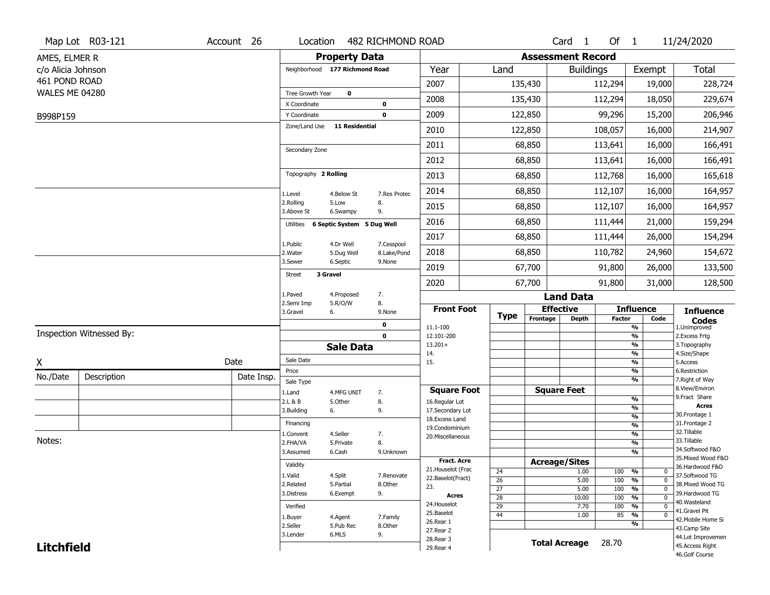Map Lot R03-121 | Account 26 | Location 482 RICHMOND ROAD | Card 1 Of 1 | 11/24/2020

AMES, ELMER R
c/o Alicia Johnson
461 POND ROAD
WALES ME 04280

B998P159

## Property Data

Neighborhood **177 Richmond Road**

Tree Growth Year **0**
X Coordinate **0**
Y Coordinate **0**
Zone/Land Use **11 Residential**

Secondary Zone

Topography **2 Rolling**

| | | |
|---|---|---|
| 1.Level | 4.Below St | 7.Res Protec |
| 2.Rolling | 5.Low | 8. |
| 3.Above St | 6.Swampy | 9. |

Utilities **6 Septic System 5 Dug Well**

| | | |
|---|---|---|
| 1.Public | 4.Dr Well | 7.Cesspool |
| 2.Water | 5.Dug Well | 8.Lake/Pond |
| 3.Sewer | 6.Septic | 9.None |

Street **3 Gravel**

| | | |
|---|---|---|
| 1.Paved | 4.Proposed | 7. |
| 2.Semi Imp | 5.R/O/W | 8. |
| 3.Gravel | 6. | 9.None |

0
0

## Assessment Record

| Year | Land | Buildings | Exempt | Total |
|---|---|---|---|---|
| 2007 | 135,430 | 112,294 | 19,000 | 228,724 |
| 2008 | 135,430 | 112,294 | 18,050 | 229,674 |
| 2009 | 122,850 | 99,296 | 15,200 | 206,946 |
| 2010 | 122,850 | 108,057 | 16,000 | 214,907 |
| 2011 | 68,850 | 113,641 | 16,000 | 166,491 |
| 2012 | 68,850 | 113,641 | 16,000 | 166,491 |
| 2013 | 68,850 | 112,768 | 16,000 | 165,618 |
| 2014 | 68,850 | 112,107 | 16,000 | 164,957 |
| 2015 | 68,850 | 112,107 | 16,000 | 164,957 |
| 2016 | 68,850 | 111,444 | 21,000 | 159,294 |
| 2017 | 68,850 | 111,444 | 26,000 | 154,294 |
| 2018 | 68,850 | 110,782 | 24,960 | 154,672 |
| 2019 | 67,700 | 91,800 | 26,000 | 133,500 |
| 2020 | 67,700 | 91,800 | 31,000 | 128,500 |

Inspection Witnessed By:

X Date

| No./Date | Description | Date Insp. |
|---|---|---|
| | | |
| | | |
| | | |

Notes:

## Sale Data

Sale Date
Price
Sale Type

| | | |
|---|---|---|
| 1.Land | 4.MFG UNIT | 7. |
| 2.L & B | 5.Other | 8. |
| 3.Building | 6. | 9. |

Financing

| | | |
|---|---|---|
| 1.Convent | 4.Seller | 7. |
| 2.FHA/VA | 5.Private | 8. |
| 3.Assumed | 6.Cash | 9.Unknown |

Validity

| | | |
|---|---|---|
| 1.Valid | 4.Split | 7.Renovate |
| 2.Related | 5.Partial | 8.Other |
| 3.Distress | 6.Exempt | 9. |

Verified

| | | |
|---|---|---|
| 1.Buyer | 4.Agent | 7.Family |
| 2.Seller | 5.Pub Rec | 8.Other |
| 3.Lender | 6.MLS | 9. |

## Land Data

| Front Foot | Type | Effective Frontage | Effective Depth | Influence Factor | Influence Code |
|---|---|---|---|---|---|
| 11.1-100 | | | | % | |
| 12.101-200 | | | | % | |
| 13.201+ | | | | % | |
| 14. | | | | % | |
| 15. | | | | % | |
| | | | | % | |
| | | | | % | |

| Square Foot | Square Feet | Influence Factor | Influence Code |
|---|---|---|---|
| 16.Regular Lot | | % | |
| 17.Secondary Lot | | % | |
| 18.Excess Land | | % | |
| 19.Condominium | | % | |
| 20.Miscellaneous | | % | |
| | | % | |
| | | % | |

Fract. Acre: 21.Houselot (Frac, 22.Baselot(Fract), 23.
Acres: 24.Houselot, 25.Baselot, 26.Rear 1, 27.Rear 2, 28.Rear 3, 29.Rear 4

| Type | Acreage/Sites | Influence Factor | Influence Code |
|---|---|---|---|
| 24 | 1.00 | 100 % | 0 |
| 26 | 5.00 | 100 % | 0 |
| 27 | 5.00 | 100 % | 0 |
| 28 | 10.00 | 100 % | 0 |
| 29 | 7.70 | 100 % | 0 |
| 44 | 1.00 | 85 % | 0 |
| | | % | |

**Total Acreage** 28.70

### Influence Codes

1.Unimproved
2.Excess Frtg
3.Topography
4.Size/Shape
5.Access
6.Restriction
7.Right of Way
8.View/Environ
9.Fract Share

**Acres**

30.Frontage 1
31.Frontage 2
32.Tillable
33.Tillable
34.Softwood F&O
35.Mixed Wood F&O
36.Hardwood F&O
37.Softwood TG
38.Mixed Wood TG
39.Hardwood TG
40.Wasteland
41.Gravel Pit
42.Mobile Home Si
43.Camp Site
44.Lot Improvemen
45.Access Right
46.Golf Course

**Litchfield**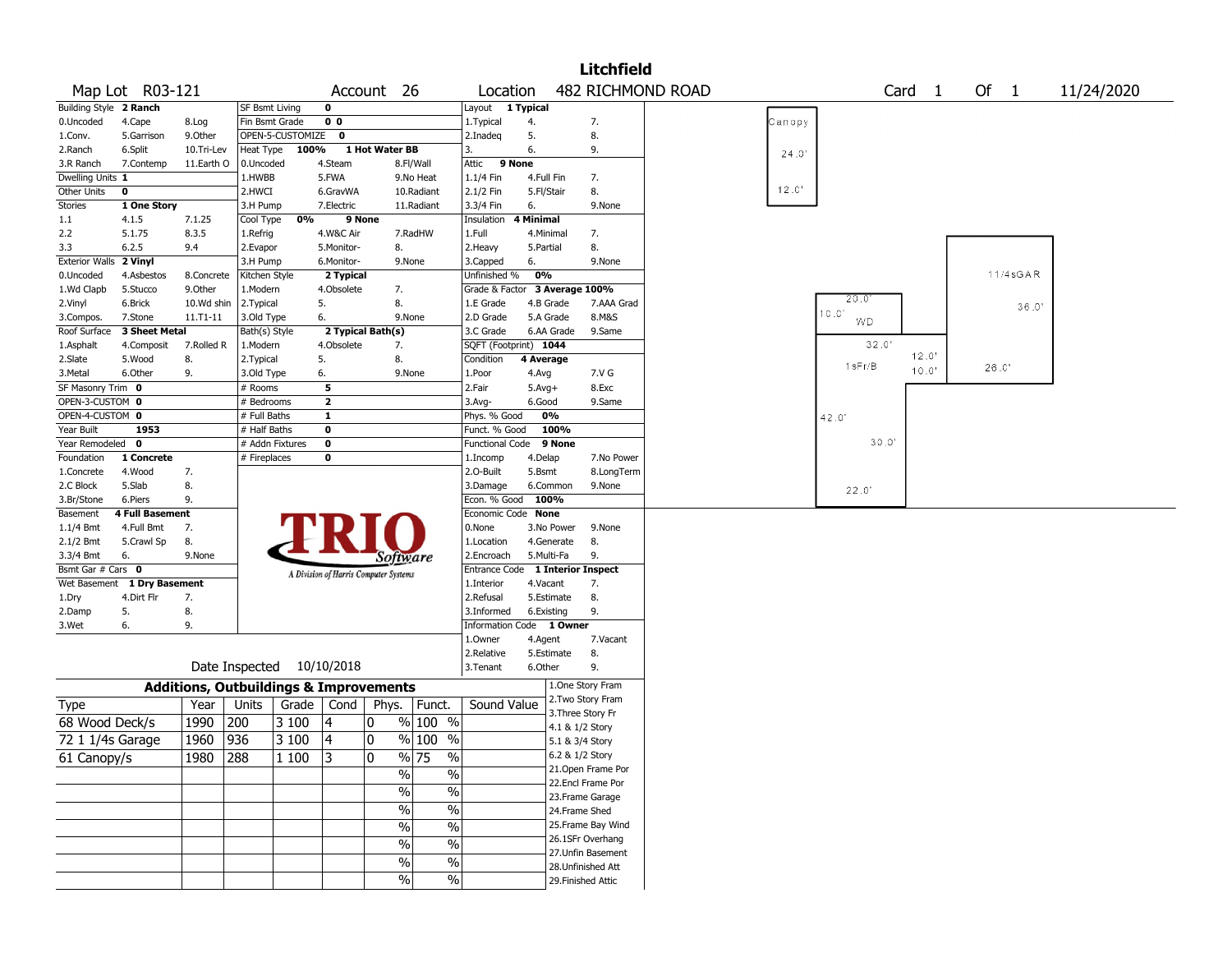# Litchfield

**Map Lot** R03-121 **Account** 26 **Location** 482 RICHMOND ROAD **Card** 1 **Of** 1 11/24/2020

| Field | Value | | | | |
|---|---|---|---|---|---|
| Building Style | 2 Ranch | | | | |
| 0.Uncoded | 4.Cape | 8.Log | | | |
| 1.Conv. | 5.Garrison | 9.Other | | | |
| 2.Ranch | 6.Split | 10.Tri-Lev | | | |
| 3.R Ranch | 7.Contemp | 11.Earth O | | | |
| Dwelling Units | 1 | | | | |
| Other Units | 0 | | | | |
| Stories | 1 One Story | | | | |
| 1.1 | 4.1.5 | 7.1.25 | | | |
| 2.2 | 5.1.75 | 8.3.5 | | | |
| 3.3 | 6.2.5 | 9.4 | | | |
| Exterior Walls | 2 Vinyl | | | | |
| 0.Uncoded | 4.Asbestos | 8.Concrete | | | |
| 1.Wd Clapb | 5.Stucco | 9.Other | | | |
| 2.Vinyl | 6.Brick | 10.Wd shin | | | |
| 3.Compos. | 7.Stone | 11.T1-11 | | | |
| Roof Surface | 3 Sheet Metal | | | | |
| 1.Asphalt | 4.Composit | 7.Rolled R | | | |
| 2.Slate | 5.Wood | 8. | | | |
| 3.Metal | 6.Other | 9. | | | |
| SF Masonry Trim | 0 | | | | |
| OPEN-3-CUSTOM | 0 | | | | |
| OPEN-4-CUSTOM | 0 | | | | |
| Year Built | 1953 | | | | |
| Year Remodeled | 0 | | | | |
| Foundation | 1 Concrete | | | | |
| 1.Concrete | 4.Wood | 7. | | | |
| 2.C Block | 5.Slab | 8. | | | |
| 3.Br/Stone | 6.Piers | 9. | | | |
| Basement | 4 Full Basement | | | | |
| 1.1/4 Bmt | 4.Full Bmt | 7. | | | |
| 2.1/2 Bmt | 5.Crawl Sp | 8. | | | |
| 3.3/4 Bmt | 6. | 9.None | | | |
| Bsmt Gar # Cars | 0 | | | | |
| Wet Basement | 1 Dry Basement | | | | |
| 1.Dry | 4.Dirt Flr | 7. | | | |
| 2.Damp | 5. | 8. | | | |
| 3.Wet | 6. | 9. | | | |

| Field | Value | | |
|---|---|---|---|
| SF Bsmt Living | 0 | | |
| Fin Bsmt Grade | 0 0 | | |
| OPEN-5-CUSTOMIZE | 0 | | |
| Heat Type | 100% | 1 Hot Water BB | |
| 0.Uncoded | 4.Steam | 8.Fl/Wall | |
| 1.HWBB | 5.FWA | 9.No Heat | |
| 2.HWCI | 6.GravWA | 10.Radiant | |
| 3.H Pump | 7.Electric | 11.Radiant | |
| Cool Type | 0% | 9 None | |
| 1.Refrig | 4.W&C Air | 7.RadHW | |
| 2.Evapor | 5.Monitor- | 8. | |
| 3.H Pump | 6.Monitor- | 9.None | |
| Kitchen Style | 2 Typical | | |
| 1.Modern | 4.Obsolete | 7. | |
| 2.Typical | 5. | 8. | |
| 3.Old Type | 6. | 9.None | |
| Bath(s) Style | 2 Typical Bath(s) | | |
| 1.Modern | 4.Obsolete | 7. | |
| 2.Typical | 5. | 8. | |
| 3.Old Type | 6. | 9.None | |
| # Rooms | 5 | | |
| # Bedrooms | 2 | | |
| # Full Baths | 1 | | |
| # Half Baths | 0 | | |
| # Addn Fixtures | 0 | | |
| # Fireplaces | 0 | | |

| Field | Value | | |
|---|---|---|---|
| Layout | 1 Typical | | |
| 1.Typical | 4. | 7. | |
| 2.Inadeq | 5. | 8. | |
| 3. | 6. | 9. | |
| Attic | 9 None | | |
| 1.1/4 Fin | 4.Full Fin | 7. | |
| 2.1/2 Fin | 5.Fl/Stair | 8. | |
| 3.3/4 Fin | 6. | 9.None | |
| Insulation | 4 Minimal | | |
| 1.Full | 4.Minimal | 7. | |
| 2.Heavy | 5.Partial | 8. | |
| 3.Capped | 6. | 9.None | |
| Unfinished % | 0% | | |
| Grade & Factor | 3 Average 100% | | |
| 1.E Grade | 4.B Grade | 7.AAA Grad | |
| 2.D Grade | 5.A Grade | 8.M&S | |
| 3.C Grade | 6.AA Grade | 9.Same | |
| SQFT (Footprint) | 1044 | | |
| Condition | 4 Average | | |
| 1.Poor | 4.Avg | 7.V G | |
| 2.Fair | 5.Avg+ | 8.Exc | |
| 3.Avg- | 6.Good | 9.Same | |
| Phys. % Good | 0% | | |
| Funct. % Good | 100% | | |
| Functional Code | 9 None | | |
| 1.Incomp | 4.Delap | 7.No Power | |
| 2.O-Built | 5.Bsmt | 8.LongTerm | |
| 3.Damage | 6.Common | 9.None | |
| Econ. % Good | 100% | | |
| Economic Code | None | | |
| 0.None | 3.No Power | 9.None | |
| 1.Location | 4.Generate | 8. | |
| 2.Encroach | 5.Multi-Fa | 9. | |
| Entrance Code | 1 Interior Inspect | | |
| 1.Interior | 4.Vacant | 7. | |
| 2.Refusal | 5.Estimate | 8. | |
| 3.Informed | 6.Existing | 9. | |
| Information Code | 1 Owner | | |
| 1.Owner | 4.Agent | 7.Vacant | |
| 2.Relative | 5.Estimate | 8. | |
| 3.Tenant | 6.Other | 9. | |

Date Inspected 10/10/2018

## Additions, Outbuildings & Improvements

| Type | Year | Units | Grade | Cond | Phys. | Funct. | Sound Value |
|---|---|---|---|---|---|---|---|
| 68 Wood Deck/s | 1990 | 200 | 3 100 | 4 | 0 % | 100 % | |
| 72 1 1/4s Garage | 1960 | 936 | 3 100 | 4 | 0 % | 100 % | |
| 61 Canopy/s | 1980 | 288 | 1 100 | 3 | 0 % | 75 % | |
| | | | | | % | % | |
| | | | | | % | % | |
| | | | | | % | % | |
| | | | | | % | % | |
| | | | | | % | % | |
| | | | | | % | % | |

1.One Story Fram
2.Two Story Fram
3.Three Story Fr
4.1 & 1/2 Story
5.1 & 3/4 Story
6.2 & 1/2 Story
21.Open Frame Por
22.Encl Frame Por
23.Frame Garage
24.Frame Shed
25.Frame Bay Wind
26.1SFr Overhang
27.Unfin Basement
28.Unfinished Att
29.Finished Attic

Canopy 24.0' 12.0'
WD 20.0' 10.0'
1sFr/B 32.0' 42.0' 30.0' 22.0'
11/4sGAR 36.0' 26.0' 12.0' 10.0'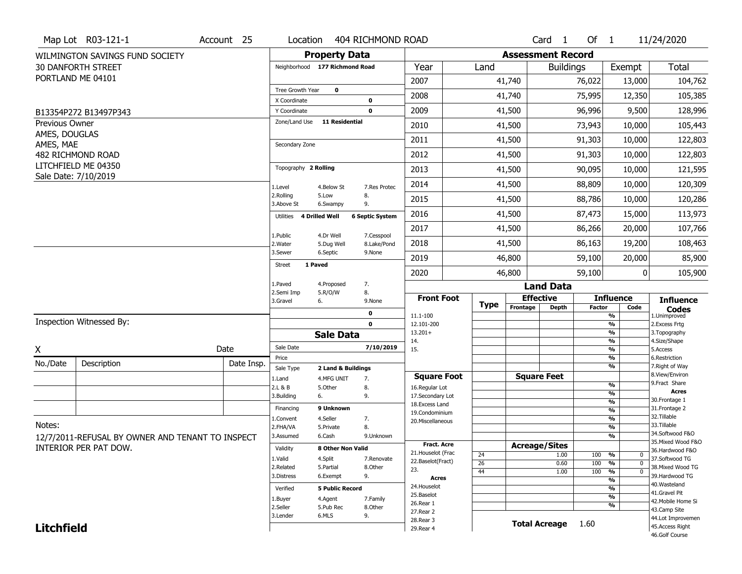Map Lot R03-121-1 | Account 25 | Location 404 RICHMOND ROAD | Card 1 Of 1 | 11/24/2020

WILMINGTON SAVINGS FUND SOCIETY
30 DANFORTH STREET
PORTLAND ME 04101

B13354P272 B13497P343

Previous Owner
AMES, DOUGLAS
AMES, MAE
482 RICHMOND ROAD
LITCHFIELD ME 04350
Sale Date: 7/10/2019

## Property Data

| | |
|---|---|
| Neighborhood | 177 Richmond Road |
| Tree Growth Year | 0 |
| X Coordinate | 0 |
| Y Coordinate | 0 |
| Zone/Land Use | 11 Residential |
| Secondary Zone | |
| Topography | 2 Rolling |
| Utilities | 4 Drilled Well, 6 Septic System |
| Street | 1 Paved |

Topography codes: 1.Level, 2.Rolling, 3.Above St, 4.Below St, 5.Low, 6.Swampy, 7.Res Protec, 8., 9.

Utilities codes: 1.Public, 2.Water, 3.Sewer, 4.Dr Well, 5.Dug Well, 6.Septic, 7.Cesspool, 8.Lake/Pond, 9.None

Street codes: 1.Paved, 2.Semi Imp, 3.Gravel, 4.Proposed, 5.R/O/W, 6., 7., 8., 9.None

## Assessment Record

| Year | Land | Buildings | Exempt | Total |
|---|---|---|---|---|
| 2007 | 41,740 | 76,022 | 13,000 | 104,762 |
| 2008 | 41,740 | 75,995 | 12,350 | 105,385 |
| 2009 | 41,500 | 96,996 | 9,500 | 128,996 |
| 2010 | 41,500 | 73,943 | 10,000 | 105,443 |
| 2011 | 41,500 | 91,303 | 10,000 | 122,803 |
| 2012 | 41,500 | 91,303 | 10,000 | 122,803 |
| 2013 | 41,500 | 90,095 | 10,000 | 121,595 |
| 2014 | 41,500 | 88,809 | 10,000 | 120,309 |
| 2015 | 41,500 | 88,786 | 10,000 | 120,286 |
| 2016 | 41,500 | 87,473 | 15,000 | 113,973 |
| 2017 | 41,500 | 86,266 | 20,000 | 107,766 |
| 2018 | 41,500 | 86,163 | 19,200 | 108,463 |
| 2019 | 46,800 | 59,100 | 20,000 | 85,900 |
| 2020 | 46,800 | 59,100 | 0 | 105,900 |

## Sale Data

| | |
|---|---|
| Sale Date | 7/10/2019 |
| Price | |
| Sale Type | 2 Land & Buildings |
| Financing | 9 Unknown |
| Validity | 8 Other Non Valid |
| Verified | 5 Public Record |

Sale Type codes: 1.Land, 2.L & B, 3.Building, 4.MFG UNIT, 5.Other, 6., 7., 8., 9.

Financing codes: 1.Convent, 2.FHA/VA, 3.Assumed, 4.Seller, 5.Private, 6.Cash, 7., 8., 9.Unknown

Validity codes: 1.Valid, 2.Related, 3.Distress, 4.Split, 5.Partial, 6.Exempt, 7.Renovate, 8.Other, 9.

Verified codes: 1.Buyer, 2.Seller, 3.Lender, 4.Agent, 5.Pub Rec, 6.MLS, 7.Family, 8.Other, 9.

## Land Data

| Type | Effective Frontage | Effective Depth | Influence Factor | Influence Code |
|---|---|---|---|---|
| 24 | | 1.00 | 100 % | 0 |
| 26 | | 0.60 | 100 % | 0 |
| 44 | | 1.00 | 100 % | 0 |

Front Foot: 11.1-100, 12.101-200, 13.201+, 14., 15.

Square Foot: 16.Regular Lot, 17.Secondary Lot, 18.Excess Land, 19.Condominium, 20.Miscellaneous

Fract. Acre: 21.Houselot (Frac, 22.Baselot(Fract), 23.

Acres: 24.Houselot, 25.Baselot, 26.Rear 1, 27.Rear 2, 28.Rear 3, 29.Rear 4

**Total Acreage** 1.60

Influence Codes: 1.Unimproved, 2.Excess Frtg, 3.Topography, 4.Size/Shape, 5.Access, 6.Restriction, 7.Right of Way, 8.View/Environ, 9.Fract Share

Acres: 30.Frontage 1, 31.Frontage 2, 32.Tillable, 33.Tillable, 34.Softwood F&O, 35.Mixed Wood F&O, 36.Hardwood F&O, 37.Softwood TG, 38.Mixed Wood TG, 39.Hardwood TG, 40.Wasteland, 41.Gravel Pit, 42.Mobile Home Si, 43.Camp Site, 44.Lot Improvemen, 45.Access Right, 46.Golf Course

Inspection Witnessed By:

X ____________ Date ____________

| No./Date | Description | Date Insp. |
|---|---|---|
| | | |
| | | |
| | | |

Notes:

12/7/2011-REFUSAL BY OWNER AND TENANT TO INSPECT INTERIOR PER PAT DOW.

**Litchfield**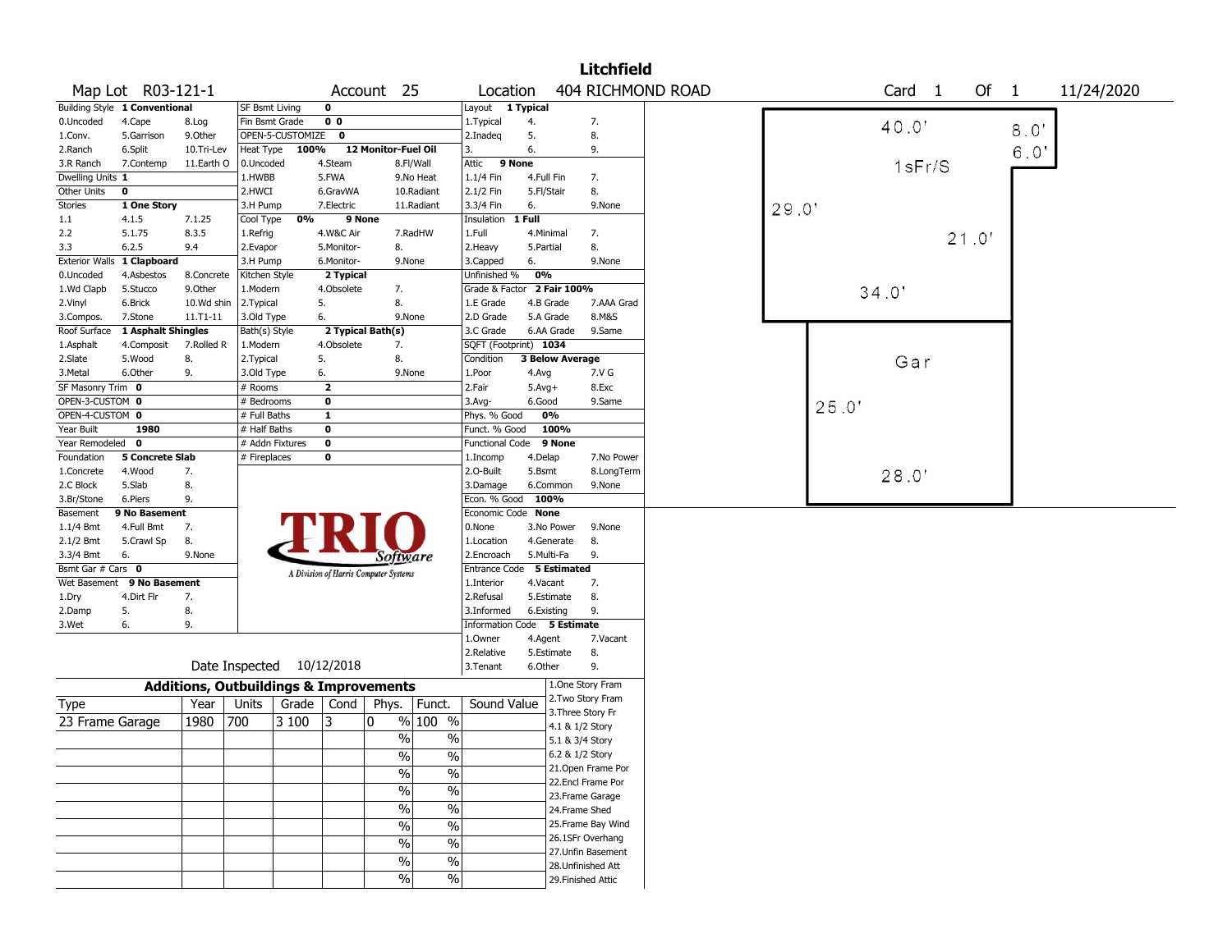# Litchfield

**Map Lot** R03-121-1 **Account** 25 **Location** 404 RICHMOND ROAD **Card** 1 **Of** 1 11/24/2020

| Building Style | 1 Conventional | | SF Bsmt Living | 0 | | Layout | 1 Typical | |
|---|---|---|---|---|---|---|---|---|
| 0.Uncoded | 4.Cape | 8.Log | Fin Bsmt Grade | 0 0 | | 1.Typical | 4. | 7. |
| 1.Conv. | 5.Garrison | 9.Other | OPEN-5-CUSTOMIZE | 0 | | 2.Inadeq | 5. | 8. |
| 2.Ranch | 6.Split | 10.Tri-Lev | Heat Type | 100% | 12 Monitor-Fuel Oil | 3. | 6. | 9. |
| 3.R Ranch | 7.Contemp | 11.Earth O | 0.Uncoded | 4.Steam | 8.Fl/Wall | Attic | 9 None | |
| Dwelling Units | 1 | | 1.HWBB | 5.FWA | 9.No Heat | 1.1/4 Fin | 4.Full Fin | 7. |
| Other Units | 0 | | 2.HWCI | 6.GravWA | 10.Radiant | 2.1/2 Fin | 5.Fl/Stair | 8. |
| Stories | 1 One Story | | 3.H Pump | 7.Electric | 11.Radiant | 3.3/4 Fin | 6. | 9.None |
| 1.1 | 4.1.5 | 7.1.25 | Cool Type | 0% | 9 None | Insulation | 1 Full | |
| 2.2 | 5.1.75 | 8.3.5 | 1.Refrig | 4.W&C Air | 7.RadHW | 1.Full | 4.Minimal | 7. |
| 3.3 | 6.2.5 | 9.4 | 2.Evapor | 5.Monitor- | 8. | 2.Heavy | 5.Partial | 8. |
| Exterior Walls | 1 Clapboard | | 3.H Pump | 6.Monitor- | 9.None | 3.Capped | 6. | 9.None |
| 0.Uncoded | 4.Asbestos | 8.Concrete | Kitchen Style | 2 Typical | | Unfinished % | 0% | |
| 1.Wd Clapb | 5.Stucco | 9.Other | 1.Modern | 4.Obsolete | 7. | Grade & Factor | 2 Fair 100% | |
| 2.Vinyl | 6.Brick | 10.Wd shin | 2.Typical | 5. | 8. | 1.E Grade | 4.B Grade | 7.AAA Grad |
| 3.Compos. | 7.Stone | 11.T1-11 | 3.Old Type | 6. | 9.None | 2.D Grade | 5.A Grade | 8.M&S |
| Roof Surface | 1 Asphalt Shingles | | Bath(s) Style | 2 Typical Bath(s) | | 3.C Grade | 6.AA Grade | 9.Same |
| 1.Asphalt | 4.Composit | 7.Rolled R | 1.Modern | 4.Obsolete | 7. | SQFT (Footprint) | 1034 | |
| 2.Slate | 5.Wood | 8. | 2.Typical | 5. | 8. | Condition | 3 Below Average | |
| 3.Metal | 6.Other | 9. | 3.Old Type | 6. | 9.None | 1.Poor | 4.Avg | 7.V G |
| SF Masonry Trim | 0 | | # Rooms | 2 | | 2.Fair | 5.Avg+ | 8.Exc |
| OPEN-3-CUSTOM | 0 | | # Bedrooms | 0 | | 3.Avg- | 6.Good | 9.Same |
| OPEN-4-CUSTOM | 0 | | # Full Baths | 1 | | Phys. % Good | 0% | |
| Year Built | 1980 | | # Half Baths | 0 | | Funct. % Good | 100% | |
| Year Remodeled | 0 | | # Addn Fixtures | 0 | | Functional Code | 9 None | |
| Foundation | 5 Concrete Slab | | # Fireplaces | 0 | | 1.Incomp | 4.Delap | 7.No Power |
| 1.Concrete | 4.Wood | 7. | | | | 2.O-Built | 5.Bsmt | 8.LongTerm |
| 2.C Block | 5.Slab | 8. | | | | 3.Damage | 6.Common | 9.None |
| 3.Br/Stone | 6.Piers | 9. | | | | Econ. % Good | 100% | |
| Basement | 9 No Basement | | | | | Economic Code | None | |
| 1.1/4 Bmt | 4.Full Bmt | 7. | | | | 0.None | 3.No Power | 9.None |
| 2.1/2 Bmt | 5.Crawl Sp | 8. | | | | 1.Location | 4.Generate | 8. |
| 3.3/4 Bmt | 6. | 9.None | | | | 2.Encroach | 5.Multi-Fa | 9. |
| Bsmt Gar # Cars | 0 | | | | | Entrance Code | 5 Estimated | |
| Wet Basement | 9 No Basement | | | | | 1.Interior | 4.Vacant | 7. |
| 1.Dry | 4.Dirt Flr | 7. | | | | 2.Refusal | 5.Estimate | 8. |
| 2.Damp | 5. | 8. | | | | 3.Informed | 6.Existing | 9. |
| 3.Wet | 6. | 9. | | | | Information Code | 5 Estimate | |
| | | | | | | 1.Owner | 4.Agent | 7.Vacant |
| | | | | | | 2.Relative | 5.Estimate | 8. |
| | | | | | | 3.Tenant | 6.Other | 9. |

TRIO Software — A Division of Harris Computer Systems

Date Inspected 10/12/2018

## Additions, Outbuildings & Improvements

| Type | Year | Units | Grade | Cond | Phys. | Funct. | Sound Value |
|---|---|---|---|---|---|---|---|
| 23 Frame Garage | 1980 | 700 | 3 100 | 3 | 0 % | 100 % | |
| | | | | | % | % | |
| | | | | | % | % | |
| | | | | | % | % | |
| | | | | | % | % | |
| | | | | | % | % | |
| | | | | | % | % | |
| | | | | | % | % | |
| | | | | | % | % | |
| | | | | | % | % | |

1.One Story Fram
2.Two Story Fram
3.Three Story Fr
4.1 & 1/2 Story
5.1 & 3/4 Story
6.2 & 1/2 Story
21.Open Frame Por
22.Encl Frame Por
23.Frame Garage
24.Frame Shed
25.Frame Bay Wind
26.1SFr Overhang
27.Unfin Basement
28.Unfinished Att
29.Finished Attic

Sketch: 1sFr/S — 40.0', 8.0', 6.0', 29.0', 21.0', 34.0'; Gar — 25.0', 28.0'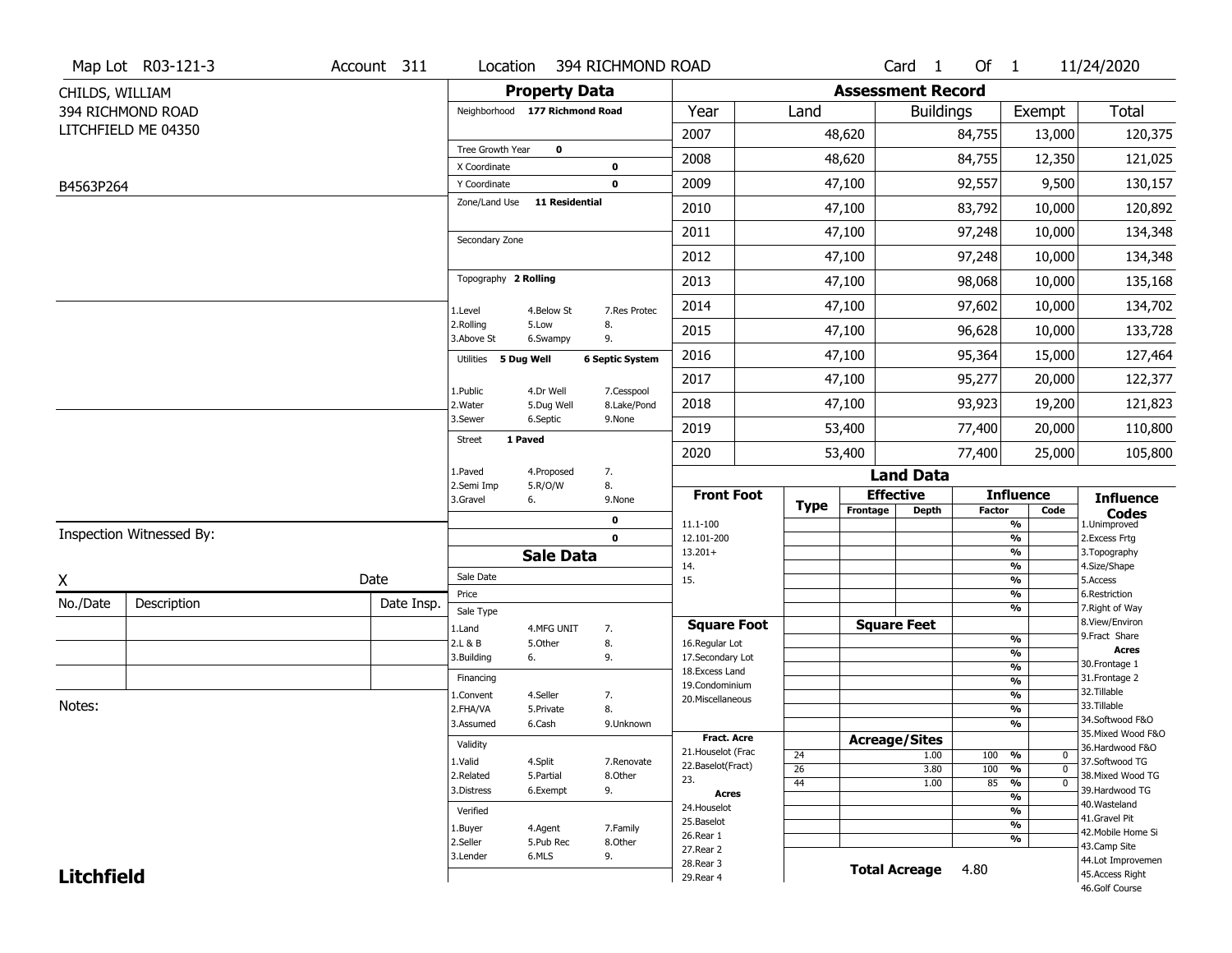Map Lot R03-121-3 | Account 311 | Location 394 RICHMOND ROAD | Card 1 Of 1 | 11/24/2020

CHILDS, WILLIAM
394 RICHMOND ROAD
LITCHFIELD ME 04350

B4563P264

## Property Data

Neighborhood **177 Richmond Road**

Tree Growth Year **0**
X Coordinate **0**
Y Coordinate **0**
Zone/Land Use **11 Residential**

Secondary Zone

Topography **2 Rolling**

1.Level 4.Below St 7.Res Protec
2.Rolling 5.Low 8.
3.Above St 6.Swampy 9.

Utilities **5 Dug Well** **6 Septic System**

1.Public 4.Dr Well 7.Cesspool
2.Water 5.Dug Well 8.Lake/Pond
3.Sewer 6.Septic 9.None

Street **1 Paved**

1.Paved 4.Proposed 7.
2.Semi Imp 5.R/O/W 8.
3.Gravel 6. 9.None

**0**
**0**

## Assessment Record

| Year | Land | Buildings | Exempt | Total |
|---|---|---|---|---|
| 2007 | 48,620 | 84,755 | 13,000 | 120,375 |
| 2008 | 48,620 | 84,755 | 12,350 | 121,025 |
| 2009 | 47,100 | 92,557 | 9,500 | 130,157 |
| 2010 | 47,100 | 83,792 | 10,000 | 120,892 |
| 2011 | 47,100 | 97,248 | 10,000 | 134,348 |
| 2012 | 47,100 | 97,248 | 10,000 | 134,348 |
| 2013 | 47,100 | 98,068 | 10,000 | 135,168 |
| 2014 | 47,100 | 97,602 | 10,000 | 134,702 |
| 2015 | 47,100 | 96,628 | 10,000 | 133,728 |
| 2016 | 47,100 | 95,364 | 15,000 | 127,464 |
| 2017 | 47,100 | 95,277 | 20,000 | 122,377 |
| 2018 | 47,100 | 93,923 | 19,200 | 121,823 |
| 2019 | 53,400 | 77,400 | 20,000 | 110,800 |
| 2020 | 53,400 | 77,400 | 25,000 | 105,800 |

Inspection Witnessed By:

X Date

| No./Date | Description | Date Insp. |
|---|---|---|
| | | |
| | | |
| | | |

Notes:

## Sale Data

Sale Date
Price
Sale Type

1.Land 4.MFG UNIT 7.
2.L & B 5.Other 8.
3.Building 6. 9.

Financing

1.Convent 4.Seller 7.
2.FHA/VA 5.Private 8.
3.Assumed 6.Cash 9.Unknown

Validity

1.Valid 4.Split 7.Renovate
2.Related 5.Partial 8.Other
3.Distress 6.Exempt 9.

Verified

1.Buyer 4.Agent 7.Family
2.Seller 5.Pub Rec 8.Other
3.Lender 6.MLS 9.

## Land Data

**Front Foot**: 11.1-100, 12.101-200, 13.201+, 14., 15.

**Square Foot**: 16.Regular Lot, 17.Secondary Lot, 18.Excess Land, 19.Condominium, 20.Miscellaneous

**Fract. Acre**: 21.Houselot (Frac, 22.Baselot(Fract), 23.

**Acres**: 24.Houselot, 25.Baselot, 26.Rear 1, 27.Rear 2, 28.Rear 3, 29.Rear 4

### Acreage/Sites

| Type | Acreage/Sites | Influence Factor | Code |
|---|---|---|---|
| 24 | 1.00 | 100 % | 0 |
| 26 | 3.80 | 100 % | 0 |
| 44 | 1.00 | 85 % | 0 |

**Total Acreage** 4.80

**Influence Codes**
1.Unimproved
2.Excess Frtg
3.Topography
4.Size/Shape
5.Access
6.Restriction
7.Right of Way
8.View/Environ
9.Fract Share

**Acres**
30.Frontage 1
31.Frontage 2
32.Tillable
33.Tillable
34.Softwood F&O
35.Mixed Wood F&O
36.Hardwood F&O
37.Softwood TG
38.Mixed Wood TG
39.Hardwood TG
40.Wasteland
41.Gravel Pit
42.Mobile Home Si
43.Camp Site
44.Lot Improvemen
45.Access Right
46.Golf Course

**Litchfield**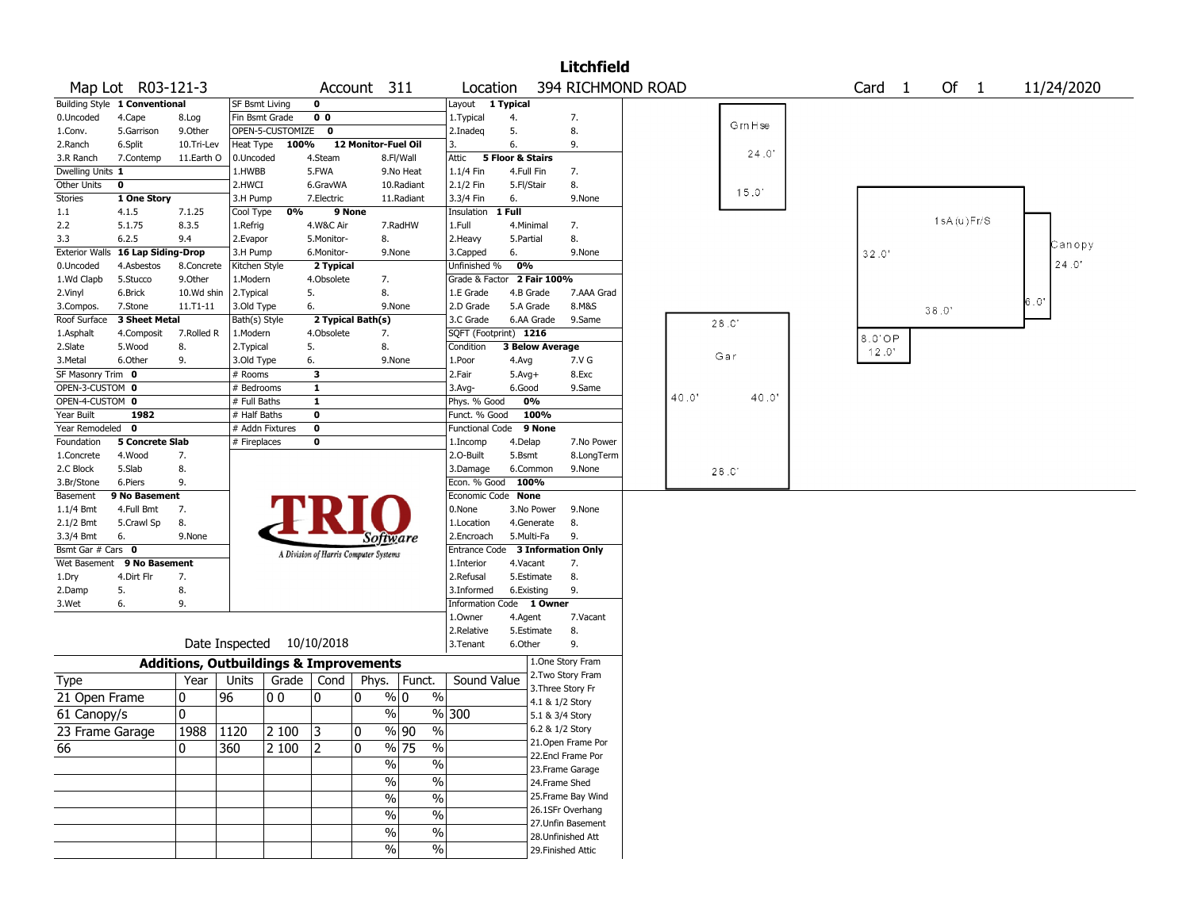# Litchfield

Map Lot R03-121-3 | Account 311 | Location 394 RICHMOND ROAD | Card 1 Of 1 | 11/24/2020

| | | | | | | | |
|---|---|---|---|---|---|---|---|
| Building Style | 1 Conventional | | SF Bsmt Living | 0 | | Layout | 1 Typical |
| 0.Uncoded | 4.Cape | 8.Log | Fin Bsmt Grade | 0 0 | | 1.Typical | 4. | 7. |
| 1.Conv. | 5.Garrison | 9.Other | OPEN-5-CUSTOMIZE | 0 | | 2.Inadeq | 5. | 8. |
| 2.Ranch | 6.Split | 10.Tri-Lev | Heat Type | 100% | 12 Monitor-Fuel Oil | 3. | 6. | 9. |
| 3.R Ranch | 7.Contemp | 11.Earth O | 0.Uncoded | 4.Steam | 8.Fl/Wall | Attic | 5 Floor & Stairs |
| Dwelling Units | 1 | | 1.HWBB | 5.FWA | 9.No Heat | 1.1/4 Fin | 4.Full Fin | 7. |
| Other Units | 0 | | 2.HWCI | 6.GravWA | 10.Radiant | 2.1/2 Fin | 5.Fl/Stair | 8. |
| Stories | 1 One Story | | 3.H Pump | 7.Electric | 11.Radiant | 3.3/4 Fin | 6. | 9.None |
| 1.1 | 4.1.5 | 7.1.25 | Cool Type | 0% | 9 None | Insulation | 1 Full |
| 2.2 | 5.1.75 | 8.3.5 | 1.Refrig | 4.W&C Air | 7.RadHW | 1.Full | 4.Minimal | 7. |
| 3.3 | 6.2.5 | 9.4 | 2.Evapor | 5.Monitor- | 8. | 2.Heavy | 5.Partial | 8. |
| Exterior Walls | 16 Lap Siding-Drop | | 3.H Pump | 6.Monitor- | 9.None | 3.Capped | 6. | 9.None |
| 0.Uncoded | 4.Asbestos | 8.Concrete | Kitchen Style | 2 Typical | | Unfinished % | 0% |
| 1.Wd Clapb | 5.Stucco | 9.Other | 1.Modern | 4.Obsolete | 7. | Grade & Factor | 2 Fair 100% |
| 2.Vinyl | 6.Brick | 10.Wd shin | 2.Typical | 5. | 8. | 1.E Grade | 4.B Grade | 7.AAA Grad |
| 3.Compos. | 7.Stone | 11.T1-11 | 3.Old Type | 6. | 9.None | 2.D Grade | 5.A Grade | 8.M&S |
| Roof Surface | 3 Sheet Metal | | Bath(s) Style | 2 Typical Bath(s) | | 3.C Grade | 6.AA Grade | 9.Same |
| 1.Asphalt | 4.Composit | 7.Rolled R | 1.Modern | 4.Obsolete | 7. | SQFT (Footprint) | 1216 |
| 2.Slate | 5.Wood | 8. | 2.Typical | 5. | 8. | Condition | 3 Below Average |
| 3.Metal | 6.Other | 9. | 3.Old Type | 6. | 9.None | 1.Poor | 4.Avg | 7.V G |
| SF Masonry Trim | 0 | | # Rooms | 3 | | 2.Fair | 5.Avg+ | 8.Exc |
| OPEN-3-CUSTOM | 0 | | # Bedrooms | 1 | | 3.Avg- | 6.Good | 9.Same |
| OPEN-4-CUSTOM | 0 | | # Full Baths | 1 | | Phys. % Good | 0% |
| Year Built | 1982 | | # Half Baths | 0 | | Funct. % Good | 100% |
| Year Remodeled | 0 | | # Addn Fixtures | 0 | | Functional Code | 9 None |
| Foundation | 5 Concrete Slab | | # Fireplaces | 0 | | 1.Incomp | 4.Delap | 7.No Power |
| 1.Concrete | 4.Wood | 7. | | | | 2.O-Built | 5.Bsmt | 8.LongTerm |
| 2.C Block | 5.Slab | 8. | | | | 3.Damage | 6.Common | 9.None |
| 3.Br/Stone | 6.Piers | 9. | | | | Econ. % Good | 100% |
| Basement | 9 No Basement | | | | | Economic Code | None |
| 1.1/4 Bmt | 4.Full Bmt | 7. | | | | 0.None | 3.No Power | 9.None |
| 2.1/2 Bmt | 5.Crawl Sp | 8. | | | | 1.Location | 4.Generate | 8. |
| 3.3/4 Bmt | 6. | 9.None | | | | 2.Encroach | 5.Multi-Fa | 9. |
| Bsmt Gar # Cars | 0 | | | | | Entrance Code | 3 Information Only |
| Wet Basement | 9 No Basement | | | | | 1.Interior | 4.Vacant | 7. |
| 1.Dry | 4.Dirt Flr | 7. | | | | 2.Refusal | 5.Estimate | 8. |
| 2.Damp | 5. | 8. | | | | 3.Informed | 6.Existing | 9. |
| 3.Wet | 6. | 9. | | | | Information Code | 1 Owner |
| | | | | | | 1.Owner | 4.Agent | 7.Vacant |
| | | | | | | 2.Relative | 5.Estimate | 8. |
| | | | | | | 3.Tenant | 6.Other | 9. |

TRIO Software — A Division of Harris Computer Systems

Date Inspected 10/10/2018

## Additions, Outbuildings & Improvements

| Type | Year | Units | Grade | Cond | Phys. | Funct. | Sound Value |
|---|---|---|---|---|---|---|---|
| 21 Open Frame | 0 | 96 | 0 0 | 0 | 0 % | 0 % | |
| 61 Canopy/s | 0 | | | | % | % | 300 |
| 23 Frame Garage | 1988 | 1120 | 2 100 | 3 | 0 % | 90 % | |
| 66 | 0 | 360 | 2 100 | 2 | 0 % | 75 % | |
| | | | | | % | % | |
| | | | | | % | % | |
| | | | | | % | % | |
| | | | | | % | % | |
| | | | | | % | % | |
| | | | | | % | % | |

1.One Story Fram
2.Two Story Fram
3.Three Story Fr
4.1 & 1/2 Story
5.1 & 3/4 Story
6.2 & 1/2 Story
21.Open Frame Por
22.Encl Frame Por
23.Frame Garage
24.Frame Shed
25.Frame Bay Wind
26.1SFr Overhang
27.Unfin Basement
28.Unfinished Att
29.Finished Attic

Sketch labels: GrnHse 24.0' × 15.0'; Gar 28.0' × 40.0'; 1sA(u)Fr/S 32.0' × 38.0'; Canopy 24.0' × 6.0'; 8.0'OP 12.0'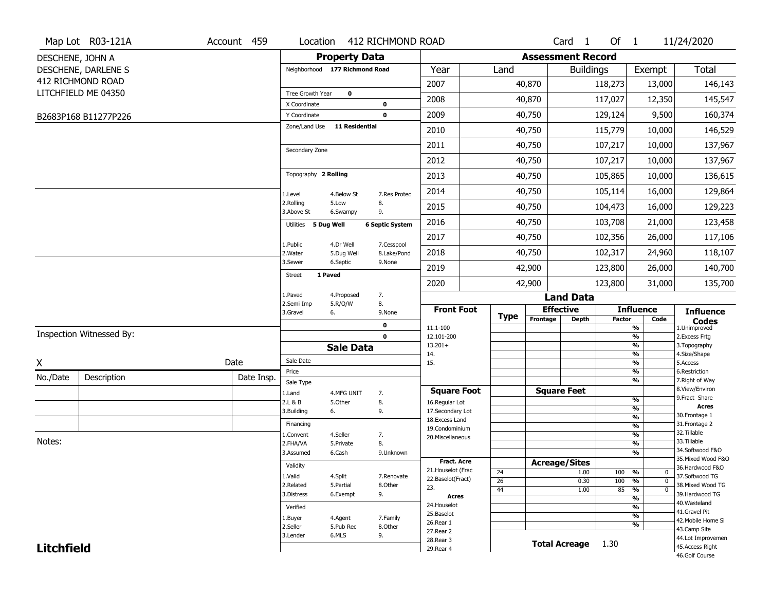Map Lot R03-121A | Account 459 | Location 412 RICHMOND ROAD | Card 1 Of 1 | 11/24/2020

DESCHENE, JOHN A
DESCHENE, DARLENE S
412 RICHMOND ROAD
LITCHFIELD ME 04350

B2683P168 B11277P226

## Property Data

Neighborhood **177 Richmond Road**

Tree Growth Year **0**
X Coordinate **0**
Y Coordinate **0**
Zone/Land Use **11 Residential**

Secondary Zone

Topography **2 Rolling**

1.Level 4.Below St 7.Res Protec
2.Rolling 5.Low 8.
3.Above St 6.Swampy 9.

Utilities **5 Dug Well** **6 Septic System**

1.Public 4.Dr Well 7.Cesspool
2.Water 5.Dug Well 8.Lake/Pond
3.Sewer 6.Septic 9.None

Street **1 Paved**

1.Paved 4.Proposed 7.
2.Semi Imp 5.R/O/W 8.
3.Gravel 6. 9.None

0
0

## Sale Data

Sale Date
Price
Sale Type
1.Land 4.MFG UNIT 7.
2.L & B 5.Other 8.
3.Building 6. 9.

Financing
1.Convent 4.Seller 7.
2.FHA/VA 5.Private 8.
3.Assumed 6.Cash 9.Unknown

Validity
1.Valid 4.Split 7.Renovate
2.Related 5.Partial 8.Other
3.Distress 6.Exempt 9.

Verified
1.Buyer 4.Agent 7.Family
2.Seller 5.Pub Rec 8.Other
3.Lender 6.MLS 9.

Inspection Witnessed By:

X Date

| No./Date | Description | Date Insp. |
|---|---|---|
| | | |
| | | |
| | | |

Notes:

## Assessment Record

| Year | Land | Buildings | Exempt | Total |
|---|---|---|---|---|
| 2007 | 40,870 | 118,273 | 13,000 | 146,143 |
| 2008 | 40,870 | 117,027 | 12,350 | 145,547 |
| 2009 | 40,750 | 129,124 | 9,500 | 160,374 |
| 2010 | 40,750 | 115,779 | 10,000 | 146,529 |
| 2011 | 40,750 | 107,217 | 10,000 | 137,967 |
| 2012 | 40,750 | 107,217 | 10,000 | 137,967 |
| 2013 | 40,750 | 105,865 | 10,000 | 136,615 |
| 2014 | 40,750 | 105,114 | 16,000 | 129,864 |
| 2015 | 40,750 | 104,473 | 16,000 | 129,223 |
| 2016 | 40,750 | 103,708 | 21,000 | 123,458 |
| 2017 | 40,750 | 102,356 | 26,000 | 117,106 |
| 2018 | 40,750 | 102,317 | 24,960 | 118,107 |
| 2019 | 42,900 | 123,800 | 26,000 | 140,700 |
| 2020 | 42,900 | 123,800 | 31,000 | 135,700 |

## Land Data

| Front Foot | Type | Effective Frontage | Effective Depth | Influence Factor | Influence Code |
|---|---|---|---|---|---|
| 11.1-100 | | | | % | |
| 12.101-200 | | | | % | |
| 13.201+ | | | | % | |
| 14. | | | | % | |
| 15. | | | | % | |
| | | | | % | |
| | | | | % | |

| Square Foot | Type | Square Feet | Influence Factor | Influence Code |
|---|---|---|---|---|
| 16.Regular Lot | | | % | |
| 17.Secondary Lot | | | % | |
| 18.Excess Land | | | % | |
| 19.Condominium | | | % | |
| 20.Miscellaneous | | | % | |
| | | | % | |
| | | | % | |

| Fract. Acre / Acres | Type | Acreage/Sites | Influence Factor | Influence Code |
|---|---|---|---|---|
| 21.Houselot (Frac | 24 | 1.00 | 100 % | 0 |
| 22.Baselot(Fract) | 26 | 0.30 | 100 % | 0 |
| 23. | 44 | 1.00 | 85 % | 0 |
| 24.Houselot | | | % | |
| 25.Baselot | | | % | |
| 26.Rear 1 | | | % | |
| 27.Rear 2 | | | % | |
| 28.Rear 3 | | | | |
| 29.Rear 4 | | | | |

**Total Acreage** 1.30

**Influence Codes**
1.Unimproved
2.Excess Frtg
3.Topography
4.Size/Shape
5.Access
6.Restriction
7.Right of Way
8.View/Environ
9.Fract Share

**Acres**
30.Frontage 1
31.Frontage 2
32.Tillable
33.Tillable
34.Softwood F&O
35.Mixed Wood F&O
36.Hardwood F&O
37.Softwood TG
38.Mixed Wood TG
39.Hardwood TG
40.Wasteland
41.Gravel Pit
42.Mobile Home Si
43.Camp Site
44.Lot Improvemen
45.Access Right
46.Golf Course

**Litchfield**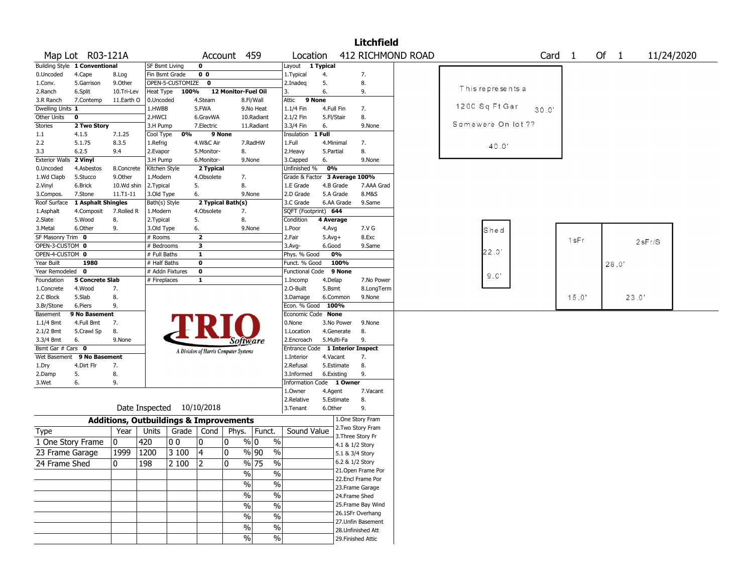# Litchfield

**Map Lot** R03-121A **Account** 459 **Location** 412 RICHMOND ROAD **Card** 1 **Of** 1 11/24/2020

| Building Style | 1 Conventional | | SF Bsmt Living | 0 | | Layout | 1 Typical | |
|---|---|---|---|---|---|---|---|---|
| 0.Uncoded | 4.Cape | 8.Log | Fin Bsmt Grade | 0 0 | | 1.Typical | 4. | 7. |
| 1.Conv. | 5.Garrison | 9.Other | OPEN-5-CUSTOMIZE | 0 | | 2.Inadeq | 5. | 8. |
| 2.Ranch | 6.Split | 10.Tri-Lev | Heat Type | 100% | 12 Monitor-Fuel Oil | 3. | 6. | 9. |
| 3.R Ranch | 7.Contemp | 11.Earth O | 0.Uncoded | 4.Steam | 8.Fl/Wall | Attic | 9 None | |
| Dwelling Units | 1 | | 1.HWBB | 5.FWA | 9.No Heat | 1.1/4 Fin | 4.Full Fin | 7. |
| Other Units | 0 | | 2.HWCI | 6.GravWA | 10.Radiant | 2.1/2 Fin | 5.Fl/Stair | 8. |
| Stories | 2 Two Story | | 3.H Pump | 7.Electric | 11.Radiant | 3.3/4 Fin | 6. | 9.None |
| 1.1 | 4.1.5 | 7.1.25 | Cool Type | 0% | 9 None | Insulation | 1 Full | |
| 2.2 | 5.1.75 | 8.3.5 | 1.Refrig | 4.W&C Air | 7.RadHW | 1.Full | 4.Minimal | 7. |
| 3.3 | 6.2.5 | 9.4 | 2.Evapor | 5.Monitor- | 8. | 2.Heavy | 5.Partial | 8. |
| Exterior Walls | 2 Vinyl | | 3.H Pump | 6.Monitor- | 9.None | 3.Capped | 6. | 9.None |
| 0.Uncoded | 4.Asbestos | 8.Concrete | Kitchen Style | 2 Typical | | Unfinished % | 0% | |
| 1.Wd Clapb | 5.Stucco | 9.Other | 1.Modern | 4.Obsolete | 7. | Grade & Factor | 3 Average 100% | |
| 2.Vinyl | 6.Brick | 10.Wd shin | 2.Typical | 5. | 8. | 1.E Grade | 4.B Grade | 7.AAA Grad |
| 3.Compos. | 7.Stone | 11.T1-11 | 3.Old Type | 6. | 9.None | 2.D Grade | 5.A Grade | 8.M&S |
| Roof Surface | 1 Asphalt Shingles | | Bath(s) Style | 2 Typical Bath(s) | | 3.C Grade | 6.AA Grade | 9.Same |
| 1.Asphalt | 4.Composit | 7.Rolled R | 1.Modern | 4.Obsolete | 7. | SQFT (Footprint) | 644 | |
| 2.Slate | 5.Wood | 8. | 2.Typical | 5. | 8. | Condition | 4 Average | |
| 3.Metal | 6.Other | 9. | 3.Old Type | 6. | 9.None | 1.Poor | 4.Avg | 7.V G |
| SF Masonry Trim | 0 | | # Rooms | 2 | | 2.Fair | 5.Avg+ | 8.Exc |
| OPEN-3-CUSTOM | 0 | | # Bedrooms | 3 | | 3.Avg- | 6.Good | 9.Same |
| OPEN-4-CUSTOM | 0 | | # Full Baths | 1 | | Phys. % Good | 0% | |
| Year Built | 1980 | | # Half Baths | 0 | | Funct. % Good | 100% | |
| Year Remodeled | 0 | | # Addn Fixtures | 0 | | Functional Code | 9 None | |
| Foundation | 5 Concrete Slab | | # Fireplaces | 1 | | 1.Incomp | 4.Delap | 7.No Power |
| 1.Concrete | 4.Wood | 7. | | | | 2.O-Built | 5.Bsmt | 8.LongTerm |
| 2.C Block | 5.Slab | 8. | | | | 3.Damage | 6.Common | 9.None |
| 3.Br/Stone | 6.Piers | 9. | | | | Econ. % Good | 100% | |
| Basement | 9 No Basement | | | | | Economic Code | None | |
| 1.1/4 Bmt | 4.Full Bmt | 7. | | | | 0.None | 3.No Power | 9.None |
| 2.1/2 Bmt | 5.Crawl Sp | 8. | | | | 1.Location | 4.Generate | 8. |
| 3.3/4 Bmt | 6. | 9.None | | | | 2.Encroach | 5.Multi-Fa | 9. |
| Bsmt Gar # Cars | 0 | | | | | Entrance Code | 1 Interior Inspect | |
| Wet Basement | 9 No Basement | | | | | 1.Interior | 4.Vacant | 7. |
| 1.Dry | 4.Dirt Flr | 7. | | | | 2.Refusal | 5.Estimate | 8. |
| 2.Damp | 5. | 8. | | | | 3.Informed | 6.Existing | 9. |
| 3.Wet | 6. | 9. | | | | Information Code | 1 Owner | |
| | | | | | | 1.Owner | 4.Agent | 7.Vacant |
| | | | | | | 2.Relative | 5.Estimate | 8. |
| Date Inspected | 10/10/2018 | | | | | 3.Tenant | 6.Other | 9. |

TRIO Software — A Division of Harris Computer Systems

## Additions, Outbuildings & Improvements

| Type | Year | Units | Grade | Cond | Phys. % | Funct. % | Sound Value |
|---|---|---|---|---|---|---|---|
| 1 One Story Frame | 0 | 420 | 0 0 | 0 | 0 % | 0 % | |
| 23 Frame Garage | 1999 | 1200 | 3 100 | 4 | 0 % | 90 % | |
| 24 Frame Shed | 0 | 198 | 2 100 | 2 | 0 % | 75 % | |
| | | | | | % | % | |
| | | | | | % | % | |
| | | | | | % | % | |
| | | | | | % | % | |
| | | | | | % | % | |
| | | | | | % | % | |
| | | | | | % | % | |

1.One Story Fram
2.Two Story Fram
3.Three Story Fr
4.1 & 1/2 Story
5.1 & 3/4 Story
6.2 & 1/2 Story
21.Open Frame Por
22.Encl Frame Por
23.Frame Garage
24.Frame Shed
25.Frame Bay Wind
26.1SFr Overhang
27.Unfin Basement
28.Unfinished Att
29.Finished Attic

This represents a 1200 Sq Ft Gar Somewere On lot ?? 30.0' 40.0'

Shed 22.0' 9.0'

1sFr 2sFr/S 28.0' 15.0' 23.0'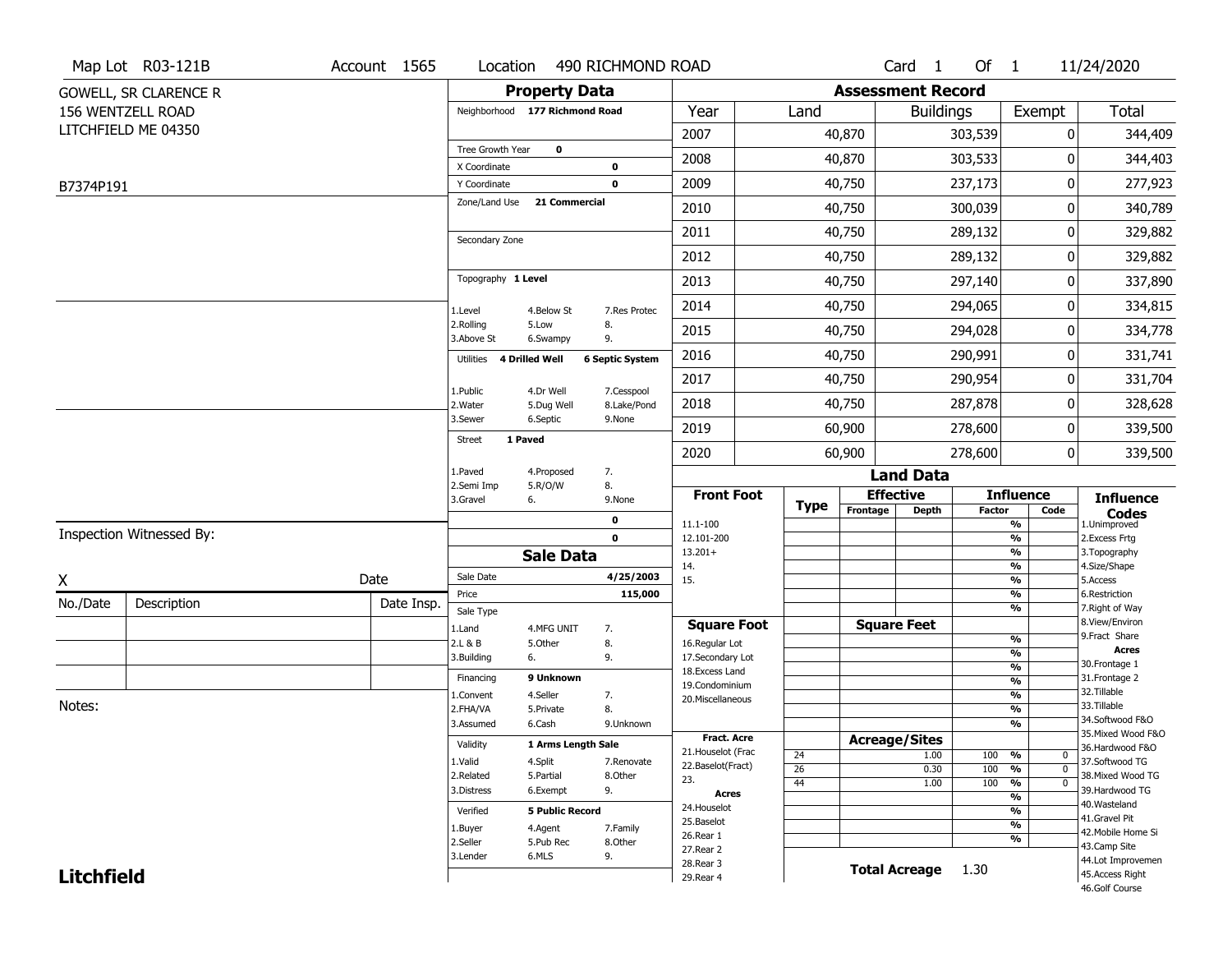Map Lot R03-121B | Account 1565 | Location 490 RICHMOND ROAD | Card 1 Of 1 | 11/24/2020

GOWELL, SR CLARENCE R
156 WENTZELL ROAD
LITCHFIELD ME 04350

B7374P191

## Property Data

| | | |
|---|---|---|
| Neighborhood | 177 Richmond Road | |
| Tree Growth Year | 0 | |
| X Coordinate | | 0 |
| Y Coordinate | | 0 |
| Zone/Land Use | 21 Commercial | |
| Secondary Zone | | |
| Topography | 1 Level | |
| 1.Level | 4.Below St | 7.Res Protec |
| 2.Rolling | 5.Low | 8. |
| 3.Above St | 6.Swampy | 9. |
| Utilities | 4 Drilled Well | 6 Septic System |
| 1.Public | 4.Dr Well | 7.Cesspool |
| 2.Water | 5.Dug Well | 8.Lake/Pond |
| 3.Sewer | 6.Septic | 9.None |
| Street | 1 Paved | |
| 1.Paved | 4.Proposed | 7. |
| 2.Semi Imp | 5.R/O/W | 8. |
| 3.Gravel | 6. | 9.None |
| | | 0 |
| | | 0 |

## Sale Data

| | | |
|---|---|---|
| Sale Date | | 4/25/2003 |
| Price | | 115,000 |
| Sale Type | | |
| 1.Land | 4.MFG UNIT | 7. |
| 2.L & B | 5.Other | 8. |
| 3.Building | 6. | 9. |
| Financing | 9 Unknown | |
| 1.Convent | 4.Seller | 7. |
| 2.FHA/VA | 5.Private | 8. |
| 3.Assumed | 6.Cash | 9.Unknown |
| Validity | 1 Arms Length Sale | |
| 1.Valid | 4.Split | 7.Renovate |
| 2.Related | 5.Partial | 8.Other |
| 3.Distress | 6.Exempt | 9. |
| Verified | 5 Public Record | |
| 1.Buyer | 4.Agent | 7.Family |
| 2.Seller | 5.Pub Rec | 8.Other |
| 3.Lender | 6.MLS | 9. |

Inspection Witnessed By:

X　　　　　　　　　　Date

| No./Date | Description | Date Insp. |
|---|---|---|
| | | |
| | | |
| | | |

Notes:

## Assessment Record

| Year | Land | Buildings | Exempt | Total |
|---|---|---|---|---|
| 2007 | 40,870 | 303,539 | 0 | 344,409 |
| 2008 | 40,870 | 303,533 | 0 | 344,403 |
| 2009 | 40,750 | 237,173 | 0 | 277,923 |
| 2010 | 40,750 | 300,039 | 0 | 340,789 |
| 2011 | 40,750 | 289,132 | 0 | 329,882 |
| 2012 | 40,750 | 289,132 | 0 | 329,882 |
| 2013 | 40,750 | 297,140 | 0 | 337,890 |
| 2014 | 40,750 | 294,065 | 0 | 334,815 |
| 2015 | 40,750 | 294,028 | 0 | 334,778 |
| 2016 | 40,750 | 290,991 | 0 | 331,741 |
| 2017 | 40,750 | 290,954 | 0 | 331,704 |
| 2018 | 40,750 | 287,878 | 0 | 328,628 |
| 2019 | 60,900 | 278,600 | 0 | 339,500 |
| 2020 | 60,900 | 278,600 | 0 | 339,500 |

## Land Data

| Front Foot | Type | Effective Frontage | Effective Depth | Influence Factor | Influence Code |
|---|---|---|---|---|---|
| 11.1-100 | | | | % | |
| 12.101-200 | | | | % | |
| 13.201+ | | | | % | |
| 14. | | | | % | |
| 15. | | | | % | |
| | | | | % | |
| **Square Foot** | | **Square Feet** | | | |
| 16.Regular Lot | | | | % | |
| 17.Secondary Lot | | | | % | |
| 18.Excess Land | | | | % | |
| 19.Condominium | | | | % | |
| 20.Miscellaneous | | | | % | |
| | | | | % | |
| | | | | % | |
| **Fract. Acre** | | **Acreage/Sites** | | | |
| 21.Houselot (Frac | 24 | | 1.00 | 100 % | 0 |
| 22.Baselot(Fract) | 26 | | 0.30 | 100 % | 0 |
| 23. | 44 | | 1.00 | 100 % | 0 |
| **Acres** | | | | % | |
| 24.Houselot | | | | % | |
| 25.Baselot | | | | % | |
| 26.Rear 1 | | | | % | |
| 27.Rear 2 | | | | | |
| 28.Rear 3 | | **Total Acreage** | 1.30 | | |
| 29.Rear 4 | | | | | |

**Influence Codes**
1.Unimproved
2.Excess Frtg
3.Topography
4.Size/Shape
5.Access
6.Restriction
7.Right of Way
8.View/Environ
9.Fract Share

**Acres**
30.Frontage 1
31.Frontage 2
32.Tillable
33.Tillable
34.Softwood F&O
35.Mixed Wood F&O
36.Hardwood F&O
37.Softwood TG
38.Mixed Wood TG
39.Hardwood TG
40.Wasteland
41.Gravel Pit
42.Mobile Home Si
43.Camp Site
44.Lot Improvemen
45.Access Right
46.Golf Course

**Litchfield**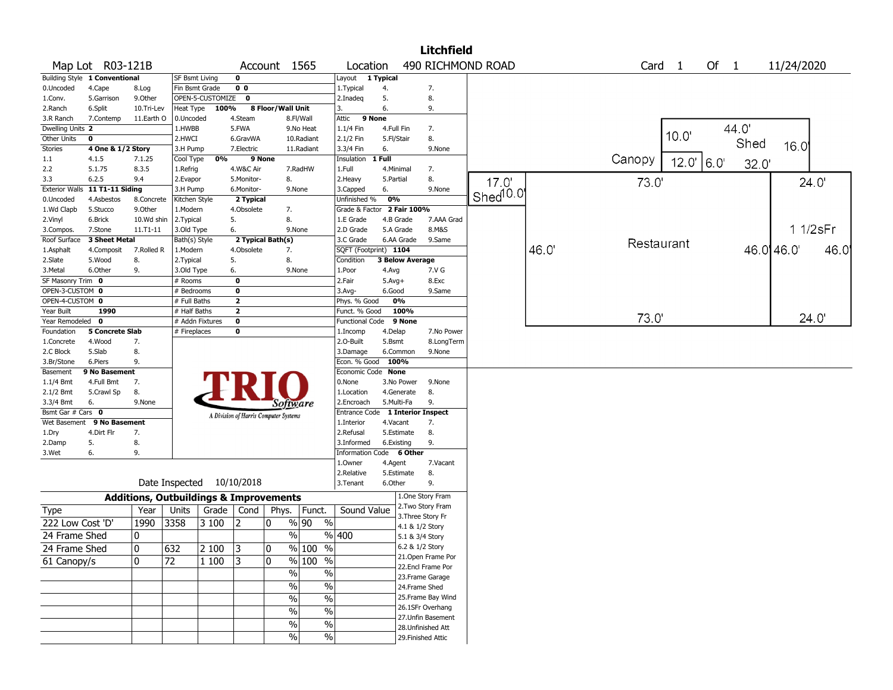# Litchfield

**Map Lot** R03-121B **Account** 1565 **Location** 490 RICHMOND ROAD **Card** 1 **Of** 1 11/24/2020

| Building Style | 1 Conventional | | SF Bsmt Living | 0 | | | Layout | 1 Typical | |
|---|---|---|---|---|---|---|---|---|---|
| 0.Uncoded | 4.Cape | 8.Log | Fin Bsmt Grade | 0 0 | | | 1.Typical | 4. | 7. |
| 1.Conv. | 5.Garrison | 9.Other | OPEN-5-CUSTOMIZE | 0 | | | 2.Inadeq | 5. | 8. |
| 2.Ranch | 6.Split | 10.Tri-Lev | Heat Type | 100% | 8 Floor/Wall Unit | | 3. | 6. | 9. |
| 3.R Ranch | 7.Contemp | 11.Earth O | 0.Uncoded | 4.Steam | 8.Fl/Wall | | Attic | 9 None | |
| Dwelling Units | 2 | | 1.HWBB | 5.FWA | 9.No Heat | | 1.1/4 Fin | 4.Full Fin | 7. |
| Other Units | 0 | | 2.HWCI | 6.GravWA | 10.Radiant | | 2.1/2 Fin | 5.Fl/Stair | 8. |
| Stories | 4 One & 1/2 Story | | 3.H Pump | 7.Electric | 11.Radiant | | 3.3/4 Fin | 6. | 9.None |
| 1.1 | 4.1.5 | 7.1.25 | Cool Type | 0% | 9 None | | Insulation | 1 Full | |
| 2.2 | 5.1.75 | 8.3.5 | 1.Refrig | 4.W&C Air | 7.RadHW | | 1.Full | 4.Minimal | 7. |
| 3.3 | 6.2.5 | 9.4 | 2.Evapor | 5.Monitor- | 8. | | 2.Heavy | 5.Partial | 8. |
| Exterior Walls | 11 T1-11 Siding | | 3.H Pump | 6.Monitor- | 9.None | | 3.Capped | 6. | 9.None |
| 0.Uncoded | 4.Asbestos | 8.Concrete | Kitchen Style | 2 Typical | | | Unfinished % | 0% | |
| 1.Wd Clapb | 5.Stucco | 9.Other | 1.Modern | 4.Obsolete | 7. | | Grade & Factor | 2 Fair 100% | |
| 2.Vinyl | 6.Brick | 10.Wd shin | 2.Typical | 5. | 8. | | 1.E Grade | 4.B Grade | 7.AAA Grad |
| 3.Compos. | 7.Stone | 11.T1-11 | 3.Old Type | 6. | 9.None | | 2.D Grade | 5.A Grade | 8.M&S |
| Roof Surface | 3 Sheet Metal | | Bath(s) Style | 2 Typical Bath(s) | | | 3.C Grade | 6.AA Grade | 9.Same |
| 1.Asphalt | 4.Composit | 7.Rolled R | 1.Modern | 4.Obsolete | 7. | | SQFT (Footprint) | 1104 | |
| 2.Slate | 5.Wood | 8. | 2.Typical | 5. | 8. | | Condition | 3 Below Average | |
| 3.Metal | 6.Other | 9. | 3.Old Type | 6. | 9.None | | 1.Poor | 4.Avg | 7.V G |
| SF Masonry Trim | 0 | | # Rooms | 0 | | | 2.Fair | 5.Avg+ | 8.Exc |
| OPEN-3-CUSTOM | 0 | | # Bedrooms | 0 | | | 3.Avg- | 6.Good | 9.Same |
| OPEN-4-CUSTOM | 0 | | # Full Baths | 2 | | | Phys. % Good | 0% | |
| Year Built | 1990 | | # Half Baths | 2 | | | Funct. % Good | 100% | |
| Year Remodeled | 0 | | # Addn Fixtures | 0 | | | Functional Code | 9 None | |
| Foundation | 5 Concrete Slab | | # Fireplaces | 0 | | | 1.Incomp | 4.Delap | 7.No Power |
| 1.Concrete | 4.Wood | 7. | | | | | 2.O-Built | 5.Bsmt | 8.LongTerm |
| 2.C Block | 5.Slab | 8. | | | | | 3.Damage | 6.Common | 9.None |
| 3.Br/Stone | 6.Piers | 9. | | | | | Econ. % Good | 100% | |
| Basement | 9 No Basement | | | | | | Economic Code | None | |
| 1.1/4 Bmt | 4.Full Bmt | 7. | | | | | 0.None | 3.No Power | 9.None |
| 2.1/2 Bmt | 5.Crawl Sp | 8. | | | | | 1.Location | 4.Generate | 8. |
| 3.3/4 Bmt | 6. | 9.None | | | | | 2.Encroach | 5.Multi-Fa | 9. |
| Bsmt Gar # Cars | 0 | | | | | | Entrance Code | 1 Interior Inspect | |
| Wet Basement | 9 No Basement | | | | | | 1.Interior | 4.Vacant | 7. |
| 1.Dry | 4.Dirt Flr | 7. | | | | | 2.Refusal | 5.Estimate | 8. |
| 2.Damp | 5. | 8. | | | | | 3.Informed | 6.Existing | 9. |
| 3.Wet | 6. | 9. | | | | | Information Code | 6 Other | |
| | | | | | | | 1.Owner | 4.Agent | 7.Vacant |
| | | | | | | | 2.Relative | 5.Estimate | 8. |
| | | | | | | | 3.Tenant | 6.Other | 9. |

Date Inspected 10/10/2018

## Additions, Outbuildings & Improvements

| Type | Year | Units | Grade | Cond | Phys. | Funct. | Sound Value |
|---|---|---|---|---|---|---|---|
| 222 Low Cost 'D' | 1990 | 3358 | 3 100 | 2 | 0 % | 90 % | |
| 24 Frame Shed | 0 | | | | % | % | 400 |
| 24 Frame Shed | 0 | 632 | 2 100 | 3 | 0 % | 100 % | |
| 61 Canopy/s | 0 | 72 | 1 100 | 3 | 0 % | 100 % | |
| | | | | | % | % | |
| | | | | | % | % | |
| | | | | | % | % | |
| | | | | | % | % | |
| | | | | | % | % | |
| | | | | | % | % | |

1.One Story Fram
2.Two Story Fram
3.Three Story Fr
4.1 & 1/2 Story
5.1 & 3/4 Story
6.2 & 1/2 Story
21.Open Frame Por
22.Encl Frame Por
23.Frame Garage
24.Frame Shed
25.Frame Bay Wind
26.1SFr Overhang
27.Unfin Basement
28.Unfinished Att
29.Finished Attic

Sketch labels: Canopy 12.0' 6.0'; Shed 44.0' 10.0' 16.0' 32.0'; Shed 17.0' 10.0'; Restaurant 73.0' 46.0' 73.0'; 1 1/2sFr 24.0' 46.0' 46.0' 46.0' 24.0'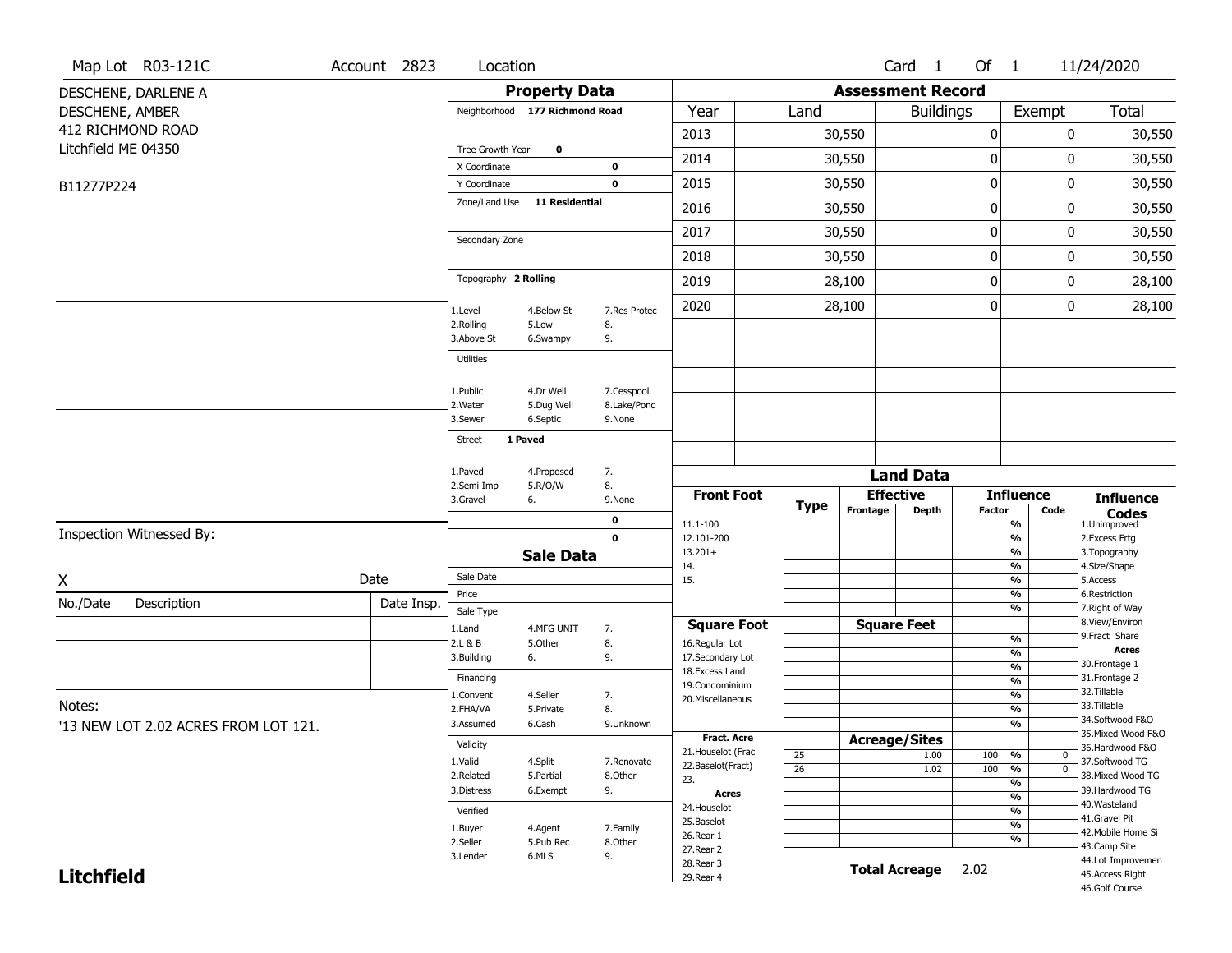Map Lot R03-121C | Account 2823 | Location | Card 1 Of 1 | 11/24/2020

DESCHENE, DARLENE A
DESCHENE, AMBER
412 RICHMOND ROAD
Litchfield ME 04350

B11277P224

## Property Data

Neighborhood **177 Richmond Road**

Tree Growth Year **0**
X Coordinate **0**
Y Coordinate **0**
Zone/Land Use **11 Residential**

Secondary Zone

Topography **2 Rolling**

| | | |
|---|---|---|
| 1.Level | 4.Below St | 7.Res Protec |
| 2.Rolling | 5.Low | 8. |
| 3.Above St | 6.Swampy | 9. |

Utilities

| | | |
|---|---|---|
| 1.Public | 4.Dr Well | 7.Cesspool |
| 2.Water | 5.Dug Well | 8.Lake/Pond |
| 3.Sewer | 6.Septic | 9.None |

Street **1 Paved**

| | | |
|---|---|---|
| 1.Paved | 4.Proposed | 7. |
| 2.Semi Imp | 5.R/O/W | 8. |
| 3.Gravel | 6. | 9.None |

**0**
**0**

## Assessment Record

| Year | Land | Buildings | Exempt | Total |
|---|---|---|---|---|
| 2013 | 30,550 | 0 | 0 | 30,550 |
| 2014 | 30,550 | 0 | 0 | 30,550 |
| 2015 | 30,550 | 0 | 0 | 30,550 |
| 2016 | 30,550 | 0 | 0 | 30,550 |
| 2017 | 30,550 | 0 | 0 | 30,550 |
| 2018 | 30,550 | 0 | 0 | 30,550 |
| 2019 | 28,100 | 0 | 0 | 28,100 |
| 2020 | 28,100 | 0 | 0 | 28,100 |

Inspection Witnessed By:

X &nbsp;&nbsp;&nbsp;&nbsp; Date

| No./Date | Description | Date Insp. |
|---|---|---|
| | | |
| | | |
| | | |

Notes:
'13 NEW LOT 2.02 ACRES FROM LOT 121.

## Sale Data

Sale Date
Price
Sale Type

| | | |
|---|---|---|
| 1.Land | 4.MFG UNIT | 7. |
| 2.L & B | 5.Other | 8. |
| 3.Building | 6. | 9. |

Financing

| | | |
|---|---|---|
| 1.Convent | 4.Seller | 7. |
| 2.FHA/VA | 5.Private | 8. |
| 3.Assumed | 6.Cash | 9.Unknown |

Validity

| | | |
|---|---|---|
| 1.Valid | 4.Split | 7.Renovate |
| 2.Related | 5.Partial | 8.Other |
| 3.Distress | 6.Exempt | 9. |

Verified

| | | |
|---|---|---|
| 1.Buyer | 4.Agent | 7.Family |
| 2.Seller | 5.Pub Rec | 8.Other |
| 3.Lender | 6.MLS | 9. |

## Land Data

| Front Foot | Type | Effective Frontage | Effective Depth | Influence Factor | Influence Code |
|---|---|---|---|---|---|
| 11.1-100 | | | | % | |
| 12.101-200 | | | | % | |
| 13.201+ | | | | % | |
| 14. | | | | % | |
| 15. | | | | % | |
| | | | | % | |
| | | | | % | |

| Square Foot | | Square Feet | | |
|---|---|---|---|---|
| 16.Regular Lot | | | % | |
| 17.Secondary Lot | | | % | |
| 18.Excess Land | | | % | |
| 19.Condominium | | | % | |
| 20.Miscellaneous | | | % | |
| | | | % | |
| | | | % | |

| Fract. Acre | Type | Acreage/Sites | Factor | Code |
|---|---|---|---|---|
| 21.Houselot (Frac | 25 | 1.00 | 100 % | 0 |
| 22.Baselot(Fract) | 26 | 1.02 | 100 % | 0 |
| 23. | | | % | |
| **Acres** | | | % | |
| 24.Houselot | | | % | |
| 25.Baselot | | | % | |
| 26.Rear 1 | | | % | |
| 27.Rear 2 | | | | |
| 28.Rear 3 | | | | |
| 29.Rear 4 | | | | |

**Total Acreage** 2.02

**Influence Codes**
1.Unimproved
2.Excess Frtg
3.Topography
4.Size/Shape
5.Access
6.Restriction
7.Right of Way
8.View/Environ
9.Fract Share
**Acres**
30.Frontage 1
31.Frontage 2
32.Tillable
33.Tillable
34.Softwood F&O
35.Mixed Wood F&O
36.Hardwood F&O
37.Softwood TG
38.Mixed Wood TG
39.Hardwood TG
40.Wasteland
41.Gravel Pit
42.Mobile Home Si
43.Camp Site
44.Lot Improvemen
45.Access Right
46.Golf Course

**Litchfield**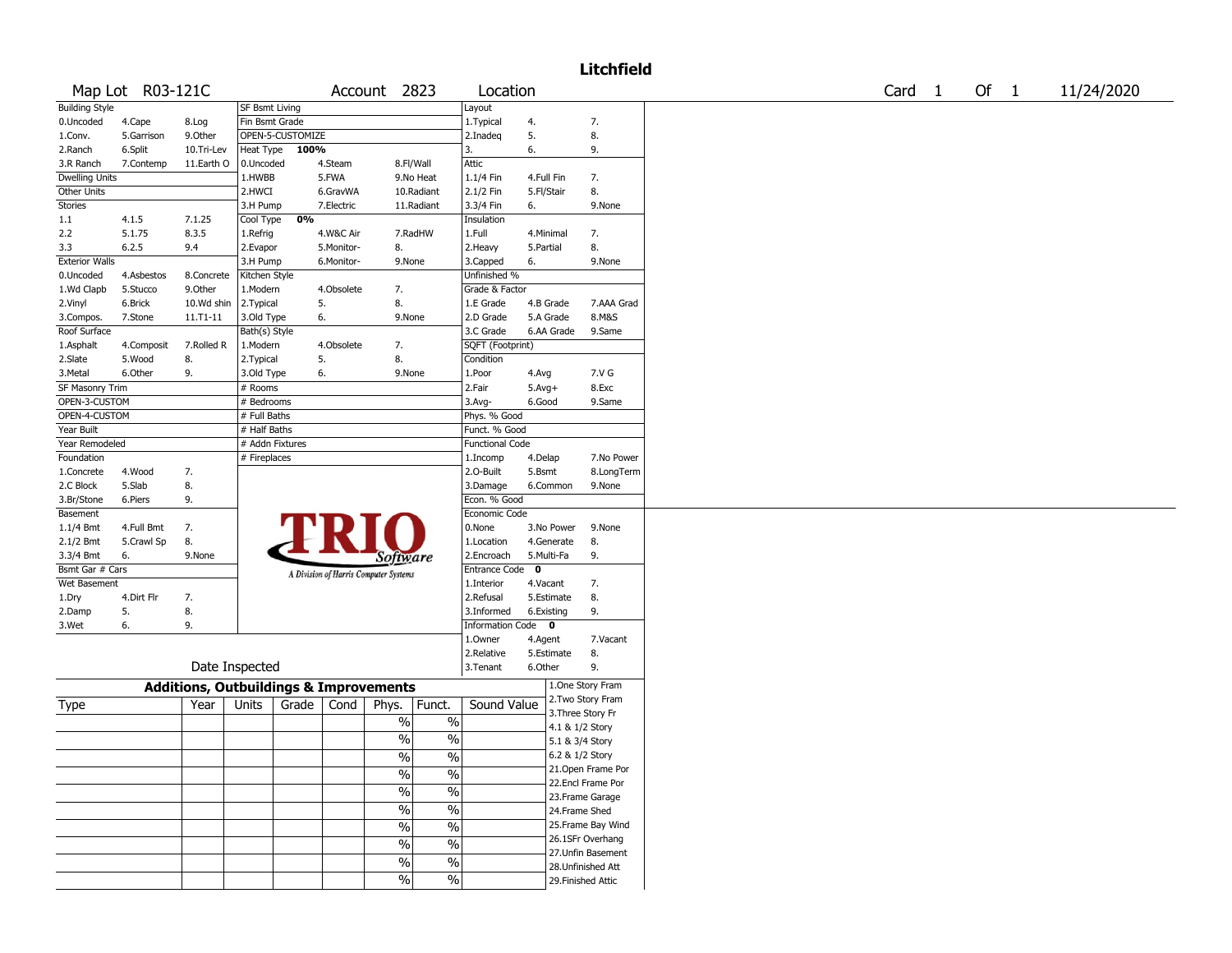# Litchfield

Map Lot R03-121C | Account 2823 | Location | Card 1 Of 1 | 11/24/2020

| Building Style | | | SF Bsmt Living | | | Layout | | |
|---|---|---|---|---|---|---|---|---|
| 0.Uncoded | 4.Cape | 8.Log | Fin Bsmt Grade | | | 1.Typical | 4. | 7. |
| 1.Conv. | 5.Garrison | 9.Other | OPEN-5-CUSTOMIZE | | | 2.Inadeq | 5. | 8. |
| 2.Ranch | 6.Split | 10.Tri-Lev | Heat Type 100% | | | 3. | 6. | 9. |
| 3.R Ranch | 7.Contemp | 11.Earth O | 0.Uncoded | 4.Steam | 8.Fl/Wall | Attic | | |
| Dwelling Units | | | 1.HWBB | 5.FWA | 9.No Heat | 1.1/4 Fin | 4.Full Fin | 7. |
| Other Units | | | 2.HWCI | 6.GravWA | 10.Radiant | 2.1/2 Fin | 5.Fl/Stair | 8. |
| Stories | | | 3.H Pump | 7.Electric | 11.Radiant | 3.3/4 Fin | 6. | 9.None |
| 1.1 | 4.1.5 | 7.1.25 | Cool Type 0% | | | Insulation | | |
| 2.2 | 5.1.75 | 8.3.5 | 1.Refrig | 4.W&C Air | 7.RadHW | 1.Full | 4.Minimal | 7. |
| 3.3 | 6.2.5 | 9.4 | 2.Evapor | 5.Monitor- | 8. | 2.Heavy | 5.Partial | 8. |
| Exterior Walls | | | 3.H Pump | 6.Monitor- | 9.None | 3.Capped | 6. | 9.None |
| 0.Uncoded | 4.Asbestos | 8.Concrete | Kitchen Style | | | Unfinished % | | |
| 1.Wd Clapb | 5.Stucco | 9.Other | 1.Modern | 4.Obsolete | 7. | Grade & Factor | | |
| 2.Vinyl | 6.Brick | 10.Wd shin | 2.Typical | 5. | 8. | 1.E Grade | 4.B Grade | 7.AAA Grad |
| 3.Compos. | 7.Stone | 11.T1-11 | 3.Old Type | 6. | 9.None | 2.D Grade | 5.A Grade | 8.M&S |
| Roof Surface | | | Bath(s) Style | | | 3.C Grade | 6.AA Grade | 9.Same |
| 1.Asphalt | 4.Composit | 7.Rolled R | 1.Modern | 4.Obsolete | 7. | SQFT (Footprint) | | |
| 2.Slate | 5.Wood | 8. | 2.Typical | 5. | 8. | Condition | | |
| 3.Metal | 6.Other | 9. | 3.Old Type | 6. | 9.None | 1.Poor | 4.Avg | 7.V G |
| SF Masonry Trim | | | # Rooms | | | 2.Fair | 5.Avg+ | 8.Exc |
| OPEN-3-CUSTOM | | | # Bedrooms | | | 3.Avg- | 6.Good | 9.Same |
| OPEN-4-CUSTOM | | | # Full Baths | | | Phys. % Good | | |
| Year Built | | | # Half Baths | | | Funct. % Good | | |
| Year Remodeled | | | # Addn Fixtures | | | Functional Code | | |
| Foundation | | | # Fireplaces | | | 1.Incomp | 4.Delap | 7.No Power |
| 1.Concrete | 4.Wood | 7. | | | | 2.O-Built | 5.Bsmt | 8.LongTerm |
| 2.C Block | 5.Slab | 8. | | | | 3.Damage | 6.Common | 9.None |
| 3.Br/Stone | 6.Piers | 9. | | | | Econ. % Good | | |
| Basement | | | | | | Economic Code | | |
| 1.1/4 Bmt | 4.Full Bmt | 7. | | | | 0.None | 3.No Power | 9.None |
| 2.1/2 Bmt | 5.Crawl Sp | 8. | | | | 1.Location | 4.Generate | 8. |
| 3.3/4 Bmt | 6. | 9.None | | | | 2.Encroach | 5.Multi-Fa | 9. |
| Bsmt Gar # Cars | | | | | | Entrance Code 0 | | |
| Wet Basement | | | | | | 1.Interior | 4.Vacant | 7. |
| 1.Dry | 4.Dirt Flr | 7. | | | | 2.Refusal | 5.Estimate | 8. |
| 2.Damp | 5. | 8. | | | | 3.Informed | 6.Existing | 9. |
| 3.Wet | 6. | 9. | | | | Information Code 0 | | |
| | | | | | | 1.Owner | 4.Agent | 7.Vacant |
| | | | | | | 2.Relative | 5.Estimate | 8. |
| Date Inspected | | | | | | 3.Tenant | 6.Other | 9. |

TRIO Software — A Division of Harris Computer Systems

## Additions, Outbuildings & Improvements

| Type | Year | Units | Grade | Cond | Phys. | Funct. | Sound Value |
|---|---|---|---|---|---|---|---|
| | | | | | % | % | |
| | | | | | % | % | |
| | | | | | % | % | |
| | | | | | % | % | |
| | | | | | % | % | |
| | | | | | % | % | |
| | | | | | % | % | |
| | | | | | % | % | |
| | | | | | % | % | |
| | | | | | % | % | |

1.One Story Fram
2.Two Story Fram
3.Three Story Fr
4.1 & 1/2 Story
5.1 & 3/4 Story
6.2 & 1/2 Story
21.Open Frame Por
22.Encl Frame Por
23.Frame Garage
24.Frame Shed
25.Frame Bay Wind
26.1SFr Overhang
27.Unfin Basement
28.Unfinished Att
29.Finished Attic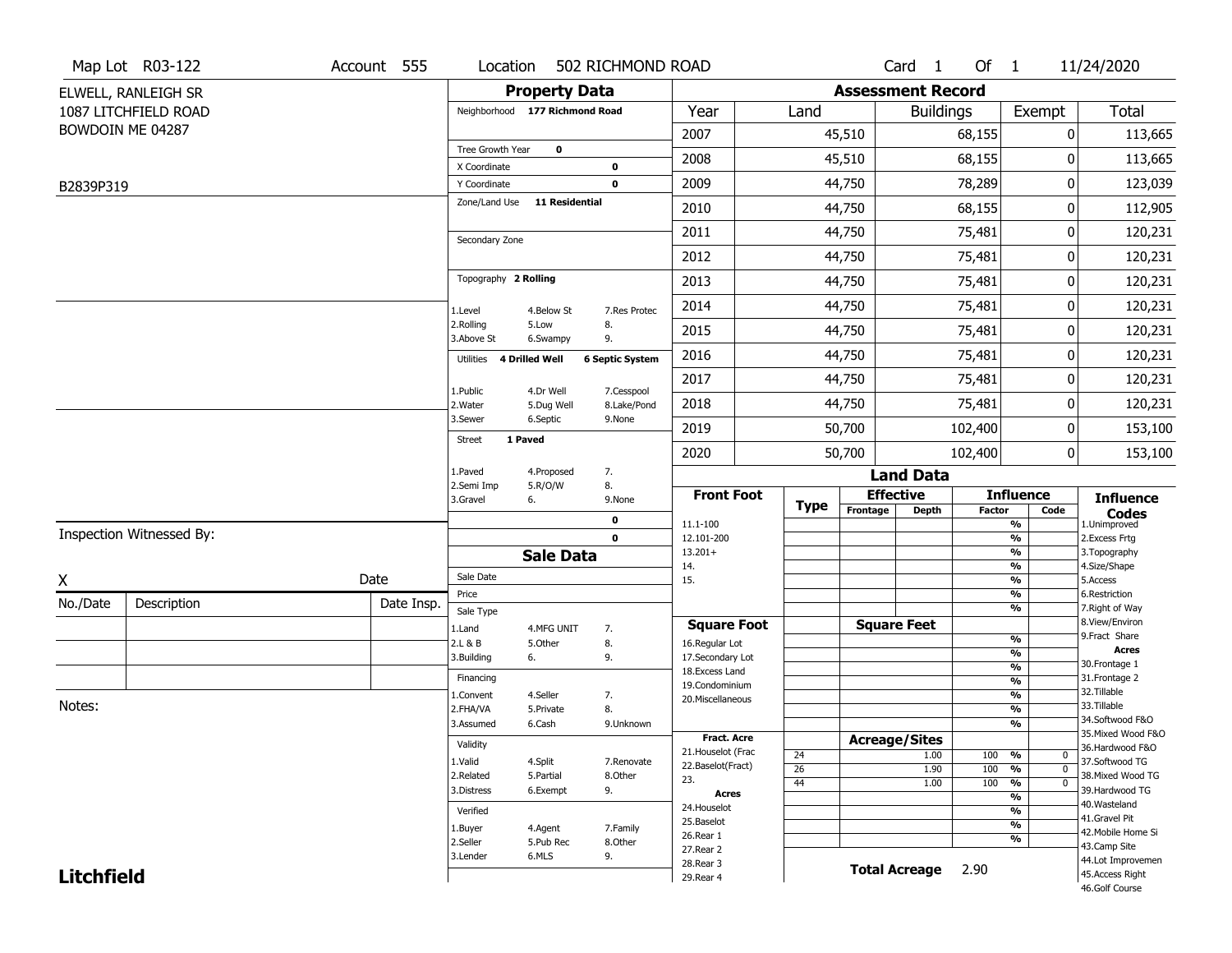Map Lot R03-122 | Account 555 | Location 502 RICHMOND ROAD | Card 1 Of 1 | 11/24/2020

ELWELL, RANLEIGH SR
1087 LITCHFIELD ROAD
BOWDOIN ME 04287

B2839P319

## Property Data

Neighborhood **177 Richmond Road**

Tree Growth Year **0**
X Coordinate **0**
Y Coordinate **0**
Zone/Land Use **11 Residential**

Secondary Zone

Topography **2 Rolling**

| | | |
|---|---|---|
| 1.Level | 4.Below St | 7.Res Protec |
| 2.Rolling | 5.Low | 8. |
| 3.Above St | 6.Swampy | 9. |

Utilities **4 Drilled Well** **6 Septic System**

| | | |
|---|---|---|
| 1.Public | 4.Dr Well | 7.Cesspool |
| 2.Water | 5.Dug Well | 8.Lake/Pond |
| 3.Sewer | 6.Septic | 9.None |

Street **1 Paved**

| | | |
|---|---|---|
| 1.Paved | 4.Proposed | 7. |
| 2.Semi Imp | 5.R/O/W | 8. |
| 3.Gravel | 6. | 9.None |

0
0

## Assessment Record

| Year | Land | Buildings | Exempt | Total |
|---|---|---|---|---|
| 2007 | 45,510 | 68,155 | 0 | 113,665 |
| 2008 | 45,510 | 68,155 | 0 | 113,665 |
| 2009 | 44,750 | 78,289 | 0 | 123,039 |
| 2010 | 44,750 | 68,155 | 0 | 112,905 |
| 2011 | 44,750 | 75,481 | 0 | 120,231 |
| 2012 | 44,750 | 75,481 | 0 | 120,231 |
| 2013 | 44,750 | 75,481 | 0 | 120,231 |
| 2014 | 44,750 | 75,481 | 0 | 120,231 |
| 2015 | 44,750 | 75,481 | 0 | 120,231 |
| 2016 | 44,750 | 75,481 | 0 | 120,231 |
| 2017 | 44,750 | 75,481 | 0 | 120,231 |
| 2018 | 44,750 | 75,481 | 0 | 120,231 |
| 2019 | 50,700 | 102,400 | 0 | 153,100 |
| 2020 | 50,700 | 102,400 | 0 | 153,100 |

Inspection Witnessed By:

X ______________________ Date

| No./Date | Description | Date Insp. |
|---|---|---|
| | | |
| | | |
| | | |

Notes:

## Sale Data

Sale Date
Price
Sale Type

| | | |
|---|---|---|
| 1.Land | 4.MFG UNIT | 7. |
| 2.L & B | 5.Other | 8. |
| 3.Building | 6. | 9. |

Financing

| | | |
|---|---|---|
| 1.Convent | 4.Seller | 7. |
| 2.FHA/VA | 5.Private | 8. |
| 3.Assumed | 6.Cash | 9.Unknown |

Validity

| | | |
|---|---|---|
| 1.Valid | 4.Split | 7.Renovate |
| 2.Related | 5.Partial | 8.Other |
| 3.Distress | 6.Exempt | 9. |

Verified

| | | |
|---|---|---|
| 1.Buyer | 4.Agent | 7.Family |
| 2.Seller | 5.Pub Rec | 8.Other |
| 3.Lender | 6.MLS | 9. |

## Land Data

| Front Foot | Type | Effective Frontage | Effective Depth | Influence Factor | Influence Code |
|---|---|---|---|---|---|
| 11.1-100 | | | | % | |
| 12.101-200 | | | | % | |
| 13.201+ | | | | % | |
| 14. | | | | % | |
| 15. | | | | % | |
| | | | | % | |
| | | | | % | |
| **Square Foot** | | **Square Feet** | | | |
| 16.Regular Lot | | | | % | |
| 17.Secondary Lot | | | | % | |
| 18.Excess Land | | | | % | |
| 19.Condominium | | | | % | |
| 20.Miscellaneous | | | | % | |
| | | | | % | |
| | | | | % | |
| **Fract. Acre** | | **Acreage/Sites** | | | |
| 21.Houselot (Frac | 24 | | 1.00 | 100 % | 0 |
| 22.Baselot(Fract) | 26 | | 1.90 | 100 % | 0 |
| 23. | 44 | | 1.00 | 100 % | 0 |
| **Acres** | | | | % | |
| 24.Houselot | | | | % | |
| 25.Baselot | | | | % | |
| 26.Rear 1 | | | | % | |
| 27.Rear 2 | | | | | |
| 28.Rear 3 | | | | | |
| 29.Rear 4 | | | | | |

**Total Acreage** 2.90

**Influence Codes**
1.Unimproved
2.Excess Frtg
3.Topography
4.Size/Shape
5.Access
6.Restriction
7.Right of Way
8.View/Environ
9.Fract Share
**Acres**
30.Frontage 1
31.Frontage 2
32.Tillable
33.Tillable
34.Softwood F&O
35.Mixed Wood F&O
36.Hardwood F&O
37.Softwood TG
38.Mixed Wood TG
39.Hardwood TG
40.Wasteland
41.Gravel Pit
42.Mobile Home Si
43.Camp Site
44.Lot Improvemen
45.Access Right
46.Golf Course

**Litchfield**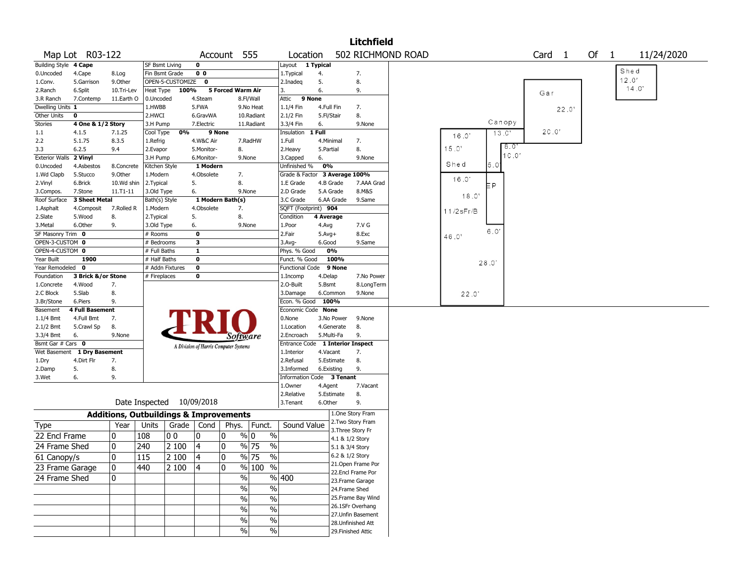# Litchfield

**Map Lot** R03-122 **Account** 555 **Location** 502 RICHMOND ROAD **Card** 1 **Of** 1 11/24/2020

| Building Style | 4 Cape | | SF Bsmt Living | 0 | | Layout | 1 Typical | |
|---|---|---|---|---|---|---|---|---|
| 0.Uncoded | 4.Cape | 8.Log | Fin Bsmt Grade | 0 0 | | 1.Typical | 4. | 7. |
| 1.Conv. | 5.Garrison | 9.Other | OPEN-5-CUSTOMIZE | 0 | | 2.Inadeq | 5. | 8. |
| 2.Ranch | 6.Split | 10.Tri-Lev | Heat Type | 100% | 5 Forced Warm Air | 3. | 6. | 9. |
| 3.R Ranch | 7.Contemp | 11.Earth O | 0.Uncoded | 4.Steam | 8.Fl/Wall | Attic | 9 None | |
| Dwelling Units | 1 | | 1.HWBB | 5.FWA | 9.No Heat | 1.1/4 Fin | 4.Full Fin | 7. |
| Other Units | 0 | | 2.HWCI | 6.GravWA | 10.Radiant | 2.1/2 Fin | 5.Fl/Stair | 8. |
| Stories | 4 One & 1/2 Story | | 3.H Pump | 7.Electric | 11.Radiant | 3.3/4 Fin | 6. | 9.None |
| 1.1 | 4.1.5 | 7.1.25 | Cool Type | 0% | 9 None | Insulation | 1 Full | |
| 2.2 | 5.1.75 | 8.3.5 | 1.Refrig | 4.W&C Air | 7.RadHW | 1.Full | 4.Minimal | 7. |
| 3.3 | 6.2.5 | 9.4 | 2.Evapor | 5.Monitor- | 8. | 2.Heavy | 5.Partial | 8. |
| Exterior Walls | 2 Vinyl | | 3.H Pump | 6.Monitor- | 9.None | 3.Capped | 6. | 9.None |
| 0.Uncoded | 4.Asbestos | 8.Concrete | Kitchen Style | 1 Modern | | Unfinished % | 0% | |
| 1.Wd Clapb | 5.Stucco | 9.Other | 1.Modern | 4.Obsolete | 7. | Grade & Factor | 3 Average 100% | |
| 2.Vinyl | 6.Brick | 10.Wd shin | 2.Typical | 5. | 8. | 1.E Grade | 4.B Grade | 7.AAA Grad |
| 3.Compos. | 7.Stone | 11.T1-11 | 3.Old Type | 6. | 9.None | 2.D Grade | 5.A Grade | 8.M&S |
| Roof Surface | 3 Sheet Metal | | Bath(s) Style | 1 Modern Bath(s) | | 3.C Grade | 6.AA Grade | 9.Same |
| 1.Asphalt | 4.Composit | 7.Rolled R | 1.Modern | 4.Obsolete | 7. | SQFT (Footprint) | 904 | |
| 2.Slate | 5.Wood | 8. | 2.Typical | 5. | 8. | Condition | 4 Average | |
| 3.Metal | 6.Other | 9. | 3.Old Type | 6. | 9.None | 1.Poor | 4.Avg | 7.V G |
| SF Masonry Trim | 0 | | # Rooms | 0 | | 2.Fair | 5.Avg+ | 8.Exc |
| OPEN-3-CUSTOM | 0 | | # Bedrooms | 3 | | 3.Avg- | 6.Good | 9.Same |
| OPEN-4-CUSTOM | 0 | | # Full Baths | 1 | | Phys. % Good | 0% | |
| Year Built | 1900 | | # Half Baths | 0 | | Funct. % Good | 100% | |
| Year Remodeled | 0 | | # Addn Fixtures | 0 | | Functional Code | 9 None | |
| Foundation | 3 Brick &/or Stone | | # Fireplaces | 0 | | 1.Incomp | 4.Delap | 7.No Power |
| 1.Concrete | 4.Wood | 7. | | | | 2.O-Built | 5.Bsmt | 8.LongTerm |
| 2.C Block | 5.Slab | 8. | | | | 3.Damage | 6.Common | 9.None |
| 3.Br/Stone | 6.Piers | 9. | | | | Econ. % Good | 100% | |
| Basement | 4 Full Basement | | | | | Economic Code | None | |
| 1.1/4 Bmt | 4.Full Bmt | 7. | | | | 0.None | 3.No Power | 9.None |
| 2.1/2 Bmt | 5.Crawl Sp | 8. | | | | 1.Location | 4.Generate | 8. |
| 3.3/4 Bmt | 6. | 9.None | | | | 2.Encroach | 5.Multi-Fa | 9. |
| Bsmt Gar # Cars | 0 | | | | | Entrance Code | 1 Interior Inspect | |
| Wet Basement | 1 Dry Basement | | | | | 1.Interior | 4.Vacant | 7. |
| 1.Dry | 4.Dirt Flr | 7. | | | | 2.Refusal | 5.Estimate | 8. |
| 2.Damp | 5. | 8. | | | | 3.Informed | 6.Existing | 9. |
| 3.Wet | 6. | 9. | | | | Information Code | 3 Tenant | |
| | | | | | | 1.Owner | 4.Agent | 7.Vacant |
| | | | | | | 2.Relative | 5.Estimate | 8. |
| | | | | | | 3.Tenant | 6.Other | 9. |

Date Inspected 10/09/2018

TRIO Software — A Division of Harris Computer Systems

## Additions, Outbuildings & Improvements

| Type | Year | Units | Grade | Cond | Phys. | Funct. | Sound Value |
|---|---|---|---|---|---|---|---|
| 22 Encl Frame | 0 | 108 | 0 0 | 0 | 0 % | 0 % | |
| 24 Frame Shed | 0 | 240 | 2 100 | 4 | 0 % | 75 % | |
| 61 Canopy/s | 0 | 115 | 2 100 | 4 | 0 % | 75 % | |
| 23 Frame Garage | 0 | 440 | 2 100 | 4 | 0 % | 100 % | |
| 24 Frame Shed | 0 | | | | % | % | 400 |
| | | | | | % | % | |
| | | | | | % | % | |
| | | | | | % | % | |
| | | | | | % | % | |
| | | | | | % | % | |

1.One Story Fram
2.Two Story Fram
3.Three Story Fr
4.1 & 1/2 Story
5.1 & 3/4 Story
6.2 & 1/2 Story
21.Open Frame Por
22.Encl Frame Por
23.Frame Garage
24.Frame Shed
25.Frame Bay Wind
26.1SFr Overhang
27.Unfin Basement
28.Unfinished Att
29.Finished Attic

Sketch labels: Shed 12.0' 14.0'; Gar 22.0' 20.0'; Canopy 13.0' 6.0' 10.0'; Shed 16.0' 15.0' 5.0'; EP 16.0' 18.0' 6.0'; 11/2sFr/B 46.0' 28.0' 22.0'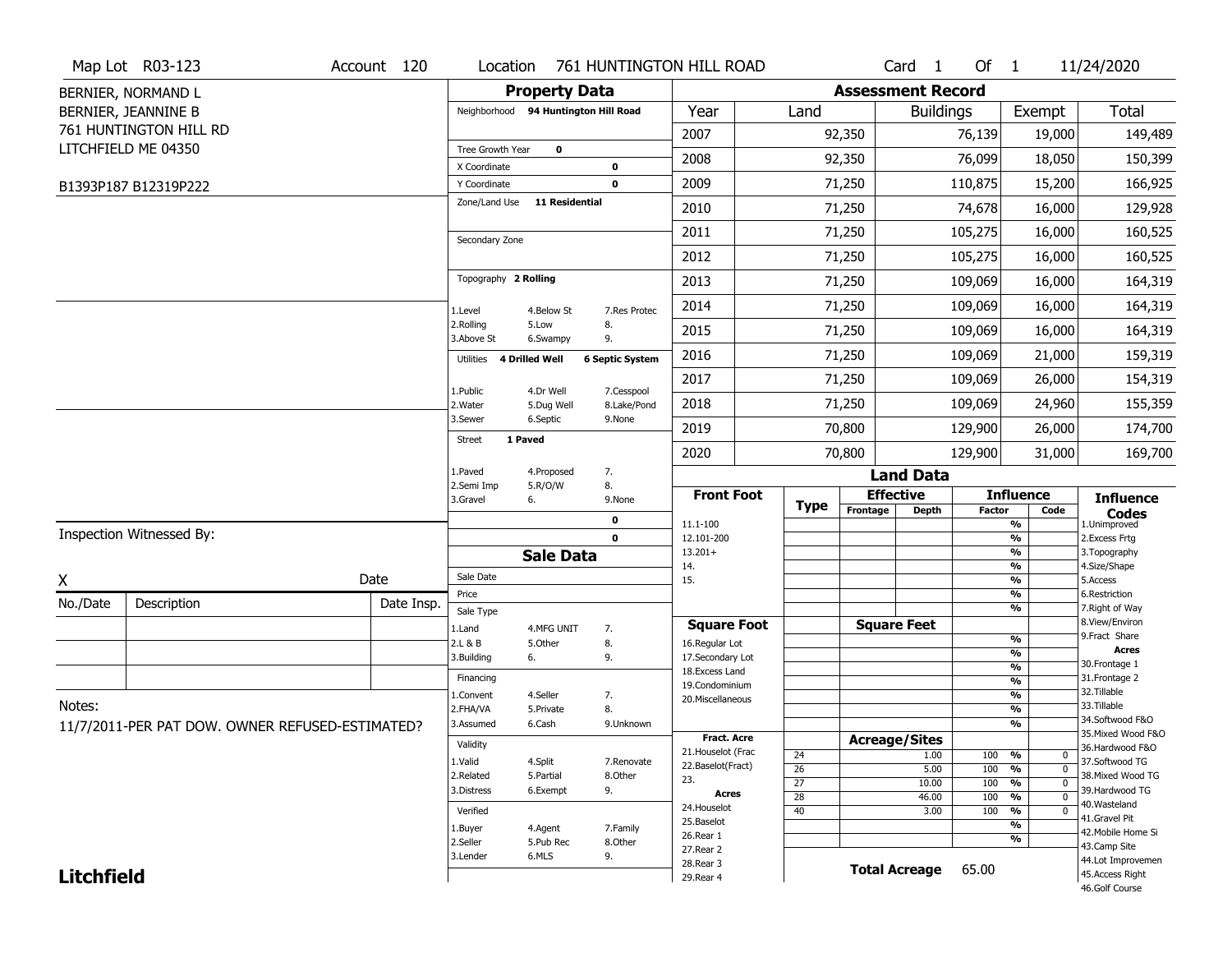Map Lot R03-123 | Account 120 | Location 761 HUNTINGTON HILL ROAD | Card 1 Of 1 | 11/24/2020

BERNIER, NORMAND L
BERNIER, JEANNINE B
761 HUNTINGTON HILL RD
LITCHFIELD ME 04350

B1393P187 B12319P222

## Property Data

Neighborhood **94 Huntington Hill Road**

Tree Growth Year **0**

X Coordinate **0**

Y Coordinate **0**

Zone/Land Use **11 Residential**

Secondary Zone

Topography **2 Rolling**

| | | |
|---|---|---|
| 1.Level | 4.Below St | 7.Res Protec |
| 2.Rolling | 5.Low | 8. |
| 3.Above St | 6.Swampy | 9. |

Utilities **4 Drilled Well** **6 Septic System**

| | | |
|---|---|---|
| 1.Public | 4.Dr Well | 7.Cesspool |
| 2.Water | 5.Dug Well | 8.Lake/Pond |
| 3.Sewer | 6.Septic | 9.None |

Street **1 Paved**

| | | |
|---|---|---|
| 1.Paved | 4.Proposed | 7. |
| 2.Semi Imp | 5.R/O/W | 8. |
| 3.Gravel | 6. | 9.None |

**0**

**0**

## Assessment Record

| Year | Land | Buildings | Exempt | Total |
|---|---|---|---|---|
| 2007 | 92,350 | 76,139 | 19,000 | 149,489 |
| 2008 | 92,350 | 76,099 | 18,050 | 150,399 |
| 2009 | 71,250 | 110,875 | 15,200 | 166,925 |
| 2010 | 71,250 | 74,678 | 16,000 | 129,928 |
| 2011 | 71,250 | 105,275 | 16,000 | 160,525 |
| 2012 | 71,250 | 105,275 | 16,000 | 160,525 |
| 2013 | 71,250 | 109,069 | 16,000 | 164,319 |
| 2014 | 71,250 | 109,069 | 16,000 | 164,319 |
| 2015 | 71,250 | 109,069 | 16,000 | 164,319 |
| 2016 | 71,250 | 109,069 | 21,000 | 159,319 |
| 2017 | 71,250 | 109,069 | 26,000 | 154,319 |
| 2018 | 71,250 | 109,069 | 24,960 | 155,359 |
| 2019 | 70,800 | 129,900 | 26,000 | 174,700 |
| 2020 | 70,800 | 129,900 | 31,000 | 169,700 |

Inspection Witnessed By:

X ______ Date

| No./Date | Description | Date Insp. |
|---|---|---|
| | | |
| | | |
| | | |

Notes:
11/7/2011-PER PAT DOW. OWNER REFUSED-ESTIMATED?

## Sale Data

Sale Date

Price

Sale Type

| | | |
|---|---|---|
| 1.Land | 4.MFG UNIT | 7. |
| 2.L & B | 5.Other | 8. |
| 3.Building | 6. | 9. |

Financing

| | | |
|---|---|---|
| 1.Convent | 4.Seller | 7. |
| 2.FHA/VA | 5.Private | 8. |
| 3.Assumed | 6.Cash | 9.Unknown |

Validity

| | | |
|---|---|---|
| 1.Valid | 4.Split | 7.Renovate |
| 2.Related | 5.Partial | 8.Other |
| 3.Distress | 6.Exempt | 9. |

Verified

| | | |
|---|---|---|
| 1.Buyer | 4.Agent | 7.Family |
| 2.Seller | 5.Pub Rec | 8.Other |
| 3.Lender | 6.MLS | 9. |

## Land Data

**Front Foot**: 11.1-100, 12.101-200, 13.201+, 14., 15.

**Square Foot**: 16.Regular Lot, 17.Secondary Lot, 18.Excess Land, 19.Condominium, 20.Miscellaneous

**Fract. Acre**: 21.Houselot (Frac, 22.Baselot(Fract), 23.

**Acres**: 24.Houselot, 25.Baselot, 26.Rear 1, 27.Rear 2, 28.Rear 3, 29.Rear 4

### Acreage/Sites

| Type | Acreage/Sites | Influence Factor | Code |
|---|---|---|---|
| 24 | 1.00 | 100 % | 0 |
| 26 | 5.00 | 100 % | 0 |
| 27 | 10.00 | 100 % | 0 |
| 28 | 46.00 | 100 % | 0 |
| 40 | 3.00 | 100 % | 0 |

**Total Acreage** 65.00

**Influence Codes**: 1.Unimproved, 2.Excess Frtg, 3.Topography, 4.Size/Shape, 5.Access, 6.Restriction, 7.Right of Way, 8.View/Environ, 9.Fract Share

**Acres**: 30.Frontage 1, 31.Frontage 2, 32.Tillable, 33.Tillable, 34.Softwood F&O, 35.Mixed Wood F&O, 36.Hardwood F&O, 37.Softwood TG, 38.Mixed Wood TG, 39.Hardwood TG, 40.Wasteland, 41.Gravel Pit, 42.Mobile Home Si, 43.Camp Site, 44.Lot Improvemen, 45.Access Right, 46.Golf Course

**Litchfield**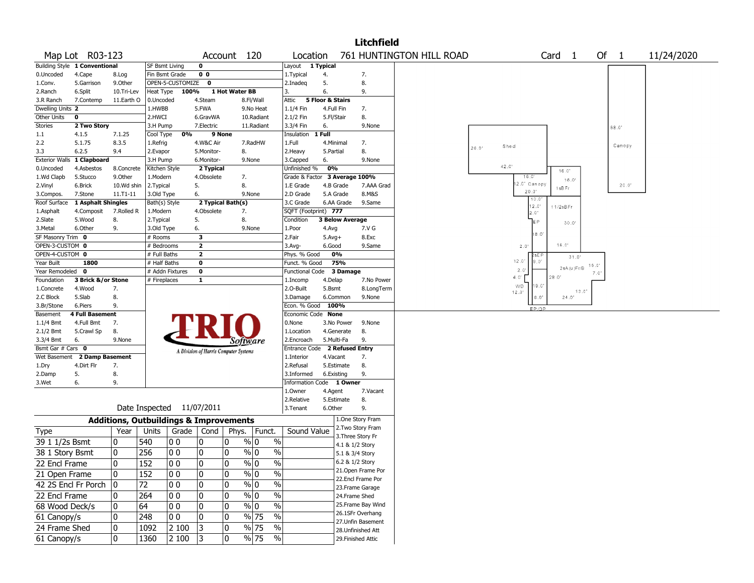# Litchfield

| Map Lot | R03-123 | Account | 120 | Location | 761 HUNTINGTON HILL ROAD | Card | 1 | Of | 1 | 11/24/2020 |
|---|---|---|---|---|---|---|---|---|---|---|

| Building Style | 1 Conventional | SF Bsmt Living | 0 | Layout | 1 Typical |
|---|---|---|---|---|---|
| 0.Uncoded 4.Cape 8.Log | | Fin Bsmt Grade | 0 0 | 1.Typical 4. 7. | |
| 1.Conv. 5.Garrison 9.Other | | OPEN-5-CUSTOMIZE | 0 | 2.Inadeq 5. 8. | |
| 2.Ranch 6.Split 10.Tri-Lev | | Heat Type | 100% 1 Hot Water BB | 3. 6. 9. | |
| 3.R Ranch 7.Contemp 11.Earth O | | 0.Uncoded 4.Steam 8.Fl/Wall | | Attic | 5 Floor & Stairs |
| Dwelling Units | 2 | 1.HWBB 5.FWA 9.No Heat | | 1.1/4 Fin 4.Full Fin 7. | |
| Other Units | 0 | 2.HWCI 6.GravWA 10.Radiant | | 2.1/2 Fin 5.Fl/Stair 8. | |
| Stories | 2 Two Story | 3.H Pump 7.Electric 11.Radiant | | 3.3/4 Fin 6. 9.None | |
| 1.1 4.1.5 7.1.25 | | Cool Type | 0% 9 None | Insulation | 1 Full |
| 2.2 5.1.75 8.3.5 | | 1.Refrig 4.W&C Air 7.RadHW | | 1.Full 4.Minimal 7. | |
| 3.3 6.2.5 9.4 | | 2.Evapor 5.Monitor- 8. | | 2.Heavy 5.Partial 8. | |
| Exterior Walls | 1 Clapboard | 3.H Pump 6.Monitor- 9.None | | 3.Capped 6. 9.None | |
| 0.Uncoded 4.Asbestos 8.Concrete | | Kitchen Style | 2 Typical | Unfinished % | 0% |
| 1.Wd Clapb 5.Stucco 9.Other | | 1.Modern 4.Obsolete 7. | | Grade & Factor | 3 Average 100% |
| 2.Vinyl 6.Brick 10.Wd shin | | 2.Typical 5. 8. | | 1.E Grade 4.B Grade 7.AAA Grad | |
| 3.Compos. 7.Stone 11.T1-11 | | 3.Old Type 6. 9.None | | 2.D Grade 5.A Grade 8.M&S | |
| Roof Surface | 1 Asphalt Shingles | Bath(s) Style | 2 Typical Bath(s) | 3.C Grade 6.AA Grade 9.Same | |
| 1.Asphalt 4.Composit 7.Rolled R | | 1.Modern 4.Obsolete 7. | | SQFT (Footprint) | 777 |
| 2.Slate 5.Wood 8. | | 2.Typical 5. 8. | | Condition | 3 Below Average |
| 3.Metal 6.Other 9. | | 3.Old Type 6. 9.None | | 1.Poor 4.Avg 7.V G | |
| SF Masonry Trim | 0 | # Rooms | 3 | 2.Fair 5.Avg+ 8.Exc | |
| OPEN-3-CUSTOM | 0 | # Bedrooms | 2 | 3.Avg- 6.Good 9.Same | |
| OPEN-4-CUSTOM | 0 | # Full Baths | 2 | Phys. % Good | 0% |
| Year Built | 1800 | # Half Baths | 0 | Funct. % Good | 75% |
| Year Remodeled | 0 | # Addn Fixtures | 0 | Functional Code | 3 Damage |
| Foundation | 3 Brick &/or Stone | # Fireplaces | 1 | 1.Incomp 4.Delap 7.No Power | |
| 1.Concrete 4.Wood 7. | | | | 2.O-Built 5.Bsmt 8.LongTerm | |
| 2.C Block 5.Slab 8. | | | | 3.Damage 6.Common 9.None | |
| 3.Br/Stone 6.Piers 9. | | | | Econ. % Good | 100% |
| Basement | 4 Full Basement | | | Economic Code | None |
| 1.1/4 Bmt 4.Full Bmt 7. | | | | 0.None 3.No Power 9.None | |
| 2.1/2 Bmt 5.Crawl Sp 8. | | | | 1.Location 4.Generate 8. | |
| 3.3/4 Bmt 6. 9.None | | | | 2.Encroach 5.Multi-Fa 9. | |
| Bsmt Gar # Cars | 0 | | | Entrance Code | 2 Refused Entry |
| Wet Basement | 2 Damp Basement | | | 1.Interior 4.Vacant 7. | |
| 1.Dry 4.Dirt Flr 7. | | | | 2.Refusal 5.Estimate 8. | |
| 2.Damp 5. 8. | | | | 3.Informed 6.Existing 9. | |
| 3.Wet 6. 9. | | | | Information Code | 1 Owner |
| | | | | 1.Owner 4.Agent 7.Vacant | |
| | | | | 2.Relative 5.Estimate 8. | |
| Date Inspected | 11/07/2011 | | | 3.Tenant 6.Other 9. | |

TRIO Software — A Division of Harris Computer Systems

## Additions, Outbuildings & Improvements

| Type | Year | Units | Grade | Cond | Phys. | Funct. | Sound Value |
|---|---|---|---|---|---|---|---|
| 39 1 1/2s Bsmt | 0 | 540 | 0 0 | 0 | 0 % | 0 % | |
| 38 1 Story Bsmt | 0 | 256 | 0 0 | 0 | 0 % | 0 % | |
| 22 Encl Frame | 0 | 152 | 0 0 | 0 | 0 % | 0 % | |
| 21 Open Frame | 0 | 152 | 0 0 | 0 | 0 % | 0 % | |
| 42 2S Encl Fr Porch | 0 | 72 | 0 0 | 0 | 0 % | 0 % | |
| 22 Encl Frame | 0 | 264 | 0 0 | 0 | 0 % | 0 % | |
| 68 Wood Deck/s | 0 | 64 | 0 0 | 0 | 0 % | 0 % | |
| 61 Canopy/s | 0 | 248 | 0 0 | 0 | 0 % | 75 % | |
| 24 Frame Shed | 0 | 1092 | 2 100 | 3 | 0 % | 75 % | |
| 61 Canopy/s | 0 | 1360 | 2 100 | 3 | 0 % | 75 % | |

1.One Story Fram
2.Two Story Fram
3.Three Story Fr
4.1 & 1/2 Story
5.1 & 3/4 Story
6.2 & 1/2 Story
21.Open Frame Por
22.Encl Frame Por
23.Frame Garage
24.Frame Shed
25.Frame Bay Wind
26.1SFr Overhang
27.Unfin Basement
28.Unfinished Att
29.Finished Attic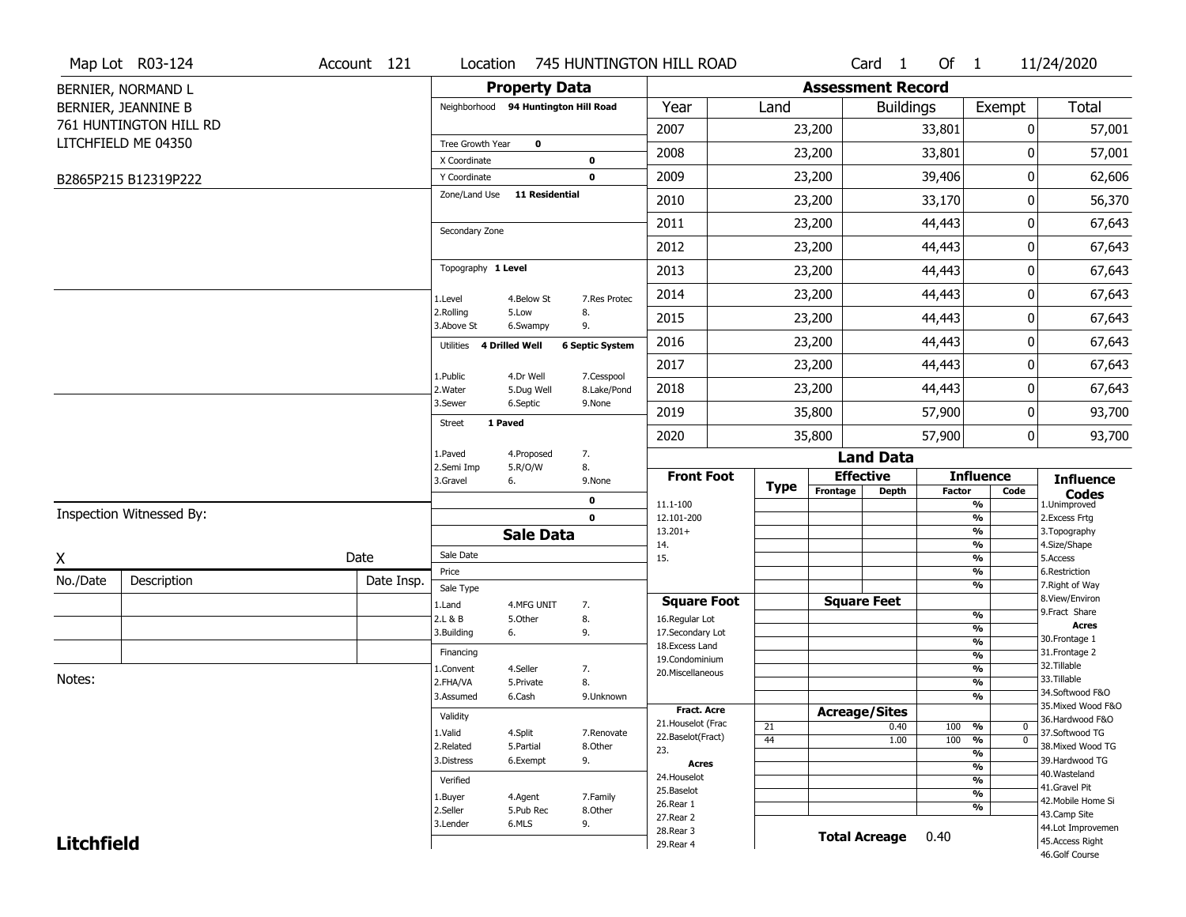Map Lot R03-124 | Account 121 | Location 745 HUNTINGTON HILL ROAD | Card 1 Of 1 | 11/24/2020

BERNIER, NORMAND L
BERNIER, JEANNINE B
761 HUNTINGTON HILL RD
LITCHFIELD ME 04350

B2865P215 B12319P222

## Property Data

Neighborhood **94 Huntington Hill Road**

Tree Growth Year **0**
X Coordinate **0**
Y Coordinate **0**
Zone/Land Use **11 Residential**

Secondary Zone

Topography **1 Level**

| | | |
|---|---|---|
| 1.Level | 4.Below St | 7.Res Protec |
| 2.Rolling | 5.Low | 8. |
| 3.Above St | 6.Swampy | 9. |

Utilities **4 Drilled Well** **6 Septic System**

| | | |
|---|---|---|
| 1.Public | 4.Dr Well | 7.Cesspool |
| 2.Water | 5.Dug Well | 8.Lake/Pond |
| 3.Sewer | 6.Septic | 9.None |

Street **1 Paved**

| | | |
|---|---|---|
| 1.Paved | 4.Proposed | 7. |
| 2.Semi Imp | 5.R/O/W | 8. |
| 3.Gravel | 6. | 9.None |

**0**
**0**

## Sale Data

Sale Date
Price
Sale Type

| | | |
|---|---|---|
| 1.Land | 4.MFG UNIT | 7. |
| 2.L & B | 5.Other | 8. |
| 3.Building | 6. | 9. |

Financing

| | | |
|---|---|---|
| 1.Convent | 4.Seller | 7. |
| 2.FHA/VA | 5.Private | 8. |
| 3.Assumed | 6.Cash | 9.Unknown |

Validity

| | | |
|---|---|---|
| 1.Valid | 4.Split | 7.Renovate |
| 2.Related | 5.Partial | 8.Other |
| 3.Distress | 6.Exempt | 9. |

Verified

| | | |
|---|---|---|
| 1.Buyer | 4.Agent | 7.Family |
| 2.Seller | 5.Pub Rec | 8.Other |
| 3.Lender | 6.MLS | 9. |

## Assessment Record

| Year | Land | Buildings | Exempt | Total |
|---|---|---|---|---|
| 2007 | 23,200 | 33,801 | 0 | 57,001 |
| 2008 | 23,200 | 33,801 | 0 | 57,001 |
| 2009 | 23,200 | 39,406 | 0 | 62,606 |
| 2010 | 23,200 | 33,170 | 0 | 56,370 |
| 2011 | 23,200 | 44,443 | 0 | 67,643 |
| 2012 | 23,200 | 44,443 | 0 | 67,643 |
| 2013 | 23,200 | 44,443 | 0 | 67,643 |
| 2014 | 23,200 | 44,443 | 0 | 67,643 |
| 2015 | 23,200 | 44,443 | 0 | 67,643 |
| 2016 | 23,200 | 44,443 | 0 | 67,643 |
| 2017 | 23,200 | 44,443 | 0 | 67,643 |
| 2018 | 23,200 | 44,443 | 0 | 67,643 |
| 2019 | 35,800 | 57,900 | 0 | 93,700 |
| 2020 | 35,800 | 57,900 | 0 | 93,700 |

## Land Data

| Front Foot | Type | Effective Frontage | Effective Depth | Influence Factor | Influence Code |
|---|---|---|---|---|---|
| 11.1-100 | | | | % | |
| 12.101-200 | | | | % | |
| 13.201+ | | | | % | |
| 14. | | | | % | |
| 15. | | | | % | |
| | | | | % | |
| | | | | % | |
| **Square Foot** | | **Square Feet** | | | |
| 16.Regular Lot | | | | % | |
| 17.Secondary Lot | | | | % | |
| 18.Excess Land | | | | % | |
| 19.Condominium | | | | % | |
| 20.Miscellaneous | | | | % | |
| | | | | % | |
| | | | | % | |
| **Fract. Acre** | | **Acreage/Sites** | | | |
| 21.Houselot (Frac | 21 | | 0.40 | 100 % | 0 |
| 22.Baselot(Fract) | 44 | | 1.00 | 100 % | 0 |
| 23. | | | | % | |
| **Acres** | | | | % | |
| 24.Houselot | | | | % | |
| 25.Baselot | | | | % | |
| 26.Rear 1 | | | | % | |
| 27.Rear 2 | | | | | |
| 28.Rear 3 | | | | | |
| 29.Rear 4 | | | | | |

**Total Acreage** 0.40

**Influence Codes**
1.Unimproved
2.Excess Frtg
3.Topography
4.Size/Shape
5.Access
6.Restriction
7.Right of Way
8.View/Environ
9.Fract Share
**Acres**
30.Frontage 1
31.Frontage 2
32.Tillable
33.Tillable
34.Softwood F&O
35.Mixed Wood F&O
36.Hardwood F&O
37.Softwood TG
38.Mixed Wood TG
39.Hardwood TG
40.Wasteland
41.Gravel Pit
42.Mobile Home Si
43.Camp Site
44.Lot Improvemen
45.Access Right
46.Golf Course

Inspection Witnessed By:

X _______________ Date

| No./Date | Description | Date Insp. |
|---|---|---|
| | | |
| | | |
| | | |

Notes:

**Litchfield**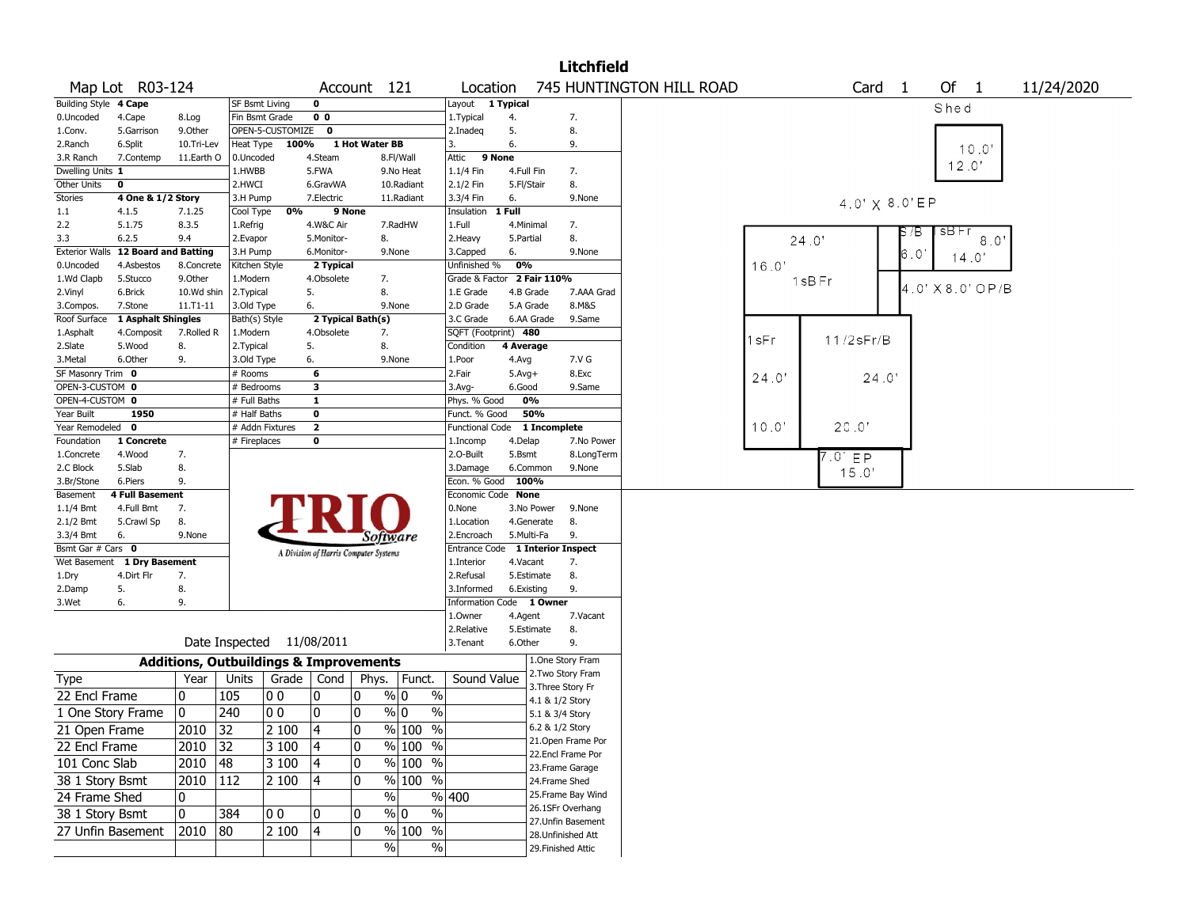# Litchfield

**Map Lot** R03-124 **Account** 121 **Location** 745 HUNTINGTON HILL ROAD **Card** 1 **Of** 1 11/24/2020

| Building Style | 4 Cape | | SF Bsmt Living | 0 | | Layout | 1 Typical | |
|---|---|---|---|---|---|---|---|---|
| 0.Uncoded | 4.Cape | 8.Log | Fin Bsmt Grade | 0 0 | | 1.Typical | 4. | 7. |
| 1.Conv. | 5.Garrison | 9.Other | OPEN-5-CUSTOMIZE | 0 | | 2.Inadeq | 5. | 8. |
| 2.Ranch | 6.Split | 10.Tri-Lev | Heat Type | 100% | 1 Hot Water BB | 3. | 6. | 9. |
| 3.R Ranch | 7.Contemp | 11.Earth O | 0.Uncoded | 4.Steam | 8.Fl/Wall | Attic | 9 None | |
| Dwelling Units | 1 | | 1.HWBB | 5.FWA | 9.No Heat | 1.1/4 Fin | 4.Full Fin | 7. |
| Other Units | 0 | | 2.HWCI | 6.GravWA | 10.Radiant | 2.1/2 Fin | 5.Fl/Stair | 8. |
| Stories | 4 One & 1/2 Story | | 3.H Pump | 7.Electric | 11.Radiant | 3.3/4 Fin | 6. | 9.None |
| 1.1 | 4.1.5 | 7.1.25 | Cool Type | 0% | 9 None | Insulation | 1 Full | |
| 2.2 | 5.1.75 | 8.3.5 | 1.Refrig | 4.W&C Air | 7.RadHW | 1.Full | 4.Minimal | 7. |
| 3.3 | 6.2.5 | 9.4 | 2.Evapor | 5.Monitor- | 8. | 2.Heavy | 5.Partial | 8. |
| Exterior Walls | 12 Board and Batting | | 3.H Pump | 6.Monitor- | 9.None | 3.Capped | 6. | 9.None |
| 0.Uncoded | 4.Asbestos | 8.Concrete | Kitchen Style | 2 Typical | | Unfinished % | 0% | |
| 1.Wd Clapb | 5.Stucco | 9.Other | 1.Modern | 4.Obsolete | 7. | Grade & Factor | 2 Fair 110% | |
| 2.Vinyl | 6.Brick | 10.Wd shin | 2.Typical | 5. | 8. | 1.E Grade | 4.B Grade | 7.AAA Grad |
| 3.Compos. | 7.Stone | 11.T1-11 | 3.Old Type | 6. | 9.None | 2.D Grade | 5.A Grade | 8.M&S |
| Roof Surface | 1 Asphalt Shingles | | Bath(s) Style | 2 Typical Bath(s) | | 3.C Grade | 6.AA Grade | 9.Same |
| 1.Asphalt | 4.Composit | 7.Rolled R | 1.Modern | 4.Obsolete | 7. | SQFT (Footprint) | 480 | |
| 2.Slate | 5.Wood | 8. | 2.Typical | 5. | 8. | Condition | 4 Average | |
| 3.Metal | 6.Other | 9. | 3.Old Type | 6. | 9.None | 1.Poor | 4.Avg | 7.V G |
| SF Masonry Trim | 0 | | # Rooms | 6 | | 2.Fair | 5.Avg+ | 8.Exc |
| OPEN-3-CUSTOM | 0 | | # Bedrooms | 3 | | 3.Avg- | 6.Good | 9.Same |
| OPEN-4-CUSTOM | 0 | | # Full Baths | 1 | | Phys. % Good | 0% | |
| Year Built | 1950 | | # Half Baths | 0 | | Funct. % Good | 50% | |
| Year Remodeled | 0 | | # Addn Fixtures | 2 | | Functional Code | 1 Incomplete | |
| Foundation | 1 Concrete | | # Fireplaces | 0 | | 1.Incomp | 4.Delap | 7.No Power |
| 1.Concrete | 4.Wood | 7. | | | | 2.O-Built | 5.Bsmt | 8.LongTerm |
| 2.C Block | 5.Slab | 8. | | | | 3.Damage | 6.Common | 9.None |
| 3.Br/Stone | 6.Piers | 9. | | | | Econ. % Good | 100% | |
| Basement | 4 Full Basement | | | | | Economic Code | None | |
| 1.1/4 Bmt | 4.Full Bmt | 7. | | | | 0.None | 3.No Power | 9.None |
| 2.1/2 Bmt | 5.Crawl Sp | 8. | | | | 1.Location | 4.Generate | 8. |
| 3.3/4 Bmt | 6. | 9.None | | | | 2.Encroach | 5.Multi-Fa | 9. |
| Bsmt Gar # Cars | 0 | | | | | Entrance Code | 1 Interior Inspect | |
| Wet Basement | 1 Dry Basement | | | | | 1.Interior | 4.Vacant | 7. |
| 1.Dry | 4.Dirt Flr | 7. | | | | 2.Refusal | 5.Estimate | 8. |
| 2.Damp | 5. | 8. | | | | 3.Informed | 6.Existing | 9. |
| 3.Wet | 6. | 9. | | | | Information Code | 1 Owner | |
| | | | | | | 1.Owner | 4.Agent | 7.Vacant |
| | | | | | | 2.Relative | 5.Estimate | 8. |
| | | | | | | 3.Tenant | 6.Other | 9. |

TRIO Software — A Division of Harris Computer Systems

Date Inspected 11/08/2011

## Additions, Outbuildings & Improvements

| Type | Year | Units | Grade | Cond | Phys. | Funct. | Sound Value |
|---|---|---|---|---|---|---|---|
| 22 Encl Frame | 0 | 105 | 0 0 | 0 | 0 % | 0 % | |
| 1 One Story Frame | 0 | 240 | 0 0 | 0 | 0 % | 0 % | |
| 21 Open Frame | 2010 | 32 | 2 100 | 4 | 0 % | 100 % | |
| 22 Encl Frame | 2010 | 32 | 3 100 | 4 | 0 % | 100 % | |
| 101 Conc Slab | 2010 | 48 | 3 100 | 4 | 0 % | 100 % | |
| 38 1 Story Bsmt | 2010 | 112 | 2 100 | 4 | 0 % | 100 % | |
| 24 Frame Shed | 0 | | | | % | % | 400 |
| 38 1 Story Bsmt | 0 | 384 | 0 0 | 0 | 0 % | 0 % | |
| 27 Unfin Basement | 2010 | 80 | 2 100 | 4 | 0 % | 100 % | |
| | | | | | % | % | |

1.One Story Fram
2.Two Story Fram
3.Three Story Fr
4.1 & 1/2 Story
5.1 & 3/4 Story
6.2 & 1/2 Story
21.Open Frame Por
22.Encl Frame Por
23.Frame Garage
24.Frame Shed
25.Frame Bay Wind
26.1SFr Overhang
27.Unfin Basement
28.Unfinished Att
29.Finished Attic

Shed 10.0' 12.0'
4.0' X 8.0' EP
24.0' 16.0' 1sBFr
S/B 6.0'
sBFr 8.0' 14.0'
4.0' X 8.0' OP/B
1sFr 10.0' 24.0'
1 1/2sFr/B 24.0' 20.0'
7.0' EP 15.0'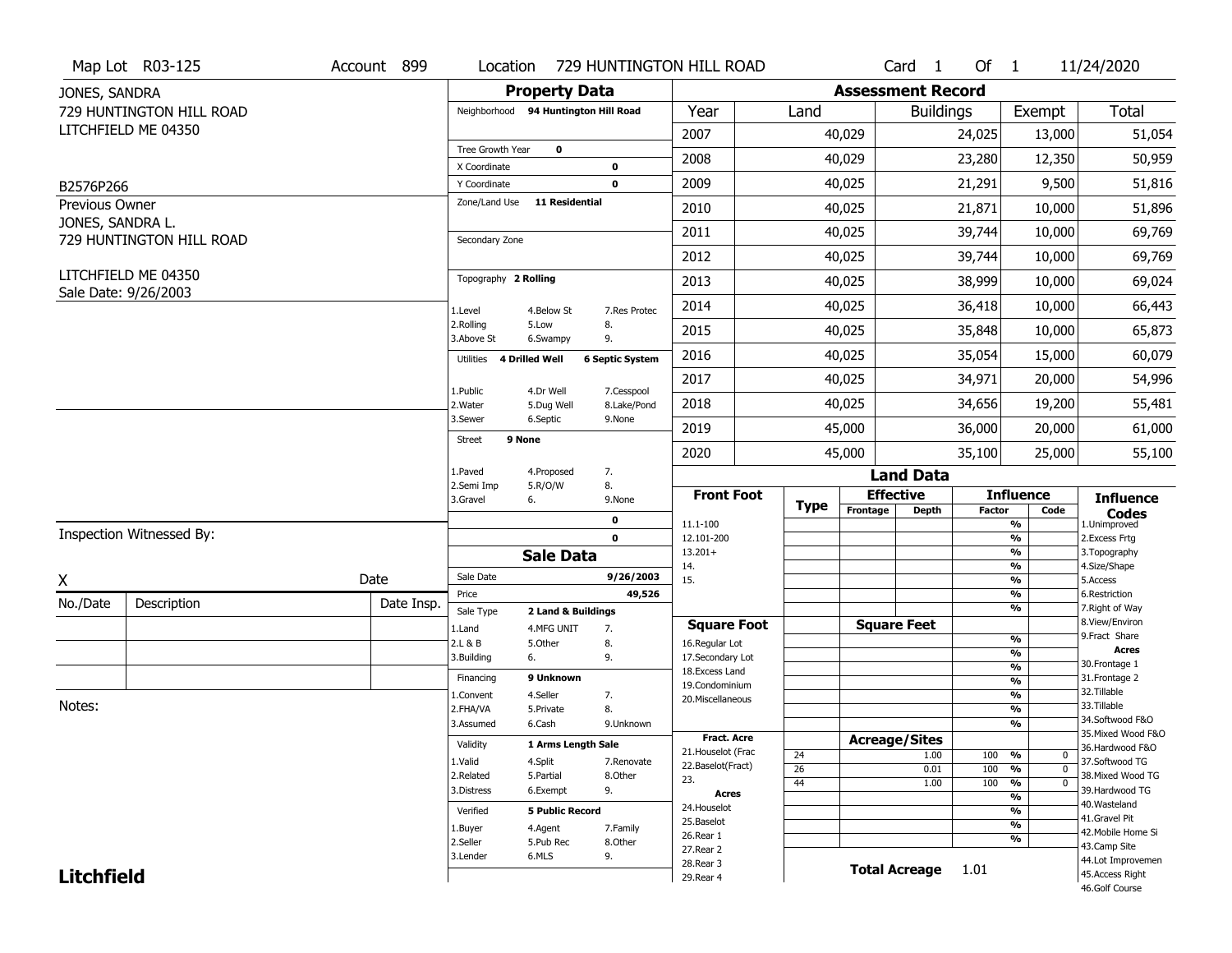Map Lot R03-125 | Account 899 | Location 729 HUNTINGTON HILL ROAD | Card 1 Of 1 | 11/24/2020

JONES, SANDRA
729 HUNTINGTON HILL ROAD
LITCHFIELD ME 04350

B2576P266

Previous Owner
JONES, SANDRA L.
729 HUNTINGTON HILL ROAD

LITCHFIELD ME 04350
Sale Date: 9/26/2003

## Property Data

Neighborhood **94 Huntington Hill Road**

Tree Growth Year **0**
X Coordinate **0**
Y Coordinate **0**
Zone/Land Use **11 Residential**

Secondary Zone

Topography **2 Rolling**

1.Level 4.Below St 7.Res Protec
2.Rolling 5.Low 8.
3.Above St 6.Swampy 9.

Utilities **4 Drilled Well** **6 Septic System**

1.Public 4.Dr Well 7.Cesspool
2.Water 5.Dug Well 8.Lake/Pond
3.Sewer 6.Septic 9.None

Street **9 None**

1.Paved 4.Proposed 7.
2.Semi Imp 5.R/O/W 8.
3.Gravel 6. 9.None

**0**
**0**

## Sale Data

Sale Date **9/26/2003**
Price **49,526**
Sale Type **2 Land & Buildings**

1.Land 4.MFG UNIT 7.
2.L & B 5.Other 8.
3.Building 6. 9.

Financing **9 Unknown**

1.Convent 4.Seller 7.
2.FHA/VA 5.Private 8.
3.Assumed 6.Cash 9.Unknown

Validity **1 Arms Length Sale**

1.Valid 4.Split 7.Renovate
2.Related 5.Partial 8.Other
3.Distress 6.Exempt 9.

Verified **5 Public Record**

1.Buyer 4.Agent 7.Family
2.Seller 5.Pub Rec 8.Other
3.Lender 6.MLS 9.

## Assessment Record

| Year | Land | Buildings | Exempt | Total |
|---|---|---|---|---|
| 2007 | 40,029 | 24,025 | 13,000 | 51,054 |
| 2008 | 40,029 | 23,280 | 12,350 | 50,959 |
| 2009 | 40,025 | 21,291 | 9,500 | 51,816 |
| 2010 | 40,025 | 21,871 | 10,000 | 51,896 |
| 2011 | 40,025 | 39,744 | 10,000 | 69,769 |
| 2012 | 40,025 | 39,744 | 10,000 | 69,769 |
| 2013 | 40,025 | 38,999 | 10,000 | 69,024 |
| 2014 | 40,025 | 36,418 | 10,000 | 66,443 |
| 2015 | 40,025 | 35,848 | 10,000 | 65,873 |
| 2016 | 40,025 | 35,054 | 15,000 | 60,079 |
| 2017 | 40,025 | 34,971 | 20,000 | 54,996 |
| 2018 | 40,025 | 34,656 | 19,200 | 55,481 |
| 2019 | 45,000 | 36,000 | 20,000 | 61,000 |
| 2020 | 45,000 | 35,100 | 25,000 | 55,100 |

## Land Data

| Front Foot | Type | Effective Frontage | Effective Depth | Influence Factor | Influence Code |
|---|---|---|---|---|---|
| 11.1-100 | | | | % | |
| 12.101-200 | | | | % | |
| 13.201+ | | | | % | |
| 14. | | | | % | |
| 15. | | | | % | |
| | | | | % | |
| | | | | % | |

| Square Foot | Square Feet | | |
|---|---|---|---|
| 16.Regular Lot | | % | |
| 17.Secondary Lot | | % | |
| 18.Excess Land | | % | |
| 19.Condominium | | % | |
| 20.Miscellaneous | | % | |
| | | % | |
| | | % | |

| Fract. Acre / Acres | Type | Acreage/Sites | Factor | Code |
|---|---|---|---|---|
| 21.Houselot (Frac | 24 | 1.00 | 100 % | 0 |
| 22.Baselot(Fract) | 26 | 0.01 | 100 % | 0 |
| 23. | 44 | 1.00 | 100 % | 0 |
| 24.Houselot | | | % | |
| 25.Baselot | | | % | |
| 26.Rear 1 | | | % | |
| 27.Rear 2 | | | % | |
| 28.Rear 3 | | | | |
| 29.Rear 4 | | | | |

**Total Acreage** 1.01

### Influence Codes

1.Unimproved
2.Excess Frtg
3.Topography
4.Size/Shape
5.Access
6.Restriction
7.Right of Way
8.View/Environ
9.Fract Share

**Acres**

30.Frontage 1
31.Frontage 2
32.Tillable
33.Tillable
34.Softwood F&O
35.Mixed Wood F&O
36.Hardwood F&O
37.Softwood TG
38.Mixed Wood TG
39.Hardwood TG
40.Wasteland
41.Gravel Pit
42.Mobile Home Si
43.Camp Site
44.Lot Improvemen
45.Access Right
46.Golf Course

Inspection Witnessed By:

X ______________________ Date

| No./Date | Description | Date Insp. |
|---|---|---|
| | | |
| | | |
| | | |

Notes:

**Litchfield**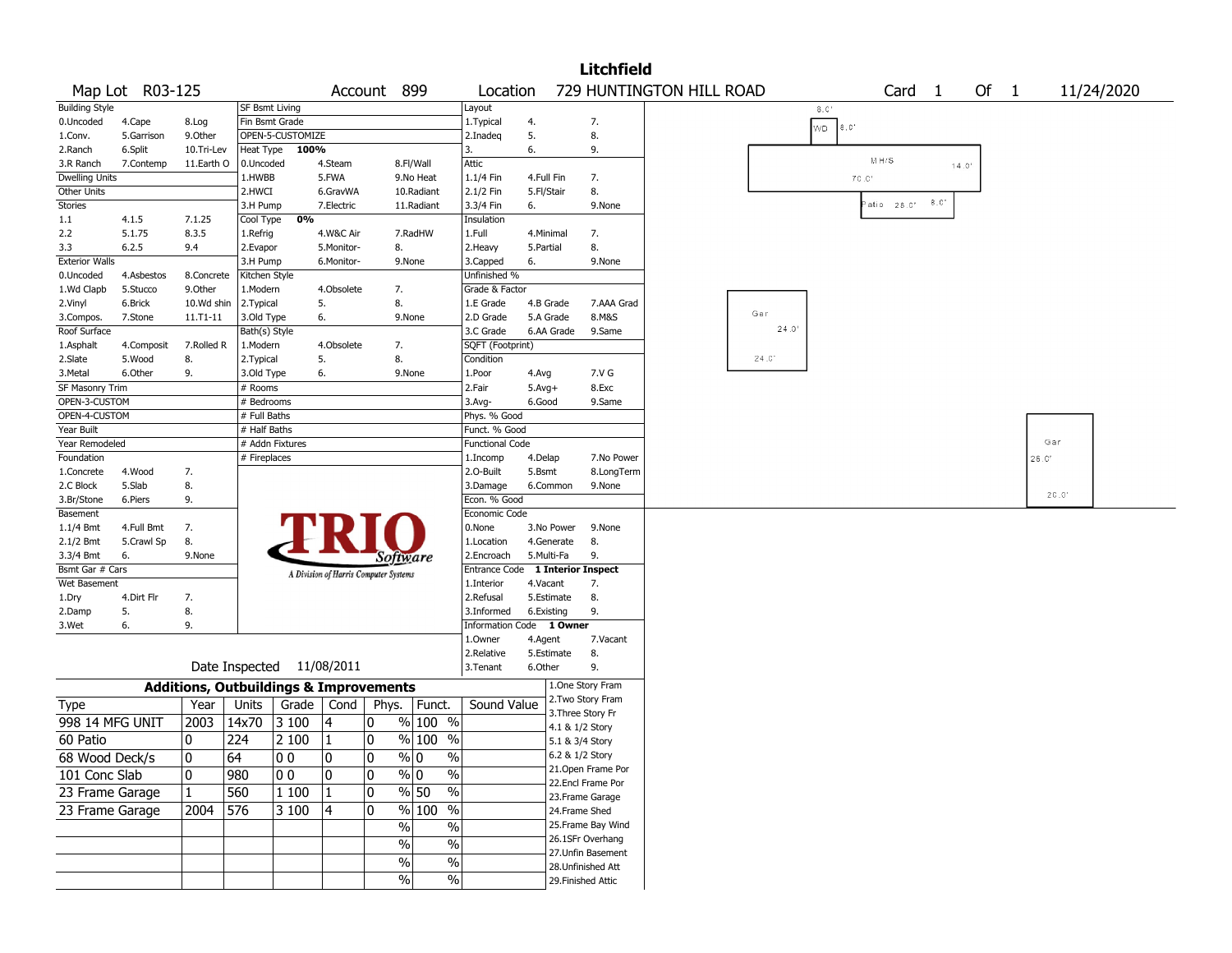# Litchfield

Map Lot R03-125 | Account 899 | Location 729 HUNTINGTON HILL ROAD | Card 1 Of 1 | 11/24/2020

| | | | | | | | | | | |
|---|---|---|---|---|---|---|---|---|---|---|
| **Building Style** | | | **SF Bsmt Living** | | | | **Layout** | | | |
| 0.Uncoded | 4.Cape | 8.Log | **Fin Bsmt Grade** | | | | 1.Typical | 4. | 7. | |
| 1.Conv. | 5.Garrison | 9.Other | OPEN-5-CUSTOMIZE | | | | 2.Inadeq | 5. | 8. | |
| 2.Ranch | 6.Split | 10.Tri-Lev | **Heat Type** 100% | | | | 3. | 6. | 9. | |
| 3.R Ranch | 7.Contemp | 11.Earth O | 0.Uncoded | 4.Steam | 8.Fl/Wall | | **Attic** | | | |
| **Dwelling Units** | | | 1.HWBB | 5.FWA | 9.No Heat | | 1.1/4 Fin | 4.Full Fin | 7. | |
| **Other Units** | | | 2.HWCI | 6.GravWA | 10.Radiant | | 2.1/2 Fin | 5.Fl/Stair | 8. | |
| **Stories** | | | 3.H Pump | 7.Electric | 11.Radiant | | 3.3/4 Fin | 6. | 9.None | |
| 1.1 | 4.1.5 | 7.1.25 | **Cool Type** 0% | | | | **Insulation** | | | |
| 2.2 | 5.1.75 | 8.3.5 | 1.Refrig | 4.W&C Air | 7.RadHW | | 1.Full | 4.Minimal | 7. | |
| 3.3 | 6.2.5 | 9.4 | 2.Evapor | 5.Monitor- | 8. | | 2.Heavy | 5.Partial | 8. | |
| **Exterior Walls** | | | 3.H Pump | 6.Monitor- | 9.None | | 3.Capped | 6. | 9.None | |
| 0.Uncoded | 4.Asbestos | 8.Concrete | **Kitchen Style** | | | | **Unfinished %** | | | |
| 1.Wd Clapb | 5.Stucco | 9.Other | 1.Modern | 4.Obsolete | 7. | | **Grade & Factor** | | | |
| 2.Vinyl | 6.Brick | 10.Wd shin | 2.Typical | 5. | 8. | | 1.E Grade | 4.B Grade | 7.AAA Grad | |
| 3.Compos. | 7.Stone | 11.T1-11 | 3.Old Type | 6. | 9.None | | 2.D Grade | 5.A Grade | 8.M&S | |
| **Roof Surface** | | | **Bath(s) Style** | | | | 3.C Grade | 6.AA Grade | 9.Same | |
| 1.Asphalt | 4.Composit | 7.Rolled R | 1.Modern | 4.Obsolete | 7. | | **SQFT (Footprint)** | | | |
| 2.Slate | 5.Wood | 8. | 2.Typical | 5. | 8. | | **Condition** | | | |
| 3.Metal | 6.Other | 9. | 3.Old Type | 6. | 9.None | | 1.Poor | 4.Avg | 7.V G | |
| **SF Masonry Trim** | | | **# Rooms** | | | | 2.Fair | 5.Avg+ | 8.Exc | |
| OPEN-3-CUSTOM | | | **# Bedrooms** | | | | 3.Avg- | 6.Good | 9.Same | |
| OPEN-4-CUSTOM | | | **# Full Baths** | | | | **Phys. % Good** | | | |
| **Year Built** | | | **# Half Baths** | | | | **Funct. % Good** | | | |
| **Year Remodeled** | | | **# Addn Fixtures** | | | | **Functional Code** | | | |
| **Foundation** | | | **# Fireplaces** | | | | 1.Incomp | 4.Delap | 7.No Power | |
| 1.Concrete | 4.Wood | 7. | | | | | 2.O-Built | 5.Bsmt | 8.LongTerm | |
| 2.C Block | 5.Slab | 8. | | | | | 3.Damage | 6.Common | 9.None | |
| 3.Br/Stone | 6.Piers | 9. | | | | | **Econ. % Good** | | | |
| **Basement** | | | | | | | **Economic Code** | | | |
| 1.1/4 Bmt | 4.Full Bmt | 7. | | | | | 0.None | 3.No Power | 9.None | |
| 2.1/2 Bmt | 5.Crawl Sp | 8. | | | | | 1.Location | 4.Generate | 8. | |
| 3.3/4 Bmt | 6. | 9.None | | | | | 2.Encroach | 5.Multi-Fa | 9. | |
| **Bsmt Gar # Cars** | | | | | | | **Entrance Code** 1 Interior Inspect | | | |
| **Wet Basement** | | | | | | | 1.Interior | 4.Vacant | 7. | |
| 1.Dry | 4.Dirt Flr | 7. | | | | | 2.Refusal | 5.Estimate | 8. | |
| 2.Damp | 5. | 8. | | | | | 3.Informed | 6.Existing | 9. | |
| 3.Wet | 6. | 9. | | | | | **Information Code** 1 Owner | | | |
| | | | | | | | 1.Owner | 4.Agent | 7.Vacant | |
| | | | | | | | 2.Relative | 5.Estimate | 8. | |
| Date Inspected 11/08/2011 | | | | | | | 3.Tenant | 6.Other | 9. | |

TRIO Software — A Division of Harris Computer Systems

## Additions, Outbuildings & Improvements

| Type | Year | Units | Grade | Cond | Phys. | Funct. | Sound Value |
|---|---|---|---|---|---|---|---|
| 998 14 MFG UNIT | 2003 | 14x70 | 3 100 | 4 | 0 % | 100 % | |
| 60 Patio | 0 | 224 | 2 100 | 1 | 0 % | 100 % | |
| 68 Wood Deck/s | 0 | 64 | 0 0 | 0 | 0 % | 0 % | |
| 101 Conc Slab | 0 | 980 | 0 0 | 0 | 0 % | 0 % | |
| 23 Frame Garage | 1 | 560 | 1 100 | 1 | 0 % | 50 % | |
| 23 Frame Garage | 2004 | 576 | 3 100 | 4 | 0 % | 100 % | |
| | | | | | % | % | |
| | | | | | % | % | |
| | | | | | % | % | |
| | | | | | % | % | |

1.One Story Fram
2.Two Story Fram
3.Three Story Fr
4.1 & 1/2 Story
5.1 & 3/4 Story
6.2 & 1/2 Story
21.Open Frame Por
22.Encl Frame Por
23.Frame Garage
24.Frame Shed
25.Frame Bay Wind
26.1SFr Overhang
27.Unfin Basement
28.Unfinished Att
29.Finished Attic

8.0'
WD 8.0'
MH/S 14.0'
70.0'
Patio 28.0' 8.0'
Gar 24.0'
24.0'
Gar
28.0'
20.0'